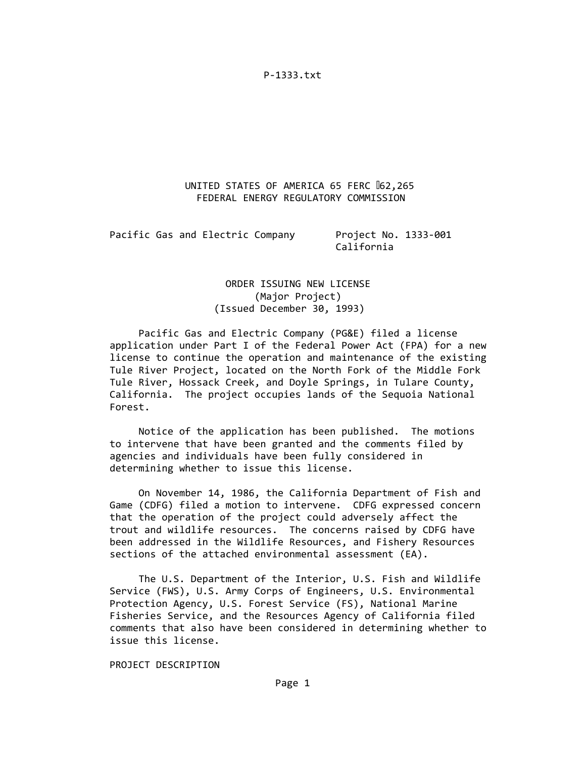UNITED STATES OF AMERICA 65 FERC ¶62,265
FEDERAL ENERGY REGULATORY COMMISSION

Pacific Gas and Electric Company — Project No. 1333-001
California

# ORDER ISSUING NEW LICENSE
(Major Project)
(Issued December 30, 1993)

Pacific Gas and Electric Company (PG&E) filed a license application under Part I of the Federal Power Act (FPA) for a new license to continue the operation and maintenance of the existing Tule River Project, located on the North Fork of the Middle Fork Tule River, Hossack Creek, and Doyle Springs, in Tulare County, California. The project occupies lands of the Sequoia National Forest.

Notice of the application has been published. The motions to intervene that have been granted and the comments filed by agencies and individuals have been fully considered in determining whether to issue this license.

On November 14, 1986, the California Department of Fish and Game (CDFG) filed a motion to intervene. CDFG expressed concern that the operation of the project could adversely affect the trout and wildlife resources. The concerns raised by CDFG have been addressed in the Wildlife Resources, and Fishery Resources sections of the attached environmental assessment (EA).

The U.S. Department of the Interior, U.S. Fish and Wildlife Service (FWS), U.S. Army Corps of Engineers, U.S. Environmental Protection Agency, U.S. Forest Service (FS), National Marine Fisheries Service, and the Resources Agency of California filed comments that also have been considered in determining whether to issue this license.

## PROJECT DESCRIPTION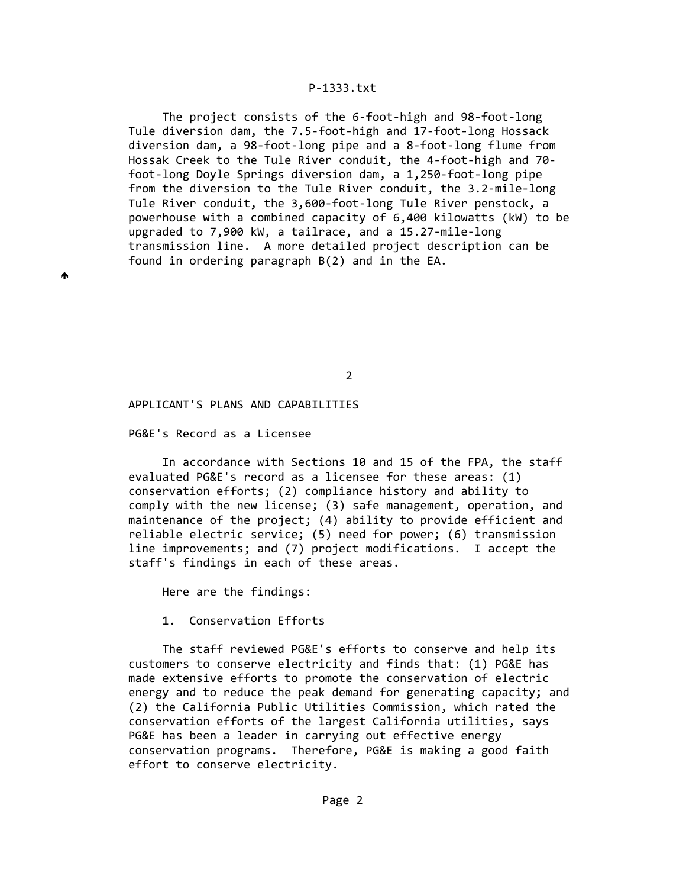The project consists of the 6-foot-high and 98-foot-long Tule diversion dam, the 7.5-foot-high and 17-foot-long Hossack diversion dam, a 98-foot-long pipe and a 8-foot-long flume from Hossak Creek to the Tule River conduit, the 4-foot-high and 70-foot-long Doyle Springs diversion dam, a 1,250-foot-long pipe from the diversion to the Tule River conduit, the 3.2-mile-long Tule River conduit, the 3,600-foot-long Tule River penstock, a powerhouse with a combined capacity of 6,400 kilowatts (kW) to be upgraded to 7,900 kW, a tailrace, and a 15.27-mile-long transmission line. A more detailed project description can be found in ordering paragraph B(2) and in the EA.

## APPLICANT'S PLANS AND CAPABILITIES

### PG&E's Record as a Licensee

In accordance with Sections 10 and 15 of the FPA, the staff evaluated PG&E's record as a licensee for these areas: (1) conservation efforts; (2) compliance history and ability to comply with the new license; (3) safe management, operation, and maintenance of the project; (4) ability to provide efficient and reliable electric service; (5) need for power; (6) transmission line improvements; and (7) project modifications. I accept the staff's findings in each of these areas.

Here are the findings:

#### 1. Conservation Efforts

The staff reviewed PG&E's efforts to conserve and help its customers to conserve electricity and finds that: (1) PG&E has made extensive efforts to promote the conservation of electric energy and to reduce the peak demand for generating capacity; and (2) the California Public Utilities Commission, which rated the conservation efforts of the largest California utilities, says PG&E has been a leader in carrying out effective energy conservation programs. Therefore, PG&E is making a good faith effort to conserve electricity.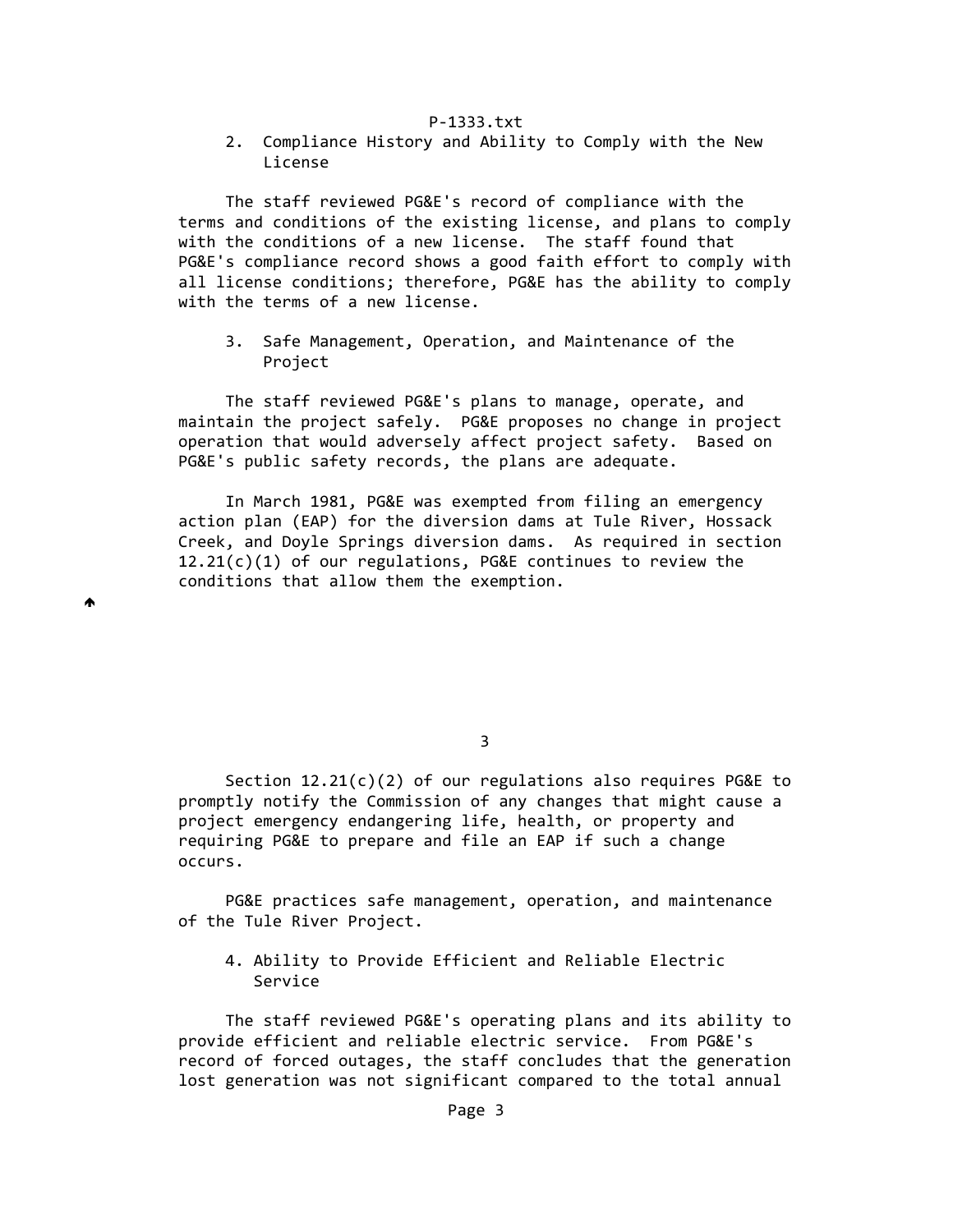2. Compliance History and Ability to Comply with the New License

The staff reviewed PG&E's record of compliance with the terms and conditions of the existing license, and plans to comply with the conditions of a new license. The staff found that PG&E's compliance record shows a good faith effort to comply with all license conditions; therefore, PG&E has the ability to comply with the terms of a new license.

3. Safe Management, Operation, and Maintenance of the Project

The staff reviewed PG&E's plans to manage, operate, and maintain the project safely. PG&E proposes no change in project operation that would adversely affect project safety. Based on PG&E's public safety records, the plans are adequate.

In March 1981, PG&E was exempted from filing an emergency action plan (EAP) for the diversion dams at Tule River, Hossack Creek, and Doyle Springs diversion dams. As required in section 12.21(c)(1) of our regulations, PG&E continues to review the conditions that allow them the exemption.

Section 12.21(c)(2) of our regulations also requires PG&E to promptly notify the Commission of any changes that might cause a project emergency endangering life, health, or property and requiring PG&E to prepare and file an EAP if such a change occurs.

PG&E practices safe management, operation, and maintenance of the Tule River Project.

4. Ability to Provide Efficient and Reliable Electric Service

The staff reviewed PG&E's operating plans and its ability to provide efficient and reliable electric service. From PG&E's record of forced outages, the staff concludes that the generation lost generation was not significant compared to the total annual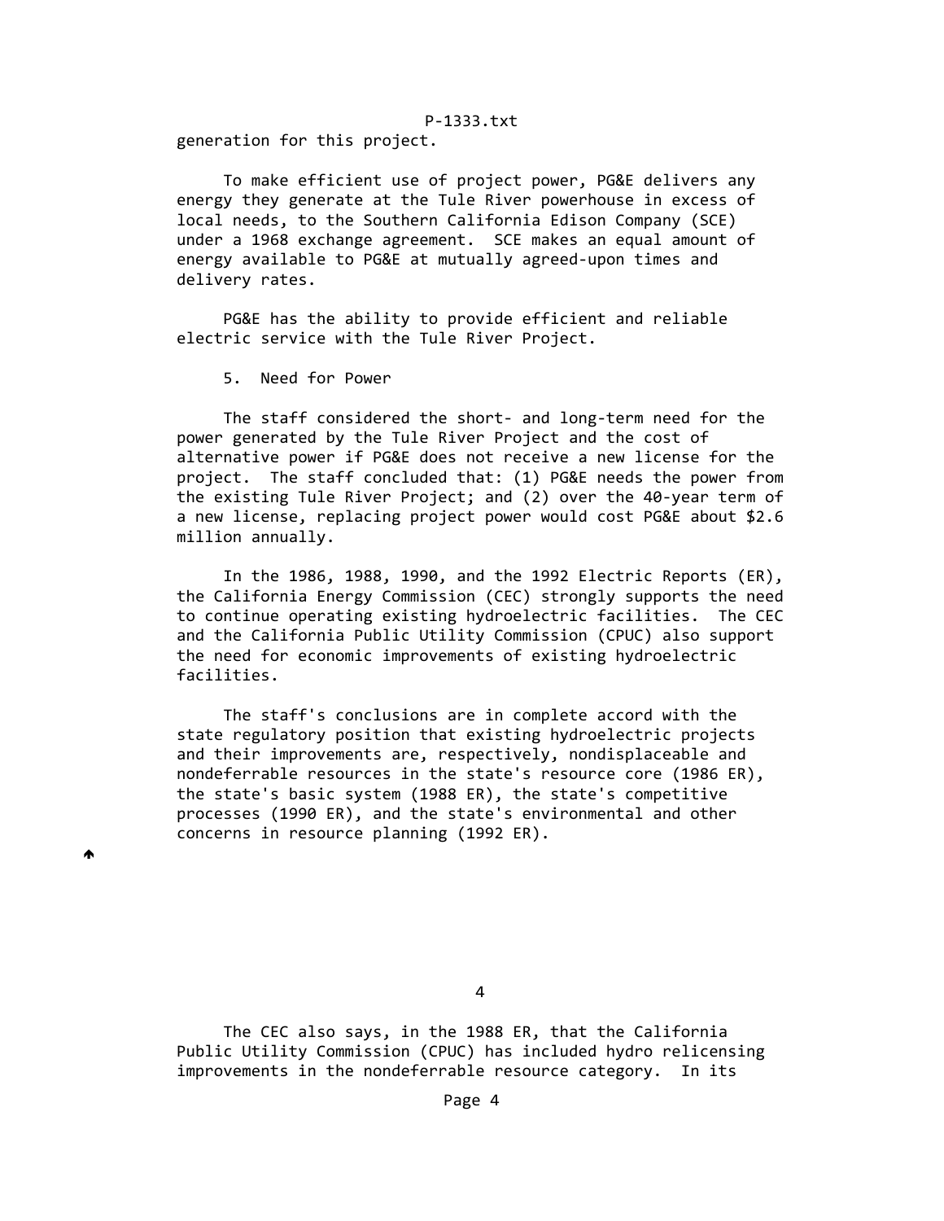generation for this project.

To make efficient use of project power, PG&E delivers any energy they generate at the Tule River powerhouse in excess of local needs, to the Southern California Edison Company (SCE) under a 1968 exchange agreement. SCE makes an equal amount of energy available to PG&E at mutually agreed-upon times and delivery rates.

PG&E has the ability to provide efficient and reliable electric service with the Tule River Project.

5. Need for Power

The staff considered the short- and long-term need for the power generated by the Tule River Project and the cost of alternative power if PG&E does not receive a new license for the project. The staff concluded that: (1) PG&E needs the power from the existing Tule River Project; and (2) over the 40-year term of a new license, replacing project power would cost PG&E about $2.6 million annually.

In the 1986, 1988, 1990, and the 1992 Electric Reports (ER), the California Energy Commission (CEC) strongly supports the need to continue operating existing hydroelectric facilities. The CEC and the California Public Utility Commission (CPUC) also support the need for economic improvements of existing hydroelectric facilities.

The staff's conclusions are in complete accord with the state regulatory position that existing hydroelectric projects and their improvements are, respectively, nondisplaceable and nondeferrable resources in the state's resource core (1986 ER), the state's basic system (1988 ER), the state's competitive processes (1990 ER), and the state's environmental and other concerns in resource planning (1992 ER).

The CEC also says, in the 1988 ER, that the California Public Utility Commission (CPUC) has included hydro relicensing improvements in the nondeferrable resource category. In its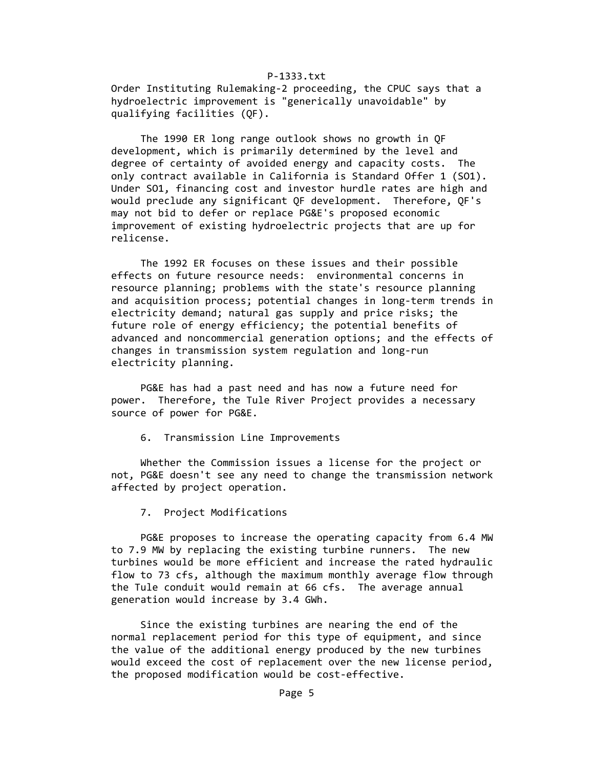Order Instituting Rulemaking-2 proceeding, the CPUC says that a hydroelectric improvement is "generically unavoidable" by qualifying facilities (QF).

The 1990 ER long range outlook shows no growth in QF development, which is primarily determined by the level and degree of certainty of avoided energy and capacity costs. The only contract available in California is Standard Offer 1 (SO1). Under SO1, financing cost and investor hurdle rates are high and would preclude any significant QF development. Therefore, QF's may not bid to defer or replace PG&E's proposed economic improvement of existing hydroelectric projects that are up for relicense.

The 1992 ER focuses on these issues and their possible effects on future resource needs: environmental concerns in resource planning; problems with the state's resource planning and acquisition process; potential changes in long-term trends in electricity demand; natural gas supply and price risks; the future role of energy efficiency; the potential benefits of advanced and noncommercial generation options; and the effects of changes in transmission system regulation and long-run electricity planning.

PG&E has had a past need and has now a future need for power. Therefore, the Tule River Project provides a necessary source of power for PG&E.

6. Transmission Line Improvements

Whether the Commission issues a license for the project or not, PG&E doesn't see any need to change the transmission network affected by project operation.

7. Project Modifications

PG&E proposes to increase the operating capacity from 6.4 MW to 7.9 MW by replacing the existing turbine runners. The new turbines would be more efficient and increase the rated hydraulic flow to 73 cfs, although the maximum monthly average flow through the Tule conduit would remain at 66 cfs. The average annual generation would increase by 3.4 GWh.

Since the existing turbines are nearing the end of the normal replacement period for this type of equipment, and since the value of the additional energy produced by the new turbines would exceed the cost of replacement over the new license period, the proposed modification would be cost-effective.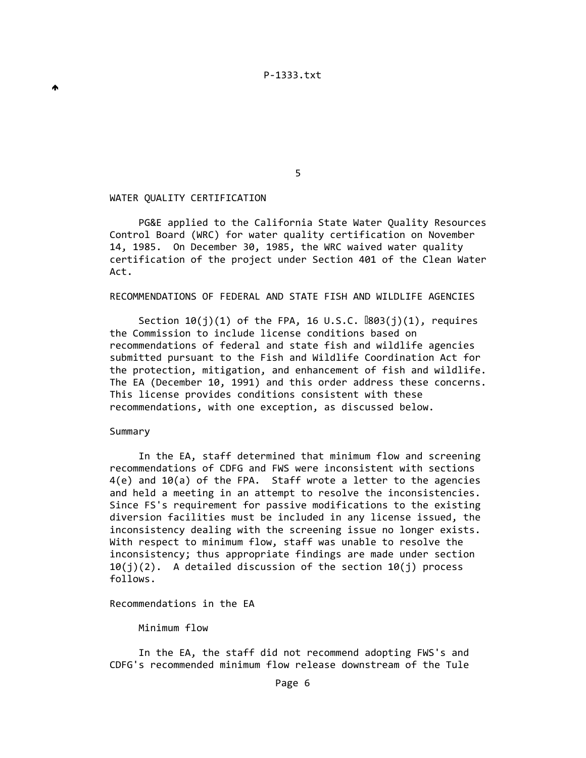## WATER QUALITY CERTIFICATION

PG&E applied to the California State Water Quality Resources Control Board (WRC) for water quality certification on November 14, 1985. On December 30, 1985, the WRC waived water quality certification of the project under Section 401 of the Clean Water Act.

## RECOMMENDATIONS OF FEDERAL AND STATE FISH AND WILDLIFE AGENCIES

Section 10(j)(1) of the FPA, 16 U.S.C. §803(j)(1), requires the Commission to include license conditions based on recommendations of federal and state fish and wildlife agencies submitted pursuant to the Fish and Wildlife Coordination Act for the protection, mitigation, and enhancement of fish and wildlife. The EA (December 10, 1991) and this order address these concerns. This license provides conditions consistent with these recommendations, with one exception, as discussed below.

### Summary

In the EA, staff determined that minimum flow and screening recommendations of CDFG and FWS were inconsistent with sections 4(e) and 10(a) of the FPA. Staff wrote a letter to the agencies and held a meeting in an attempt to resolve the inconsistencies. Since FS's requirement for passive modifications to the existing diversion facilities must be included in any license issued, the inconsistency dealing with the screening issue no longer exists. With respect to minimum flow, staff was unable to resolve the inconsistency; thus appropriate findings are made under section 10(j)(2). A detailed discussion of the section 10(j) process follows.

### Recommendations in the EA

#### Minimum flow

In the EA, the staff did not recommend adopting FWS's and CDFG's recommended minimum flow release downstream of the Tule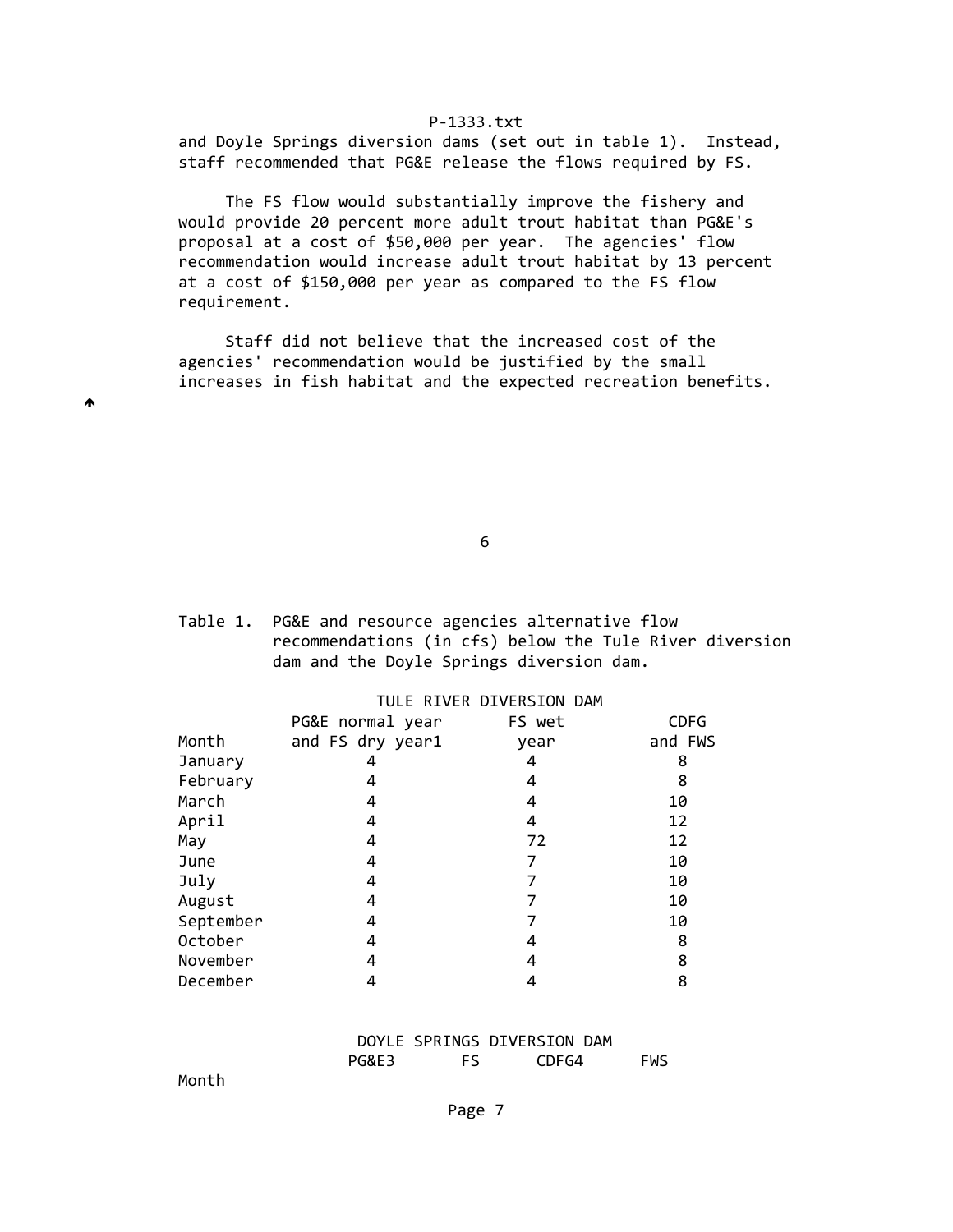and Doyle Springs diversion dams (set out in table 1). Instead, staff recommended that PG&E release the flows required by FS.

The FS flow would substantially improve the fishery and would provide 20 percent more adult trout habitat than PG&E's proposal at a cost of $50,000 per year. The agencies' flow recommendation would increase adult trout habitat by 13 percent at a cost of $150,000 per year as compared to the FS flow requirement.

Staff did not believe that the increased cost of the agencies' recommendation would be justified by the small increases in fish habitat and the expected recreation benefits.

Table 1. PG&E and resource agencies alternative flow recommendations (in cfs) below the Tule River diversion dam and the Doyle Springs diversion dam.

TULE RIVER DIVERSION DAM

| Month | PG&E normal year and FS dry year1 | FS wet year | CDFG and FWS |
|---|---|---|---|
| January | 4 | 4 | 8 |
| February | 4 | 4 | 8 |
| March | 4 | 4 | 10 |
| April | 4 | 4 | 12 |
| May | 4 | 72 | 12 |
| June | 4 | 7 | 10 |
| July | 4 | 7 | 10 |
| August | 4 | 7 | 10 |
| September | 4 | 7 | 10 |
| October | 4 | 4 | 8 |
| November | 4 | 4 | 8 |
| December | 4 | 4 | 8 |

DOYLE SPRINGS DIVERSION DAM

| Month | PG&E3 | FS | CDFG4 | FWS |
|---|---|---|---|---|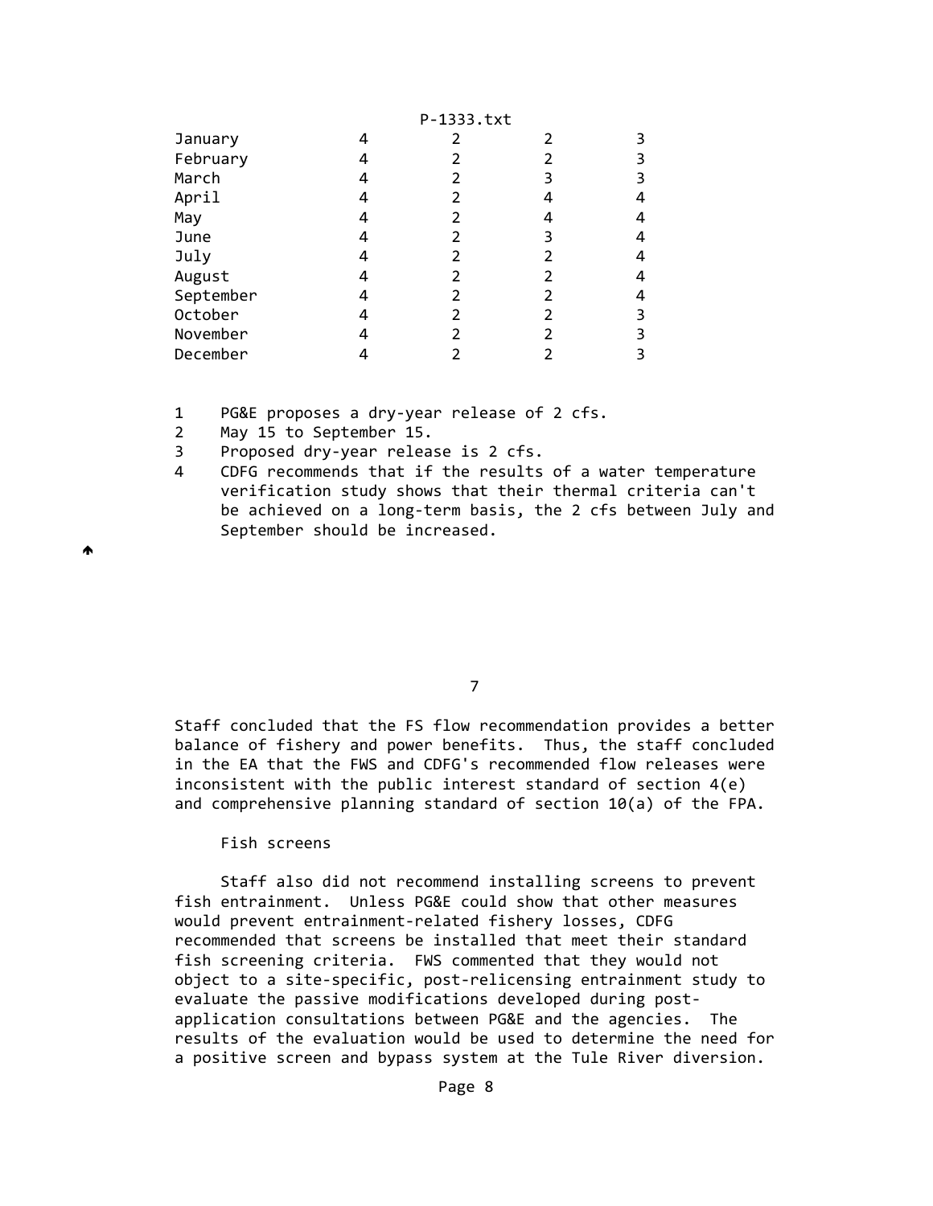| | | | | |
|---|---|---|---|---|
| January | 4 | 2 | 2 | 3 |
| February | 4 | 2 | 2 | 3 |
| March | 4 | 2 | 3 | 3 |
| April | 4 | 2 | 4 | 4 |
| May | 4 | 2 | 4 | 4 |
| June | 4 | 2 | 3 | 4 |
| July | 4 | 2 | 2 | 4 |
| August | 4 | 2 | 2 | 4 |
| September | 4 | 2 | 2 | 4 |
| October | 4 | 2 | 2 | 3 |
| November | 4 | 2 | 2 | 3 |
| December | 4 | 2 | 2 | 3 |

1 PG&E proposes a dry-year release of 2 cfs.
2 May 15 to September 15.
3 Proposed dry-year release is 2 cfs.
4 CDFG recommends that if the results of a water temperature verification study shows that their thermal criteria can't be achieved on a long-term basis, the 2 cfs between July and September should be increased.

7

Staff concluded that the FS flow recommendation provides a better balance of fishery and power benefits. Thus, the staff concluded in the EA that the FWS and CDFG's recommended flow releases were inconsistent with the public interest standard of section 4(e) and comprehensive planning standard of section 10(a) of the FPA.

Fish screens

Staff also did not recommend installing screens to prevent fish entrainment. Unless PG&E could show that other measures would prevent entrainment-related fishery losses, CDFG recommended that screens be installed that meet their standard fish screening criteria. FWS commented that they would not object to a site-specific, post-relicensing entrainment study to evaluate the passive modifications developed during post-application consultations between PG&E and the agencies. The results of the evaluation would be used to determine the need for a positive screen and bypass system at the Tule River diversion.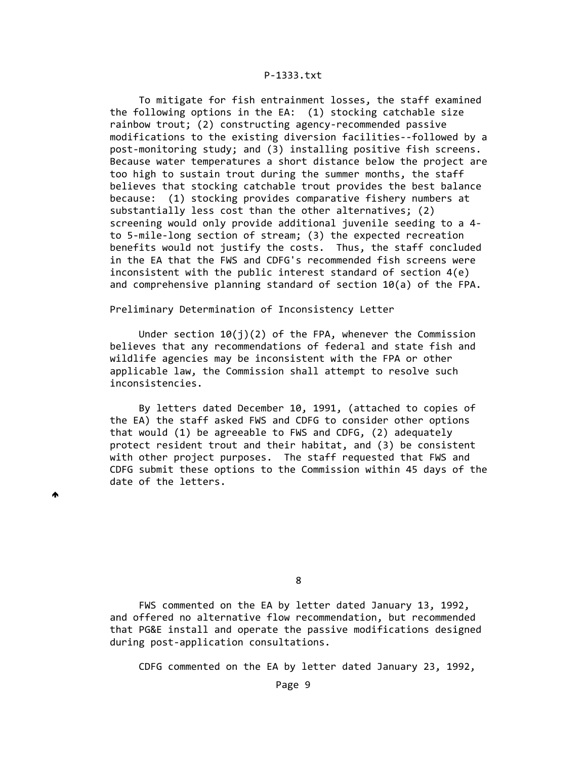To mitigate for fish entrainment losses, the staff examined the following options in the EA: (1) stocking catchable size rainbow trout; (2) constructing agency-recommended passive modifications to the existing diversion facilities--followed by a post-monitoring study; and (3) installing positive fish screens. Because water temperatures a short distance below the project are too high to sustain trout during the summer months, the staff believes that stocking catchable trout provides the best balance because: (1) stocking provides comparative fishery numbers at substantially less cost than the other alternatives; (2) screening would only provide additional juvenile seeding to a 4- to 5-mile-long section of stream; (3) the expected recreation benefits would not justify the costs. Thus, the staff concluded in the EA that the FWS and CDFG's recommended fish screens were inconsistent with the public interest standard of section 4(e) and comprehensive planning standard of section 10(a) of the FPA.

Preliminary Determination of Inconsistency Letter

Under section 10(j)(2) of the FPA, whenever the Commission believes that any recommendations of federal and state fish and wildlife agencies may be inconsistent with the FPA or other applicable law, the Commission shall attempt to resolve such inconsistencies.

By letters dated December 10, 1991, (attached to copies of the EA) the staff asked FWS and CDFG to consider other options that would (1) be agreeable to FWS and CDFG, (2) adequately protect resident trout and their habitat, and (3) be consistent with other project purposes. The staff requested that FWS and CDFG submit these options to the Commission within 45 days of the date of the letters.

FWS commented on the EA by letter dated January 13, 1992, and offered no alternative flow recommendation, but recommended that PG&E install and operate the passive modifications designed during post-application consultations.

CDFG commented on the EA by letter dated January 23, 1992,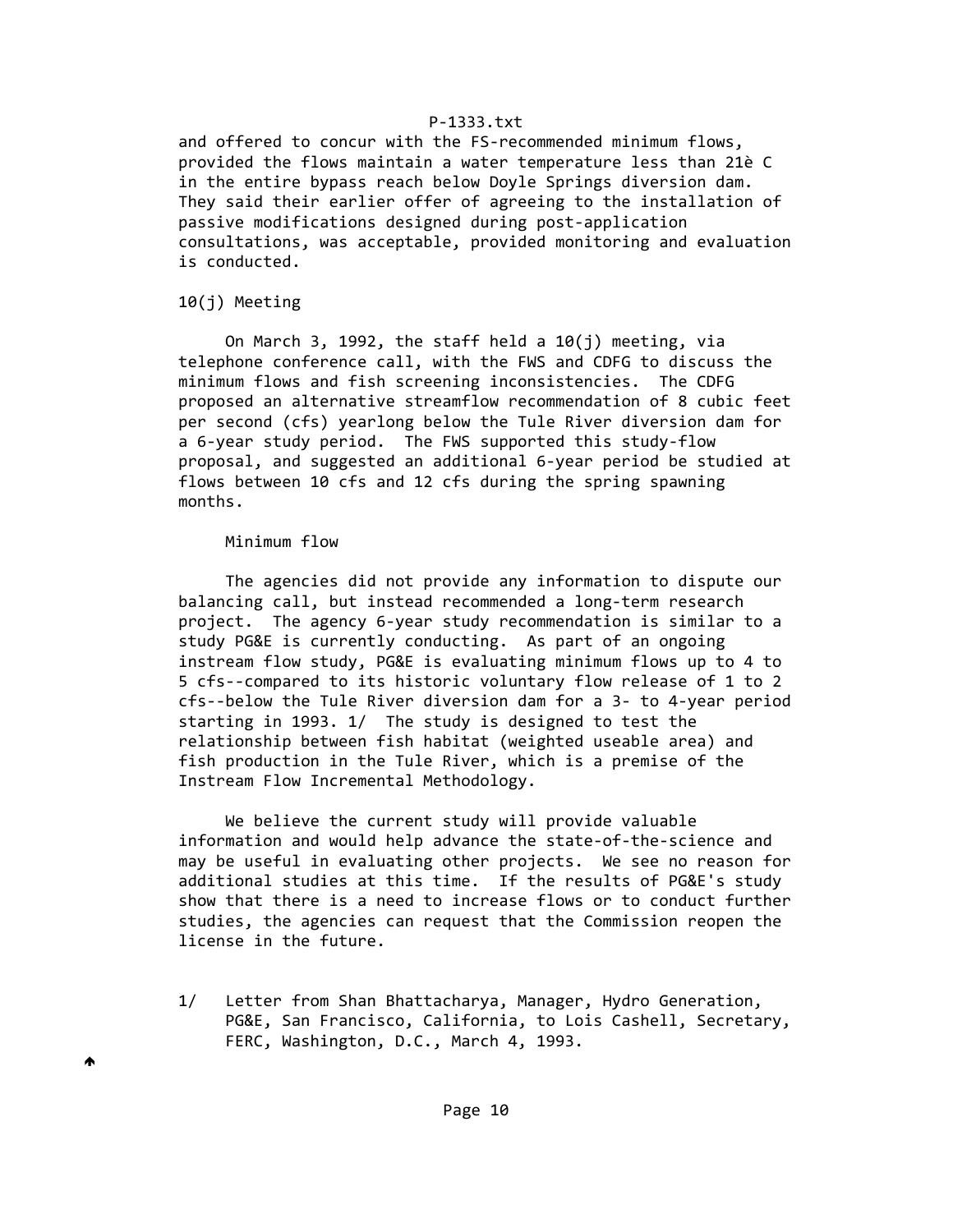and offered to concur with the FS-recommended minimum flows, provided the flows maintain a water temperature less than 21è C in the entire bypass reach below Doyle Springs diversion dam. They said their earlier offer of agreeing to the installation of passive modifications designed during post-application consultations, was acceptable, provided monitoring and evaluation is conducted.

## 10(j) Meeting

On March 3, 1992, the staff held a 10(j) meeting, via telephone conference call, with the FWS and CDFG to discuss the minimum flows and fish screening inconsistencies. The CDFG proposed an alternative streamflow recommendation of 8 cubic feet per second (cfs) yearlong below the Tule River diversion dam for a 6-year study period. The FWS supported this study-flow proposal, and suggested an additional 6-year period be studied at flows between 10 cfs and 12 cfs during the spring spawning months.

### Minimum flow

The agencies did not provide any information to dispute our balancing call, but instead recommended a long-term research project. The agency 6-year study recommendation is similar to a study PG&E is currently conducting. As part of an ongoing instream flow study, PG&E is evaluating minimum flows up to 4 to 5 cfs--compared to its historic voluntary flow release of 1 to 2 cfs--below the Tule River diversion dam for a 3- to 4-year period starting in 1993. 1/ The study is designed to test the relationship between fish habitat (weighted useable area) and fish production in the Tule River, which is a premise of the Instream Flow Incremental Methodology.

We believe the current study will provide valuable information and would help advance the state-of-the-science and may be useful in evaluating other projects. We see no reason for additional studies at this time. If the results of PG&E's study show that there is a need to increase flows or to conduct further studies, the agencies can request that the Commission reopen the license in the future.

1/ Letter from Shan Bhattacharya, Manager, Hydro Generation, PG&E, San Francisco, California, to Lois Cashell, Secretary, FERC, Washington, D.C., March 4, 1993.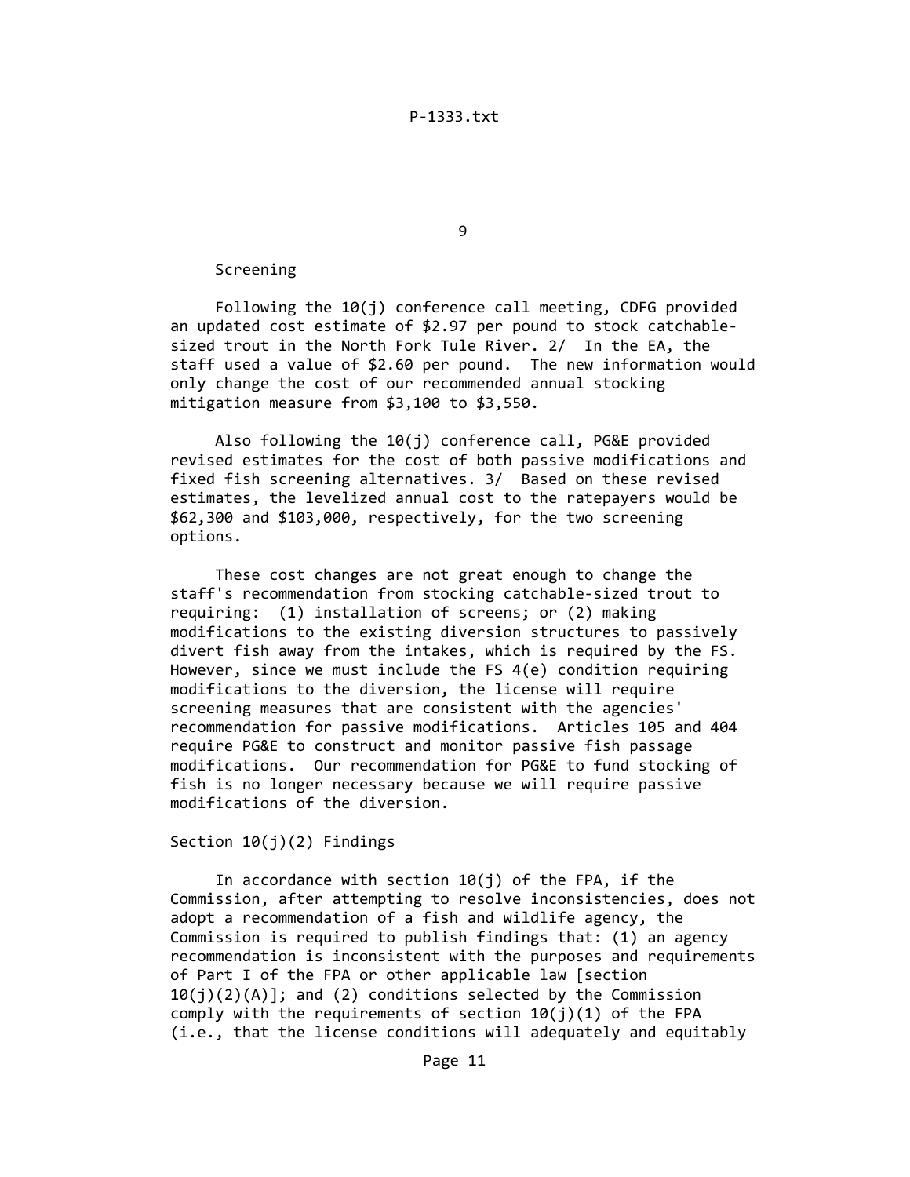Screening

Following the 10(j) conference call meeting, CDFG provided an updated cost estimate of $2.97 per pound to stock catchable-sized trout in the North Fork Tule River. 2/ In the EA, the staff used a value of $2.60 per pound. The new information would only change the cost of our recommended annual stocking mitigation measure from $3,100 to $3,550.

Also following the 10(j) conference call, PG&E provided revised estimates for the cost of both passive modifications and fixed fish screening alternatives. 3/ Based on these revised estimates, the levelized annual cost to the ratepayers would be $62,300 and $103,000, respectively, for the two screening options.

These cost changes are not great enough to change the staff's recommendation from stocking catchable-sized trout to requiring: (1) installation of screens; or (2) making modifications to the existing diversion structures to passively divert fish away from the intakes, which is required by the FS. However, since we must include the FS 4(e) condition requiring modifications to the diversion, the license will require screening measures that are consistent with the agencies' recommendation for passive modifications. Articles 105 and 404 require PG&E to construct and monitor passive fish passage modifications. Our recommendation for PG&E to fund stocking of fish is no longer necessary because we will require passive modifications of the diversion.

Section 10(j)(2) Findings

In accordance with section 10(j) of the FPA, if the Commission, after attempting to resolve inconsistencies, does not adopt a recommendation of a fish and wildlife agency, the Commission is required to publish findings that: (1) an agency recommendation is inconsistent with the purposes and requirements of Part I of the FPA or other applicable law [section 10(j)(2)(A)]; and (2) conditions selected by the Commission comply with the requirements of section 10(j)(1) of the FPA (i.e., that the license conditions will adequately and equitably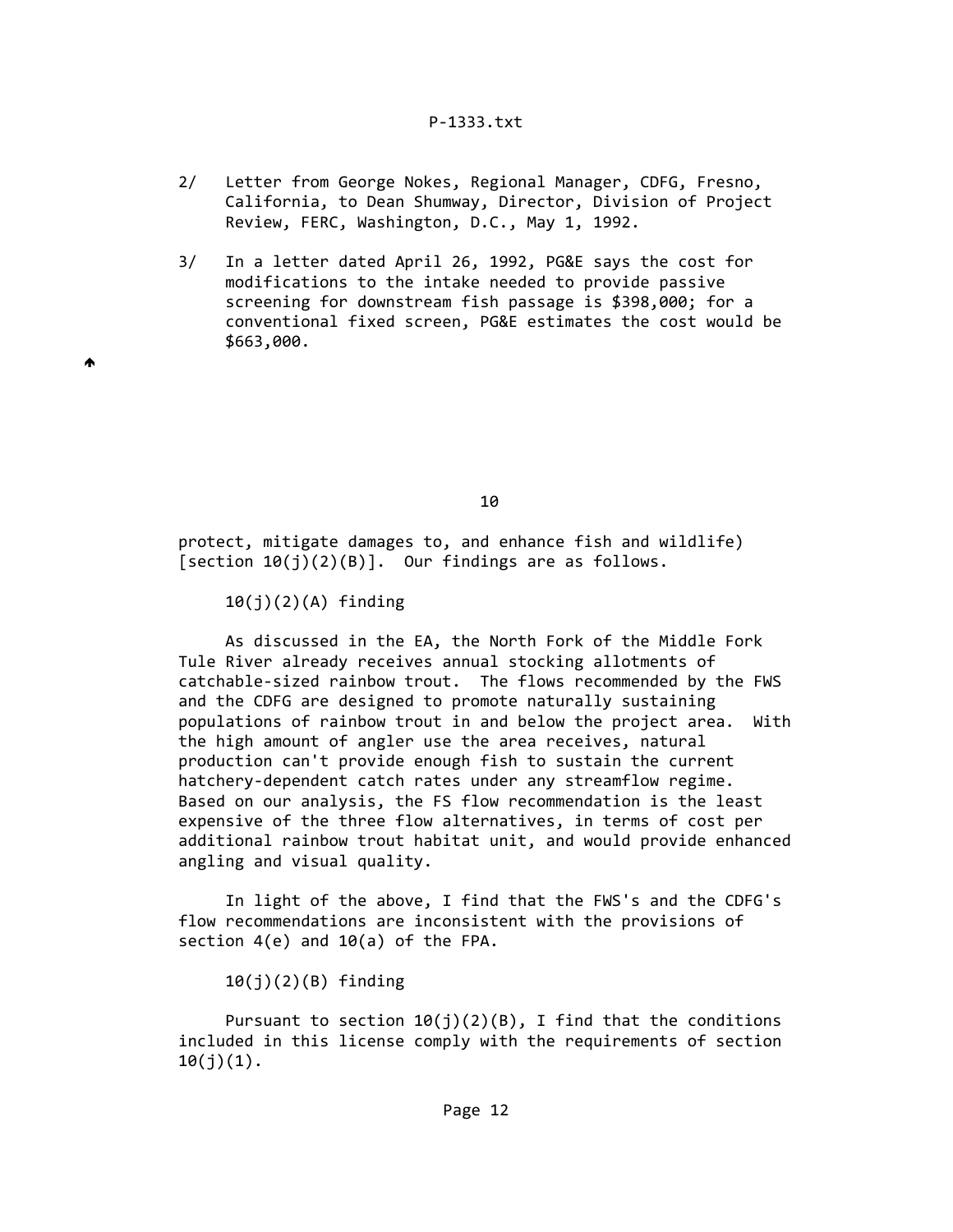2/ Letter from George Nokes, Regional Manager, CDFG, Fresno, California, to Dean Shumway, Director, Division of Project Review, FERC, Washington, D.C., May 1, 1992.

3/ In a letter dated April 26, 1992, PG&E says the cost for modifications to the intake needed to provide passive screening for downstream fish passage is $398,000; for a conventional fixed screen, PG&E estimates the cost would be $663,000.

protect, mitigate damages to, and enhance fish and wildlife) [section 10(j)(2)(B)]. Our findings are as follows.

10(j)(2)(A) finding

As discussed in the EA, the North Fork of the Middle Fork Tule River already receives annual stocking allotments of catchable-sized rainbow trout. The flows recommended by the FWS and the CDFG are designed to promote naturally sustaining populations of rainbow trout in and below the project area. With the high amount of angler use the area receives, natural production can't provide enough fish to sustain the current hatchery-dependent catch rates under any streamflow regime. Based on our analysis, the FS flow recommendation is the least expensive of the three flow alternatives, in terms of cost per additional rainbow trout habitat unit, and would provide enhanced angling and visual quality.

In light of the above, I find that the FWS's and the CDFG's flow recommendations are inconsistent with the provisions of section 4(e) and 10(a) of the FPA.

10(j)(2)(B) finding

Pursuant to section 10(j)(2)(B), I find that the conditions included in this license comply with the requirements of section 10(j)(1).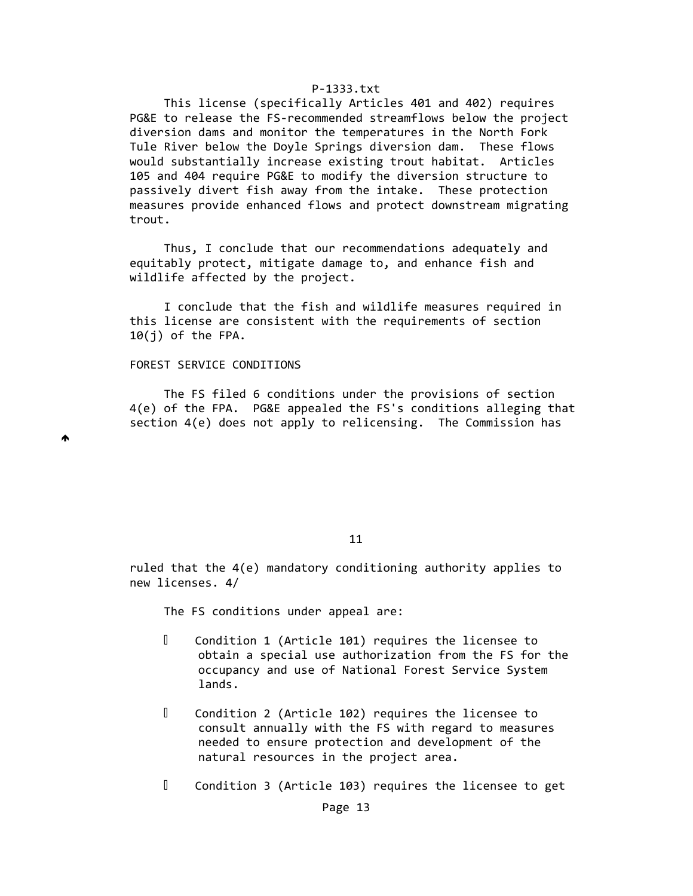This license (specifically Articles 401 and 402) requires PG&E to release the FS-recommended streamflows below the project diversion dams and monitor the temperatures in the North Fork Tule River below the Doyle Springs diversion dam. These flows would substantially increase existing trout habitat. Articles 105 and 404 require PG&E to modify the diversion structure to passively divert fish away from the intake. These protection measures provide enhanced flows and protect downstream migrating trout.

Thus, I conclude that our recommendations adequately and equitably protect, mitigate damage to, and enhance fish and wildlife affected by the project.

I conclude that the fish and wildlife measures required in this license are consistent with the requirements of section 10(j) of the FPA.

FOREST SERVICE CONDITIONS

The FS filed 6 conditions under the provisions of section 4(e) of the FPA. PG&E appealed the FS's conditions alleging that section 4(e) does not apply to relicensing. The Commission has ruled that the 4(e) mandatory conditioning authority applies to new licenses. 4/

The FS conditions under appeal are:

- Condition 1 (Article 101) requires the licensee to obtain a special use authorization from the FS for the occupancy and use of National Forest Service System lands.

- Condition 2 (Article 102) requires the licensee to consult annually with the FS with regard to measures needed to ensure protection and development of the natural resources in the project area.

- Condition 3 (Article 103) requires the licensee to get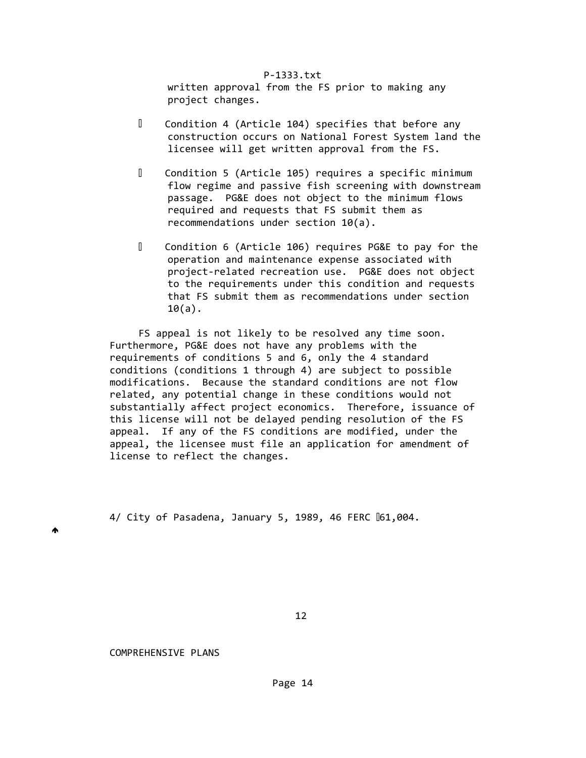written approval from the FS prior to making any project changes.

- Condition 4 (Article 104) specifies that before any construction occurs on National Forest System land the licensee will get written approval from the FS.

- Condition 5 (Article 105) requires a specific minimum flow regime and passive fish screening with downstream passage. PG&E does not object to the minimum flows required and requests that FS submit them as recommendations under section 10(a).

- Condition 6 (Article 106) requires PG&E to pay for the operation and maintenance expense associated with project-related recreation use. PG&E does not object to the requirements under this condition and requests that FS submit them as recommendations under section 10(a).

FS appeal is not likely to be resolved any time soon. Furthermore, PG&E does not have any problems with the requirements of conditions 5 and 6, only the 4 standard conditions (conditions 1 through 4) are subject to possible modifications. Because the standard conditions are not flow related, any potential change in these conditions would not substantially affect project economics. Therefore, issuance of this license will not be delayed pending resolution of the FS appeal. If any of the FS conditions are modified, under the appeal, the licensee must file an application for amendment of license to reflect the changes.

4/ City of Pasadena, January 5, 1989, 46 FERC ¶61,004.

COMPREHENSIVE PLANS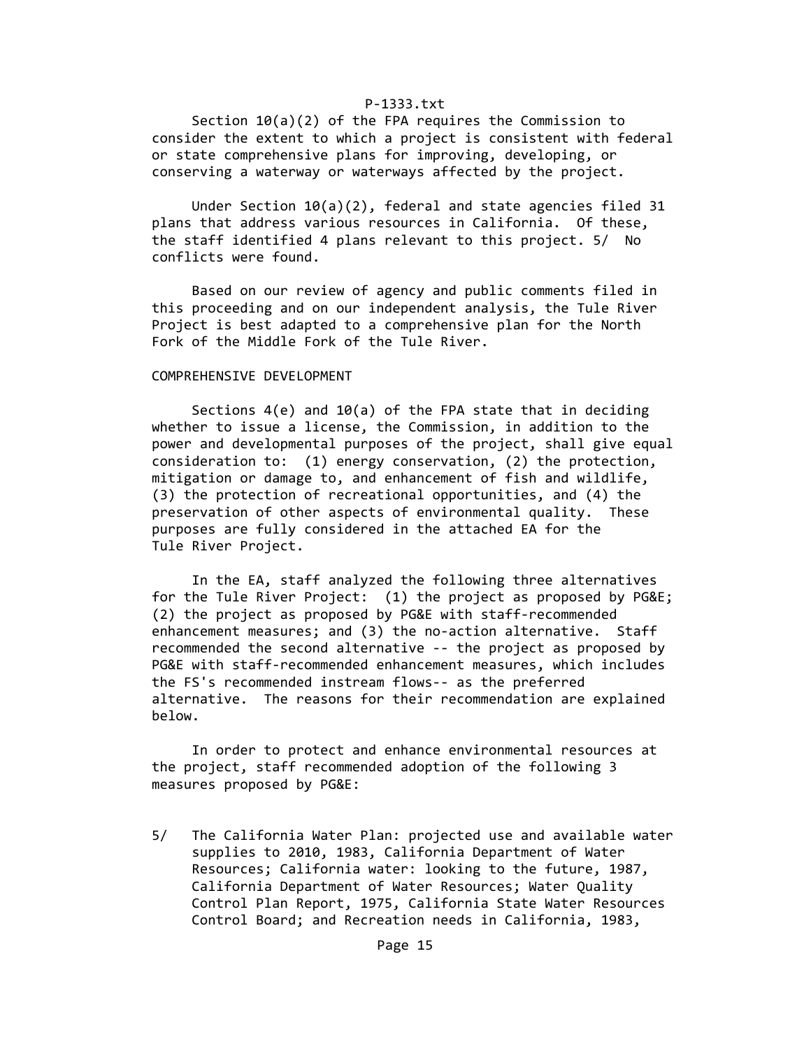Section 10(a)(2) of the FPA requires the Commission to consider the extent to which a project is consistent with federal or state comprehensive plans for improving, developing, or conserving a waterway or waterways affected by the project.

Under Section 10(a)(2), federal and state agencies filed 31 plans that address various resources in California. Of these, the staff identified 4 plans relevant to this project. 5/ No conflicts were found.

Based on our review of agency and public comments filed in this proceeding and on our independent analysis, the Tule River Project is best adapted to a comprehensive plan for the North Fork of the Middle Fork of the Tule River.

COMPREHENSIVE DEVELOPMENT

Sections 4(e) and 10(a) of the FPA state that in deciding whether to issue a license, the Commission, in addition to the power and developmental purposes of the project, shall give equal consideration to: (1) energy conservation, (2) the protection, mitigation or damage to, and enhancement of fish and wildlife, (3) the protection of recreational opportunities, and (4) the preservation of other aspects of environmental quality. These purposes are fully considered in the attached EA for the Tule River Project.

In the EA, staff analyzed the following three alternatives for the Tule River Project: (1) the project as proposed by PG&E; (2) the project as proposed by PG&E with staff-recommended enhancement measures; and (3) the no-action alternative. Staff recommended the second alternative -- the project as proposed by PG&E with staff-recommended enhancement measures, which includes the FS's recommended instream flows-- as the preferred alternative. The reasons for their recommendation are explained below.

In order to protect and enhance environmental resources at the project, staff recommended adoption of the following 3 measures proposed by PG&E:

5/ The California Water Plan: projected use and available water supplies to 2010, 1983, California Department of Water Resources; California water: looking to the future, 1987, California Department of Water Resources; Water Quality Control Plan Report, 1975, California State Water Resources Control Board; and Recreation needs in California, 1983,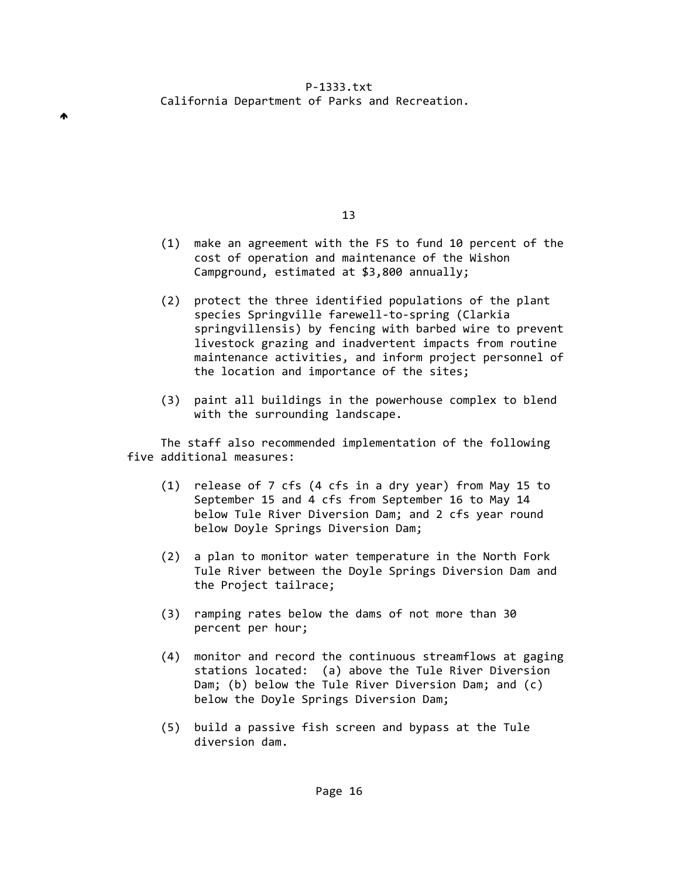California Department of Parks and Recreation.

(1) make an agreement with the FS to fund 10 percent of the cost of operation and maintenance of the Wishon Campground, estimated at $3,800 annually;

(2) protect the three identified populations of the plant species Springville farewell-to-spring (Clarkia springvillensis) by fencing with barbed wire to prevent livestock grazing and inadvertent impacts from routine maintenance activities, and inform project personnel of the location and importance of the sites;

(3) paint all buildings in the powerhouse complex to blend with the surrounding landscape.

The staff also recommended implementation of the following five additional measures:

(1) release of 7 cfs (4 cfs in a dry year) from May 15 to September 15 and 4 cfs from September 16 to May 14 below Tule River Diversion Dam; and 2 cfs year round below Doyle Springs Diversion Dam;

(2) a plan to monitor water temperature in the North Fork Tule River between the Doyle Springs Diversion Dam and the Project tailrace;

(3) ramping rates below the dams of not more than 30 percent per hour;

(4) monitor and record the continuous streamflows at gaging stations located: (a) above the Tule River Diversion Dam; (b) below the Tule River Diversion Dam; and (c) below the Doyle Springs Diversion Dam;

(5) build a passive fish screen and bypass at the Tule diversion dam.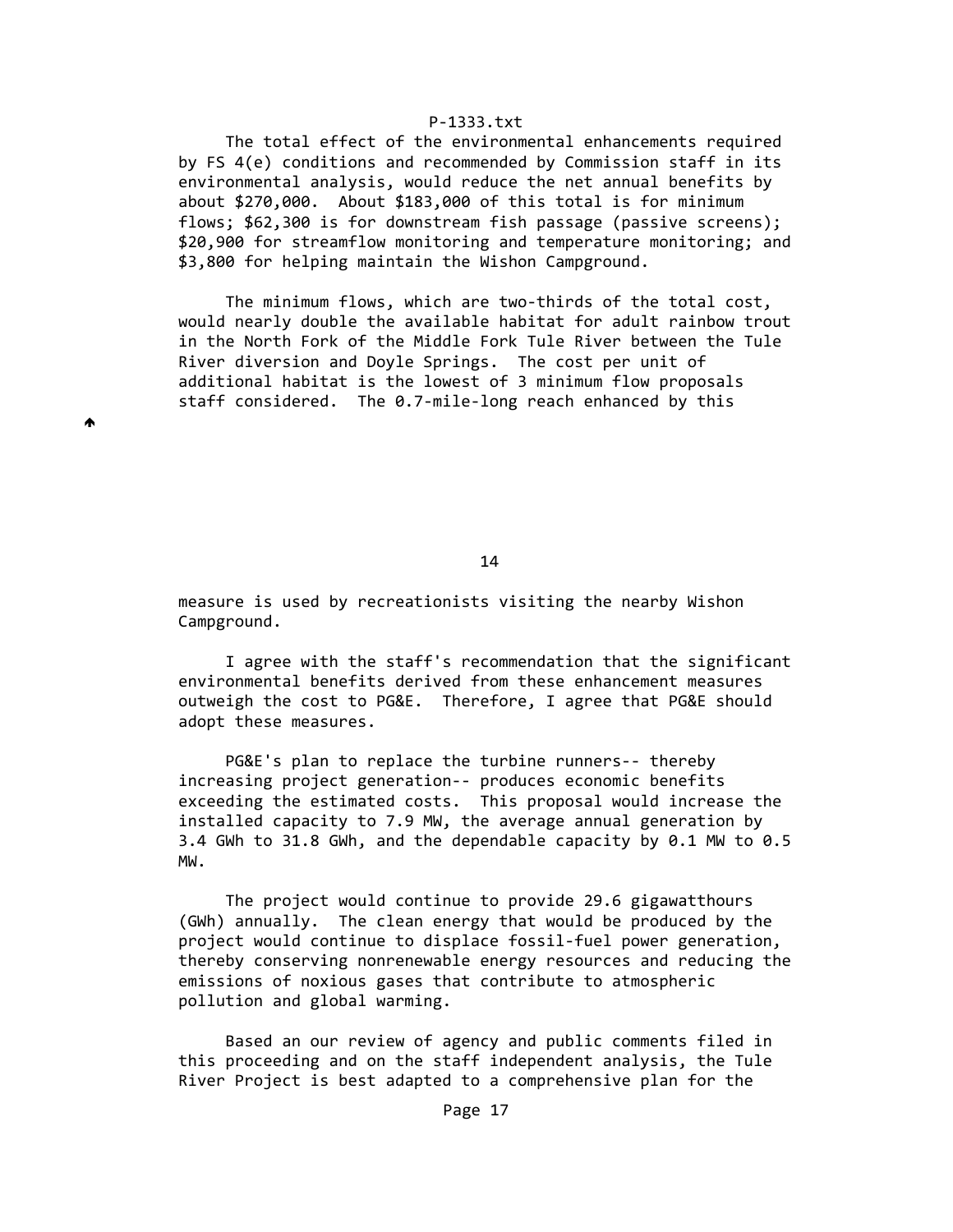The total effect of the environmental enhancements required by FS 4(e) conditions and recommended by Commission staff in its environmental analysis, would reduce the net annual benefits by about $270,000. About $183,000 of this total is for minimum flows; $62,300 is for downstream fish passage (passive screens); $20,900 for streamflow monitoring and temperature monitoring; and $3,800 for helping maintain the Wishon Campground.

The minimum flows, which are two-thirds of the total cost, would nearly double the available habitat for adult rainbow trout in the North Fork of the Middle Fork Tule River between the Tule River diversion and Doyle Springs. The cost per unit of additional habitat is the lowest of 3 minimum flow proposals staff considered. The 0.7-mile-long reach enhanced by this measure is used by recreationists visiting the nearby Wishon Campground.

I agree with the staff's recommendation that the significant environmental benefits derived from these enhancement measures outweigh the cost to PG&E. Therefore, I agree that PG&E should adopt these measures.

PG&E's plan to replace the turbine runners-- thereby increasing project generation-- produces economic benefits exceeding the estimated costs. This proposal would increase the installed capacity to 7.9 MW, the average annual generation by 3.4 GWh to 31.8 GWh, and the dependable capacity by 0.1 MW to 0.5 MW.

The project would continue to provide 29.6 gigawatthours (GWh) annually. The clean energy that would be produced by the project would continue to displace fossil-fuel power generation, thereby conserving nonrenewable energy resources and reducing the emissions of noxious gases that contribute to atmospheric pollution and global warming.

Based an our review of agency and public comments filed in this proceeding and on the staff independent analysis, the Tule River Project is best adapted to a comprehensive plan for the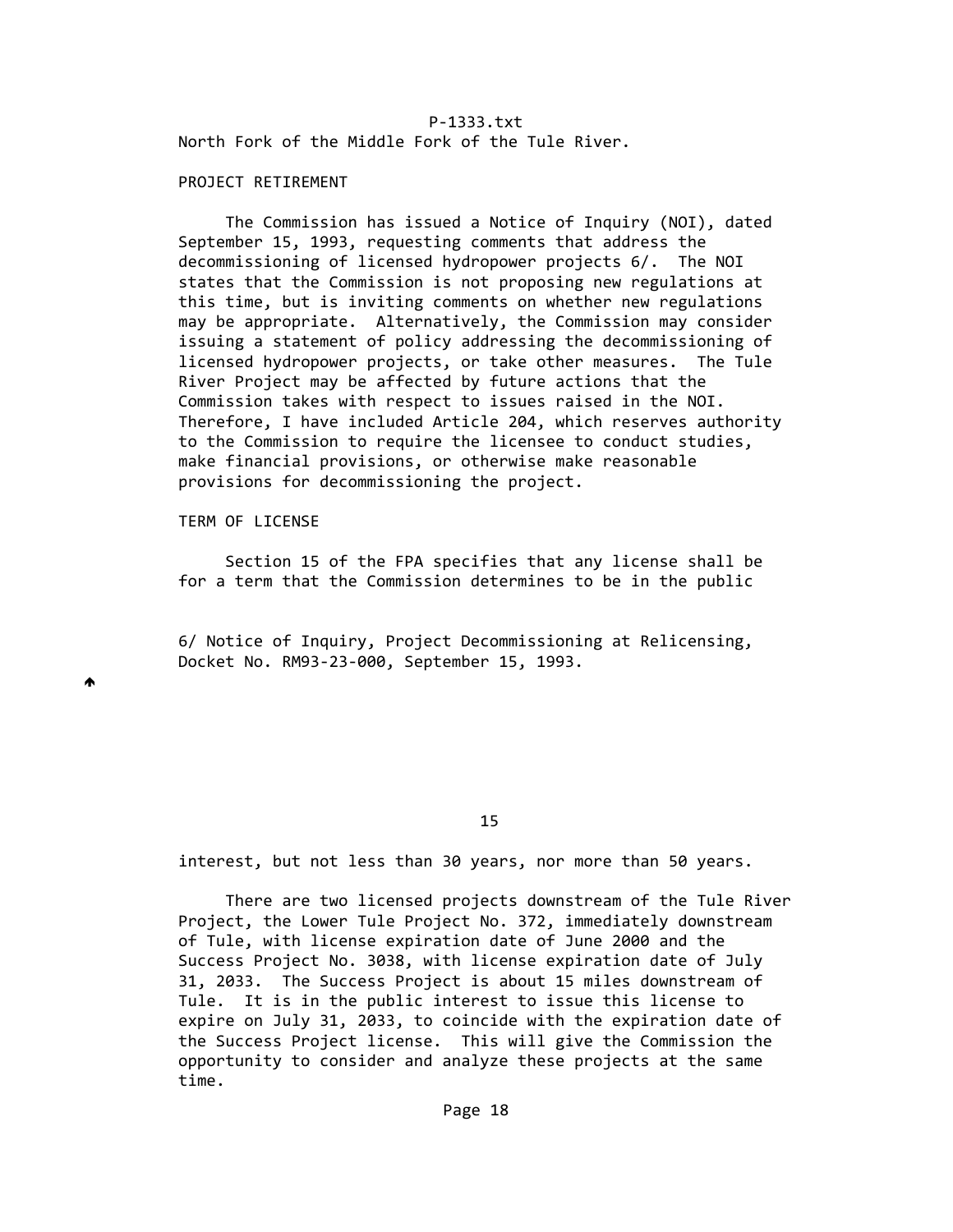North Fork of the Middle Fork of the Tule River.

## PROJECT RETIREMENT

The Commission has issued a Notice of Inquiry (NOI), dated September 15, 1993, requesting comments that address the decommissioning of licensed hydropower projects 6/. The NOI states that the Commission is not proposing new regulations at this time, but is inviting comments on whether new regulations may be appropriate. Alternatively, the Commission may consider issuing a statement of policy addressing the decommissioning of licensed hydropower projects, or take other measures. The Tule River Project may be affected by future actions that the Commission takes with respect to issues raised in the NOI. Therefore, I have included Article 204, which reserves authority to the Commission to require the licensee to conduct studies, make financial provisions, or otherwise make reasonable provisions for decommissioning the project.

## TERM OF LICENSE

Section 15 of the FPA specifies that any license shall be for a term that the Commission determines to be in the public interest, but not less than 30 years, nor more than 50 years.

There are two licensed projects downstream of the Tule River Project, the Lower Tule Project No. 372, immediately downstream of Tule, with license expiration date of June 2000 and the Success Project No. 3038, with license expiration date of July 31, 2033. The Success Project is about 15 miles downstream of Tule. It is in the public interest to issue this license to expire on July 31, 2033, to coincide with the expiration date of the Success Project license. This will give the Commission the opportunity to consider and analyze these projects at the same time.

6/ Notice of Inquiry, Project Decommissioning at Relicensing, Docket No. RM93-23-000, September 15, 1993.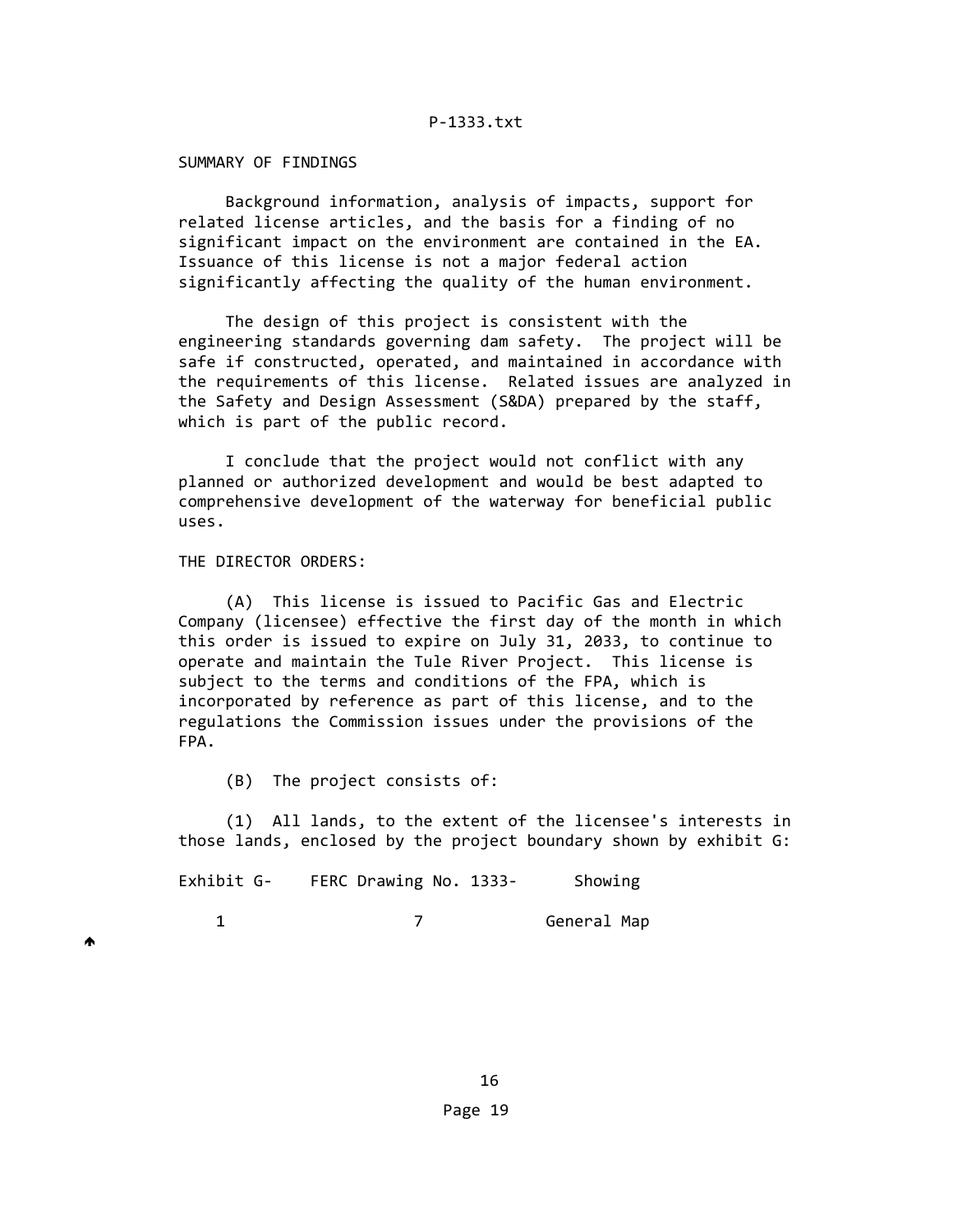SUMMARY OF FINDINGS

Background information, analysis of impacts, support for related license articles, and the basis for a finding of no significant impact on the environment are contained in the EA. Issuance of this license is not a major federal action significantly affecting the quality of the human environment.

The design of this project is consistent with the engineering standards governing dam safety. The project will be safe if constructed, operated, and maintained in accordance with the requirements of this license. Related issues are analyzed in the Safety and Design Assessment (S&DA) prepared by the staff, which is part of the public record.

I conclude that the project would not conflict with any planned or authorized development and would be best adapted to comprehensive development of the waterway for beneficial public uses.

THE DIRECTOR ORDERS:

(A) This license is issued to Pacific Gas and Electric Company (licensee) effective the first day of the month in which this order is issued to expire on July 31, 2033, to continue to operate and maintain the Tule River Project. This license is subject to the terms and conditions of the FPA, which is incorporated by reference as part of this license, and to the regulations the Commission issues under the provisions of the FPA.

(B) The project consists of:

(1) All lands, to the extent of the licensee's interests in those lands, enclosed by the project boundary shown by exhibit G:

| Exhibit G- | FERC Drawing No. 1333- | Showing |
|---|---|---|
| 1 | 7 | General Map |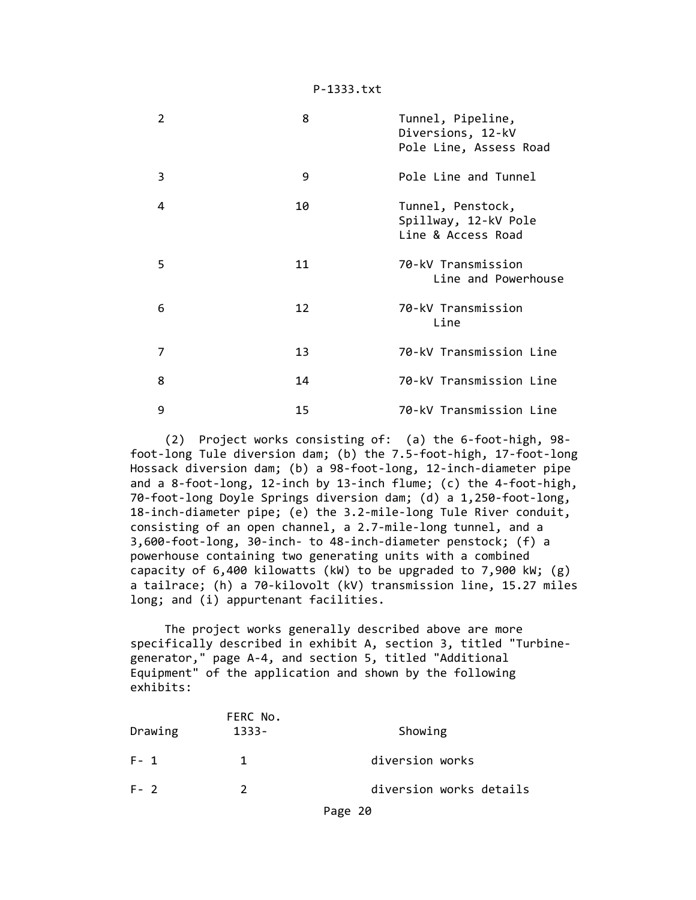| | | |
|---|---|---|
| 2 | 8 | Tunnel, Pipeline, Diversions, 12-kV Pole Line, Assess Road |
| 3 | 9 | Pole Line and Tunnel |
| 4 | 10 | Tunnel, Penstock, Spillway, 12-kV Pole Line & Access Road |
| 5 | 11 | 70-kV Transmission Line and Powerhouse |
| 6 | 12 | 70-kV Transmission Line |
| 7 | 13 | 70-kV Transmission Line |
| 8 | 14 | 70-kV Transmission Line |
| 9 | 15 | 70-kV Transmission Line |

(2) Project works consisting of: (a) the 6-foot-high, 98-foot-long Tule diversion dam; (b) the 7.5-foot-high, 17-foot-long Hossack diversion dam; (b) a 98-foot-long, 12-inch-diameter pipe and a 8-foot-long, 12-inch by 13-inch flume; (c) the 4-foot-high, 70-foot-long Doyle Springs diversion dam; (d) a 1,250-foot-long, 18-inch-diameter pipe; (e) the 3.2-mile-long Tule River conduit, consisting of an open channel, a 2.7-mile-long tunnel, and a 3,600-foot-long, 30-inch- to 48-inch-diameter penstock; (f) a powerhouse containing two generating units with a combined capacity of 6,400 kilowatts (kW) to be upgraded to 7,900 kW; (g) a tailrace; (h) a 70-kilovolt (kV) transmission line, 15.27 miles long; and (i) appurtenant facilities.

The project works generally described above are more specifically described in exhibit A, section 3, titled "Turbine-generator," page A-4, and section 5, titled "Additional Equipment" of the application and shown by the following exhibits:

| Drawing | FERC No. 1333- | Showing |
|---|---|---|
| F- 1 | 1 | diversion works |
| F- 2 | 2 | diversion works details |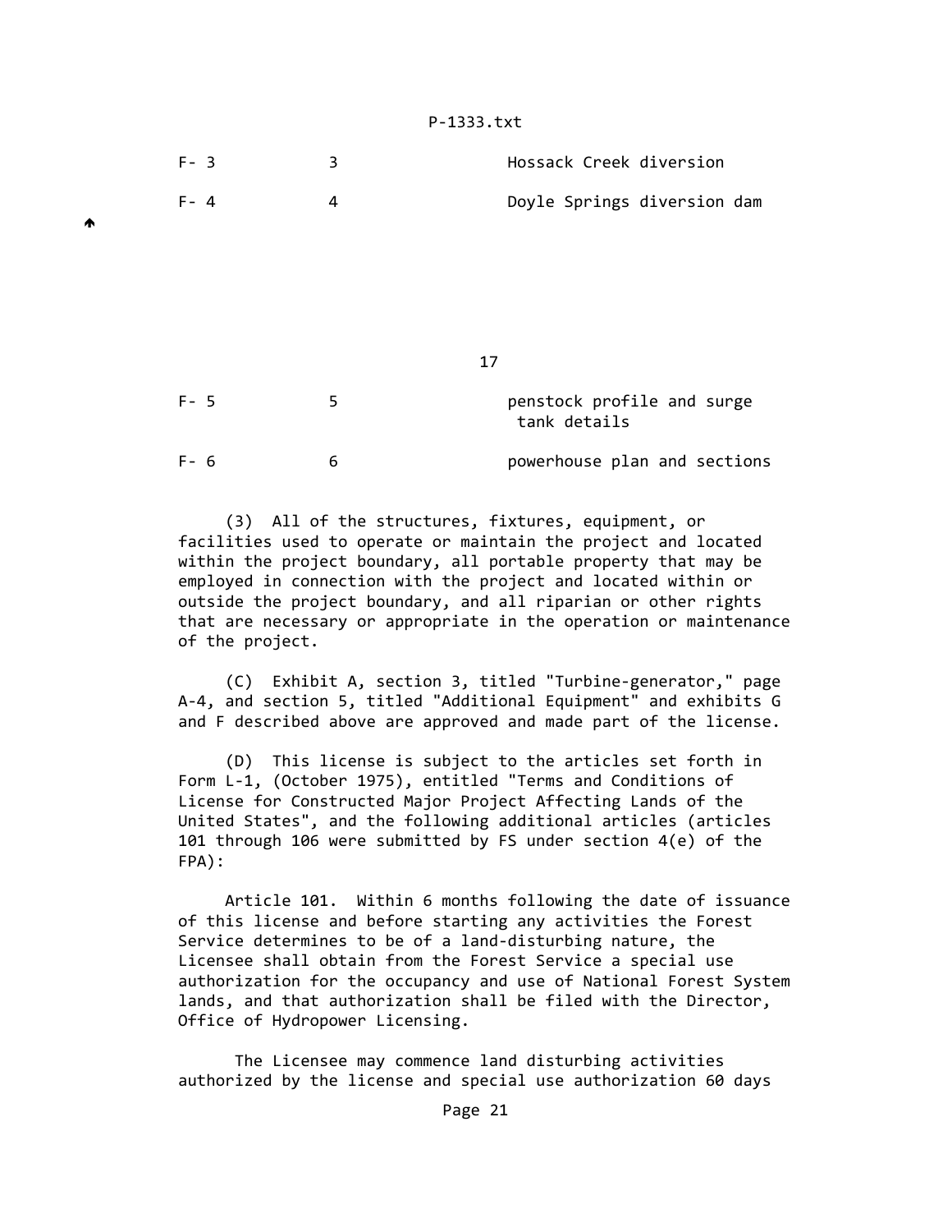| | | |
|---|---|---|
| F- 3 | 3 | Hossack Creek diversion |
| F- 4 | 4 | Doyle Springs diversion dam |
| F- 5 | 5 | penstock profile and surge tank details |
| F- 6 | 6 | powerhouse plan and sections |

(3) All of the structures, fixtures, equipment, or facilities used to operate or maintain the project and located within the project boundary, all portable property that may be employed in connection with the project and located within or outside the project boundary, and all riparian or other rights that are necessary or appropriate in the operation or maintenance of the project.

(C) Exhibit A, section 3, titled "Turbine-generator," page A-4, and section 5, titled "Additional Equipment" and exhibits G and F described above are approved and made part of the license.

(D) This license is subject to the articles set forth in Form L-1, (October 1975), entitled "Terms and Conditions of License for Constructed Major Project Affecting Lands of the United States", and the following additional articles (articles 101 through 106 were submitted by FS under section 4(e) of the FPA):

Article 101. Within 6 months following the date of issuance of this license and before starting any activities the Forest Service determines to be of a land-disturbing nature, the Licensee shall obtain from the Forest Service a special use authorization for the occupancy and use of National Forest System lands, and that authorization shall be filed with the Director, Office of Hydropower Licensing.

The Licensee may commence land disturbing activities authorized by the license and special use authorization 60 days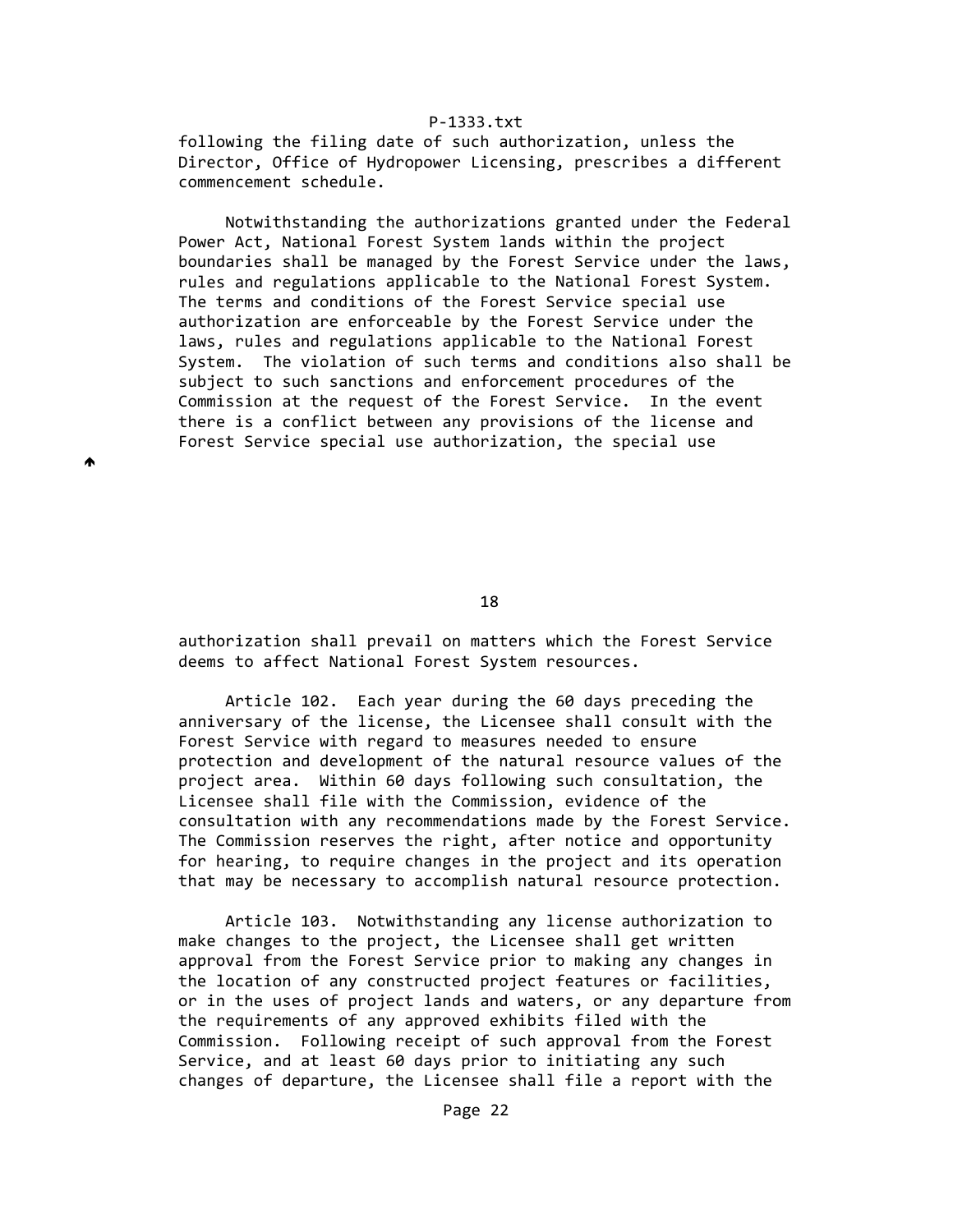following the filing date of such authorization, unless the Director, Office of Hydropower Licensing, prescribes a different commencement schedule.

Notwithstanding the authorizations granted under the Federal Power Act, National Forest System lands within the project boundaries shall be managed by the Forest Service under the laws, rules and regulations applicable to the National Forest System. The terms and conditions of the Forest Service special use authorization are enforceable by the Forest Service under the laws, rules and regulations applicable to the National Forest System. The violation of such terms and conditions also shall be subject to such sanctions and enforcement procedures of the Commission at the request of the Forest Service. In the event there is a conflict between any provisions of the license and Forest Service special use authorization, the special use authorization shall prevail on matters which the Forest Service deems to affect National Forest System resources.

Article 102. Each year during the 60 days preceding the anniversary of the license, the Licensee shall consult with the Forest Service with regard to measures needed to ensure protection and development of the natural resource values of the project area. Within 60 days following such consultation, the Licensee shall file with the Commission, evidence of the consultation with any recommendations made by the Forest Service. The Commission reserves the right, after notice and opportunity for hearing, to require changes in the project and its operation that may be necessary to accomplish natural resource protection.

Article 103. Notwithstanding any license authorization to make changes to the project, the Licensee shall get written approval from the Forest Service prior to making any changes in the location of any constructed project features or facilities, or in the uses of project lands and waters, or any departure from the requirements of any approved exhibits filed with the Commission. Following receipt of such approval from the Forest Service, and at least 60 days prior to initiating any such changes of departure, the Licensee shall file a report with the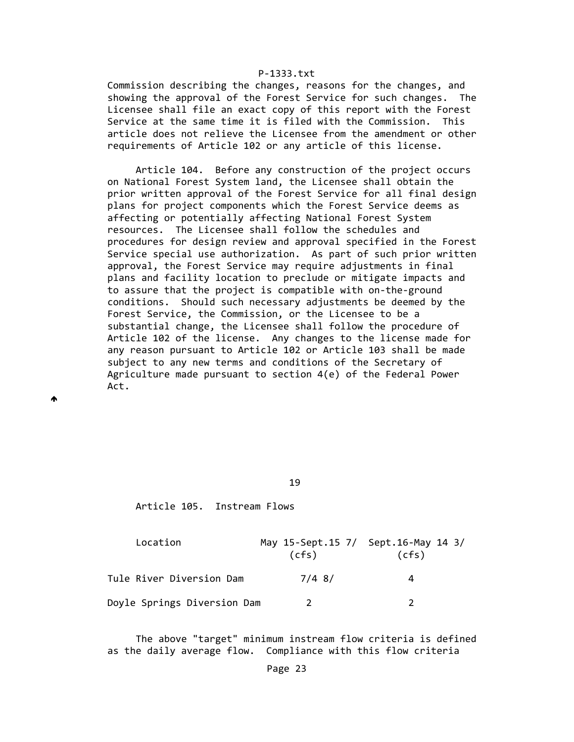Commission describing the changes, reasons for the changes, and showing the approval of the Forest Service for such changes. The Licensee shall file an exact copy of this report with the Forest Service at the same time it is filed with the Commission. This article does not relieve the Licensee from the amendment or other requirements of Article 102 or any article of this license.

Article 104. Before any construction of the project occurs on National Forest System land, the Licensee shall obtain the prior written approval of the Forest Service for all final design plans for project components which the Forest Service deems as affecting or potentially affecting National Forest System resources. The Licensee shall follow the schedules and procedures for design review and approval specified in the Forest Service special use authorization. As part of such prior written approval, the Forest Service may require adjustments in final plans and facility location to preclude or mitigate impacts and to assure that the project is compatible with on-the-ground conditions. Should such necessary adjustments be deemed by the Forest Service, the Commission, or the Licensee to be a substantial change, the Licensee shall follow the procedure of Article 102 of the license. Any changes to the license made for any reason pursuant to Article 102 or Article 103 shall be made subject to any new terms and conditions of the Secretary of Agriculture made pursuant to section 4(e) of the Federal Power Act.

Article 105. Instream Flows

| Location | May 15-Sept.15 7/ (cfs) | Sept.16-May 14 3/ (cfs) |
|---|---|---|
| Tule River Diversion Dam | 7/4 8/ | 4 |
| Doyle Springs Diversion Dam | 2 | 2 |

The above "target" minimum instream flow criteria is defined as the daily average flow. Compliance with this flow criteria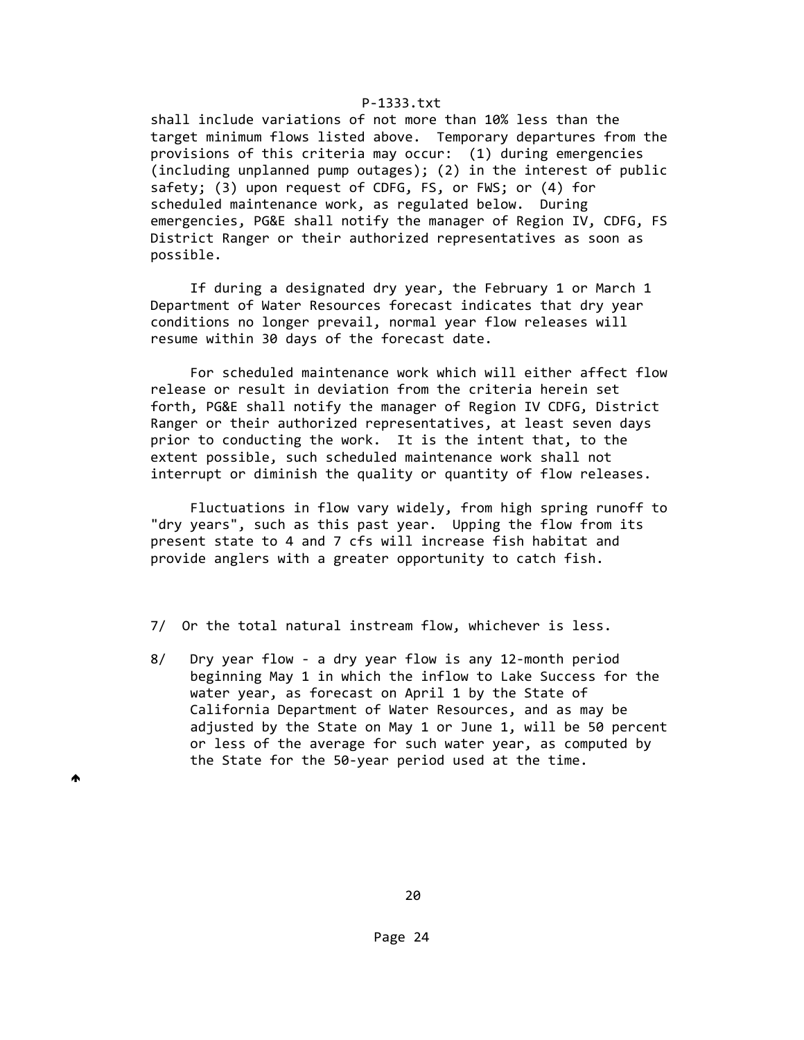shall include variations of not more than 10% less than the target minimum flows listed above. Temporary departures from the provisions of this criteria may occur: (1) during emergencies (including unplanned pump outages); (2) in the interest of public safety; (3) upon request of CDFG, FS, or FWS; or (4) for scheduled maintenance work, as regulated below. During emergencies, PG&E shall notify the manager of Region IV, CDFG, FS District Ranger or their authorized representatives as soon as possible.

If during a designated dry year, the February 1 or March 1 Department of Water Resources forecast indicates that dry year conditions no longer prevail, normal year flow releases will resume within 30 days of the forecast date.

For scheduled maintenance work which will either affect flow release or result in deviation from the criteria herein set forth, PG&E shall notify the manager of Region IV CDFG, District Ranger or their authorized representatives, at least seven days prior to conducting the work. It is the intent that, to the extent possible, such scheduled maintenance work shall not interrupt or diminish the quality or quantity of flow releases.

Fluctuations in flow vary widely, from high spring runoff to "dry years", such as this past year. Upping the flow from its present state to 4 and 7 cfs will increase fish habitat and provide anglers with a greater opportunity to catch fish.

7/ Or the total natural instream flow, whichever is less.

8/ Dry year flow - a dry year flow is any 12-month period beginning May 1 in which the inflow to Lake Success for the water year, as forecast on April 1 by the State of California Department of Water Resources, and as may be adjusted by the State on May 1 or June 1, will be 50 percent or less of the average for such water year, as computed by the State for the 50-year period used at the time.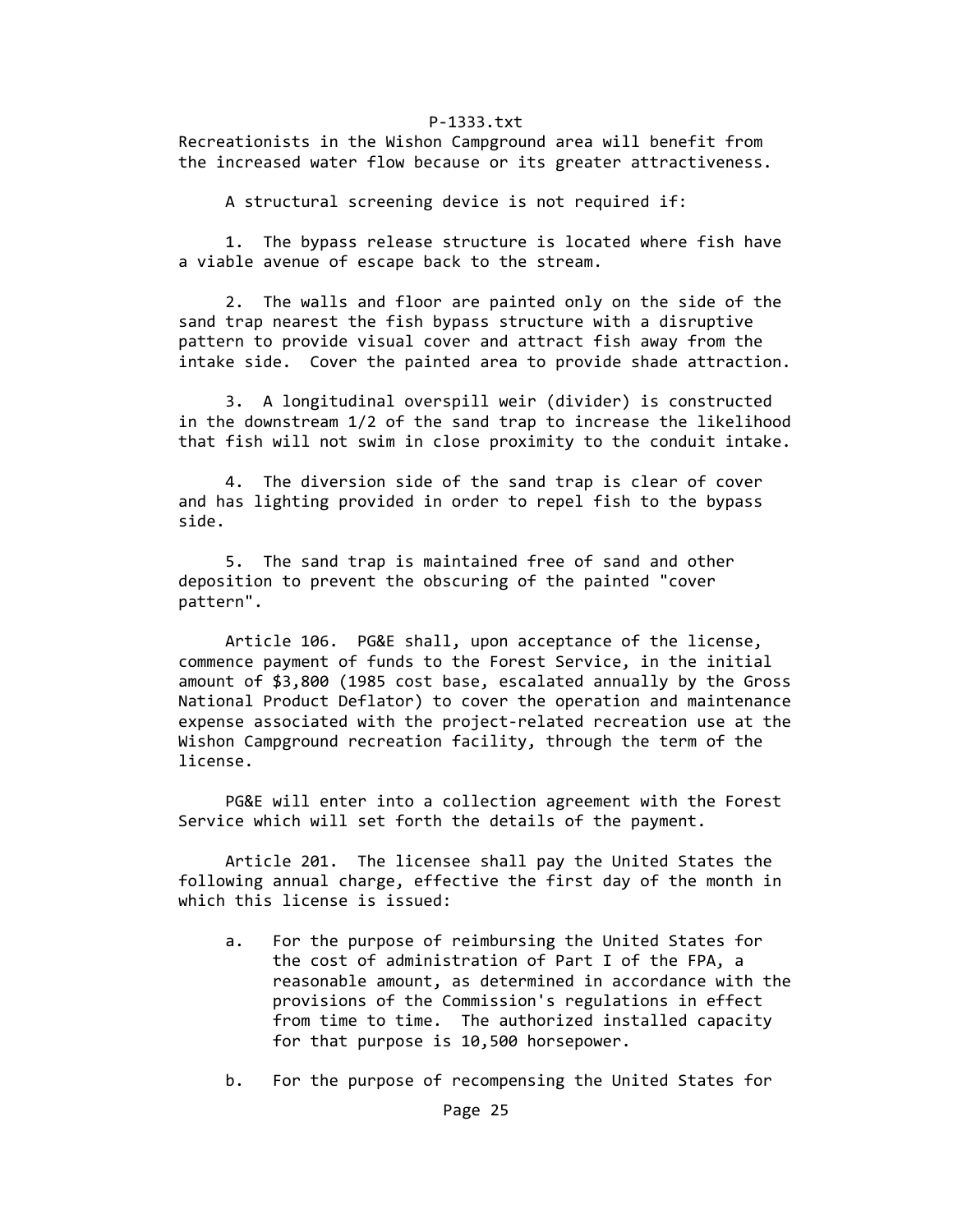Recreationists in the Wishon Campground area will benefit from the increased water flow because or its greater attractiveness.

A structural screening device is not required if:

1. The bypass release structure is located where fish have a viable avenue of escape back to the stream.

2. The walls and floor are painted only on the side of the sand trap nearest the fish bypass structure with a disruptive pattern to provide visual cover and attract fish away from the intake side. Cover the painted area to provide shade attraction.

3. A longitudinal overspill weir (divider) is constructed in the downstream 1/2 of the sand trap to increase the likelihood that fish will not swim in close proximity to the conduit intake.

4. The diversion side of the sand trap is clear of cover and has lighting provided in order to repel fish to the bypass side.

5. The sand trap is maintained free of sand and other deposition to prevent the obscuring of the painted "cover pattern".

Article 106. PG&E shall, upon acceptance of the license, commence payment of funds to the Forest Service, in the initial amount of $3,800 (1985 cost base, escalated annually by the Gross National Product Deflator) to cover the operation and maintenance expense associated with the project-related recreation use at the Wishon Campground recreation facility, through the term of the license.

PG&E will enter into a collection agreement with the Forest Service which will set forth the details of the payment.

Article 201. The licensee shall pay the United States the following annual charge, effective the first day of the month in which this license is issued:

a. For the purpose of reimbursing the United States for the cost of administration of Part I of the FPA, a reasonable amount, as determined in accordance with the provisions of the Commission's regulations in effect from time to time. The authorized installed capacity for that purpose is 10,500 horsepower.

b. For the purpose of recompensing the United States for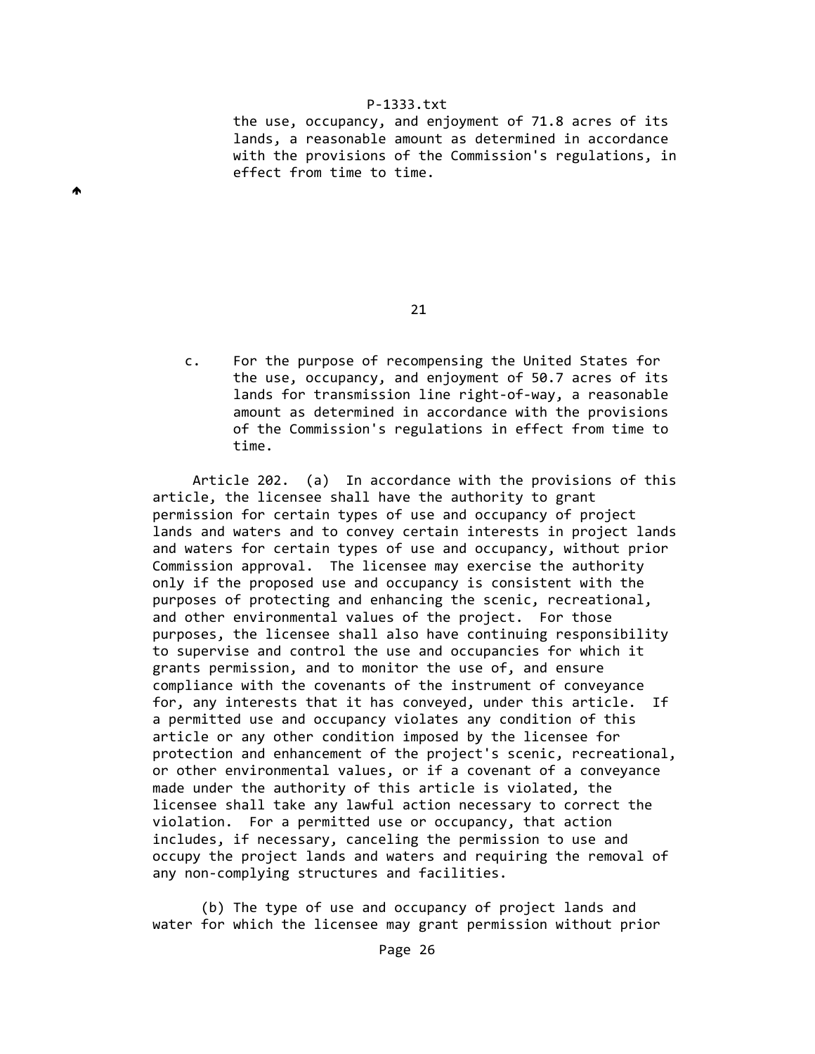the use, occupancy, and enjoyment of 71.8 acres of its lands, a reasonable amount as determined in accordance with the provisions of the Commission's regulations, in effect from time to time.

c. For the purpose of recompensing the United States for the use, occupancy, and enjoyment of 50.7 acres of its lands for transmission line right-of-way, a reasonable amount as determined in accordance with the provisions of the Commission's regulations in effect from time to time.

Article 202. (a) In accordance with the provisions of this article, the licensee shall have the authority to grant permission for certain types of use and occupancy of project lands and waters and to convey certain interests in project lands and waters for certain types of use and occupancy, without prior Commission approval. The licensee may exercise the authority only if the proposed use and occupancy is consistent with the purposes of protecting and enhancing the scenic, recreational, and other environmental values of the project. For those purposes, the licensee shall also have continuing responsibility to supervise and control the use and occupancies for which it grants permission, and to monitor the use of, and ensure compliance with the covenants of the instrument of conveyance for, any interests that it has conveyed, under this article. If a permitted use and occupancy violates any condition of this article or any other condition imposed by the licensee for protection and enhancement of the project's scenic, recreational, or other environmental values, or if a covenant of a conveyance made under the authority of this article is violated, the licensee shall take any lawful action necessary to correct the violation. For a permitted use or occupancy, that action includes, if necessary, canceling the permission to use and occupy the project lands and waters and requiring the removal of any non-complying structures and facilities.

(b) The type of use and occupancy of project lands and water for which the licensee may grant permission without prior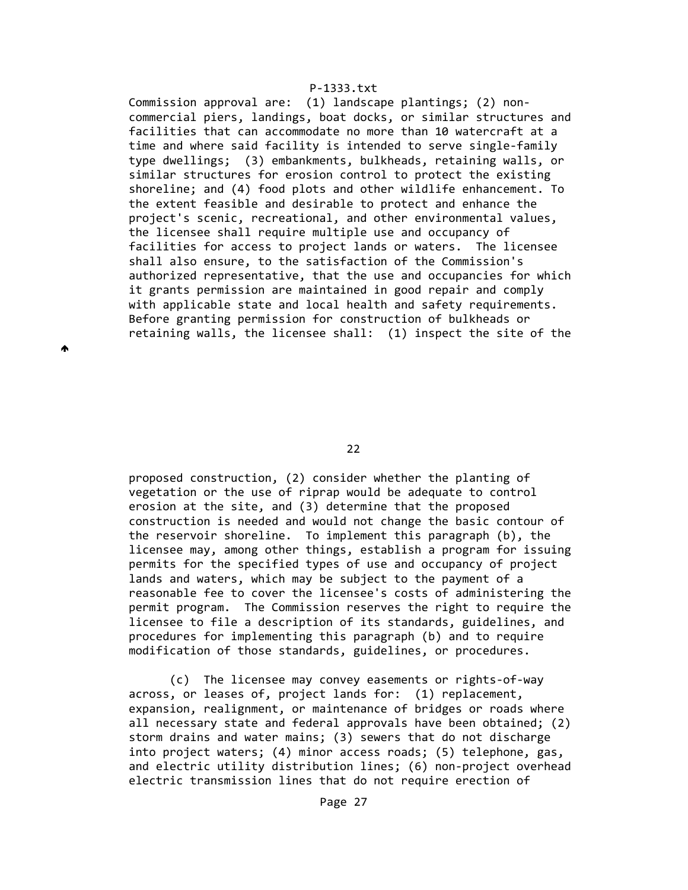Commission approval are: (1) landscape plantings; (2) non-commercial piers, landings, boat docks, or similar structures and facilities that can accommodate no more than 10 watercraft at a time and where said facility is intended to serve single-family type dwellings; (3) embankments, bulkheads, retaining walls, or similar structures for erosion control to protect the existing shoreline; and (4) food plots and other wildlife enhancement. To the extent feasible and desirable to protect and enhance the project's scenic, recreational, and other environmental values, the licensee shall require multiple use and occupancy of facilities for access to project lands or waters. The licensee shall also ensure, to the satisfaction of the Commission's authorized representative, that the use and occupancies for which it grants permission are maintained in good repair and comply with applicable state and local health and safety requirements. Before granting permission for construction of bulkheads or retaining walls, the licensee shall: (1) inspect the site of the proposed construction, (2) consider whether the planting of vegetation or the use of riprap would be adequate to control erosion at the site, and (3) determine that the proposed construction is needed and would not change the basic contour of the reservoir shoreline. To implement this paragraph (b), the licensee may, among other things, establish a program for issuing permits for the specified types of use and occupancy of project lands and waters, which may be subject to the payment of a reasonable fee to cover the licensee's costs of administering the permit program. The Commission reserves the right to require the licensee to file a description of its standards, guidelines, and procedures for implementing this paragraph (b) and to require modification of those standards, guidelines, or procedures.

(c) The licensee may convey easements or rights-of-way across, or leases of, project lands for: (1) replacement, expansion, realignment, or maintenance of bridges or roads where all necessary state and federal approvals have been obtained; (2) storm drains and water mains; (3) sewers that do not discharge into project waters; (4) minor access roads; (5) telephone, gas, and electric utility distribution lines; (6) non-project overhead electric transmission lines that do not require erection of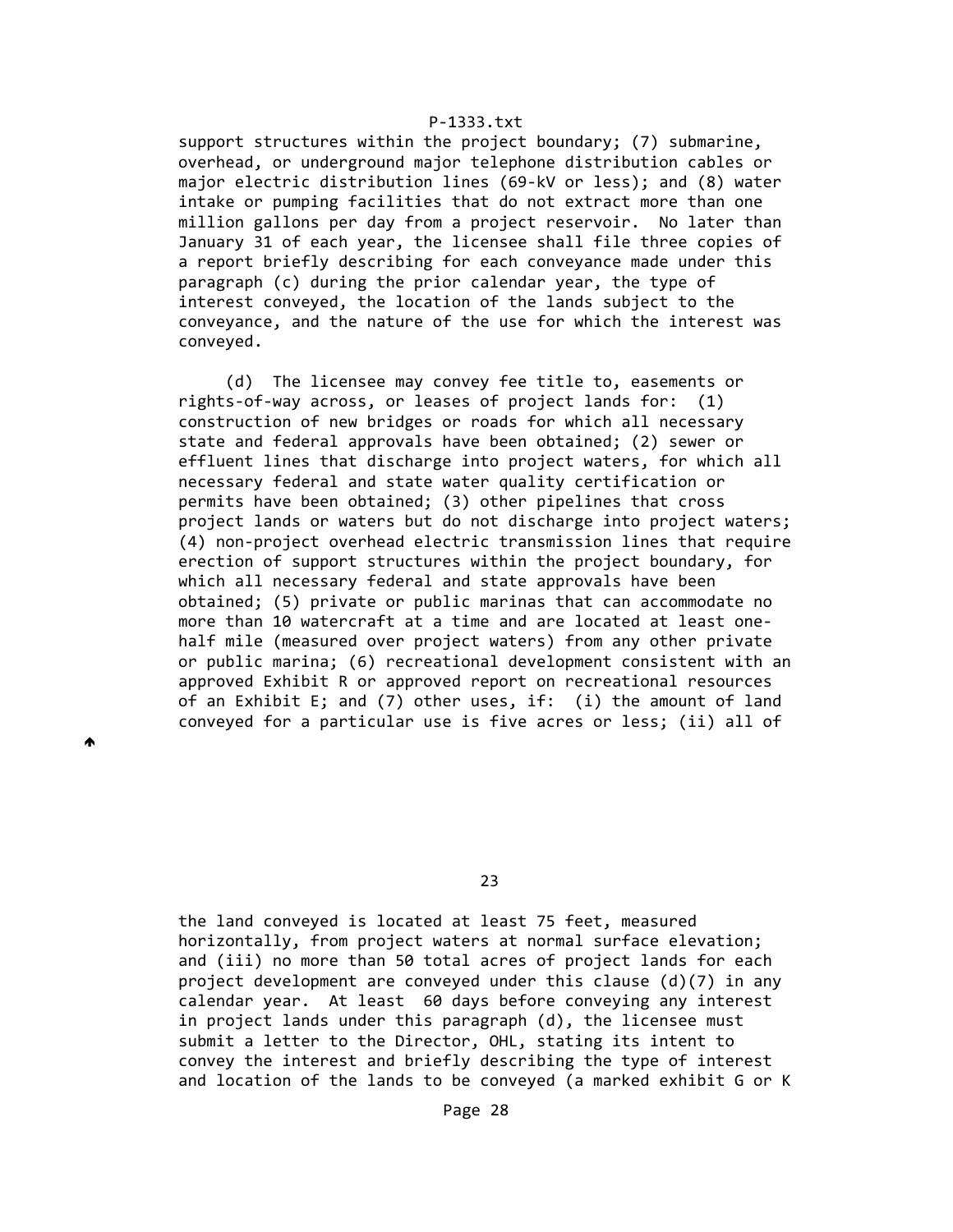support structures within the project boundary; (7) submarine, overhead, or underground major telephone distribution cables or major electric distribution lines (69-kV or less); and (8) water intake or pumping facilities that do not extract more than one million gallons per day from a project reservoir. No later than January 31 of each year, the licensee shall file three copies of a report briefly describing for each conveyance made under this paragraph (c) during the prior calendar year, the type of interest conveyed, the location of the lands subject to the conveyance, and the nature of the use for which the interest was conveyed.

(d) The licensee may convey fee title to, easements or rights-of-way across, or leases of project lands for: (1) construction of new bridges or roads for which all necessary state and federal approvals have been obtained; (2) sewer or effluent lines that discharge into project waters, for which all necessary federal and state water quality certification or permits have been obtained; (3) other pipelines that cross project lands or waters but do not discharge into project waters; (4) non-project overhead electric transmission lines that require erection of support structures within the project boundary, for which all necessary federal and state approvals have been obtained; (5) private or public marinas that can accommodate no more than 10 watercraft at a time and are located at least one-half mile (measured over project waters) from any other private or public marina; (6) recreational development consistent with an approved Exhibit R or approved report on recreational resources of an Exhibit E; and (7) other uses, if: (i) the amount of land conveyed for a particular use is five acres or less; (ii) all of the land conveyed is located at least 75 feet, measured horizontally, from project waters at normal surface elevation; and (iii) no more than 50 total acres of project lands for each project development are conveyed under this clause (d)(7) in any calendar year. At least 60 days before conveying any interest in project lands under this paragraph (d), the licensee must submit a letter to the Director, OHL, stating its intent to convey the interest and briefly describing the type of interest and location of the lands to be conveyed (a marked exhibit G or K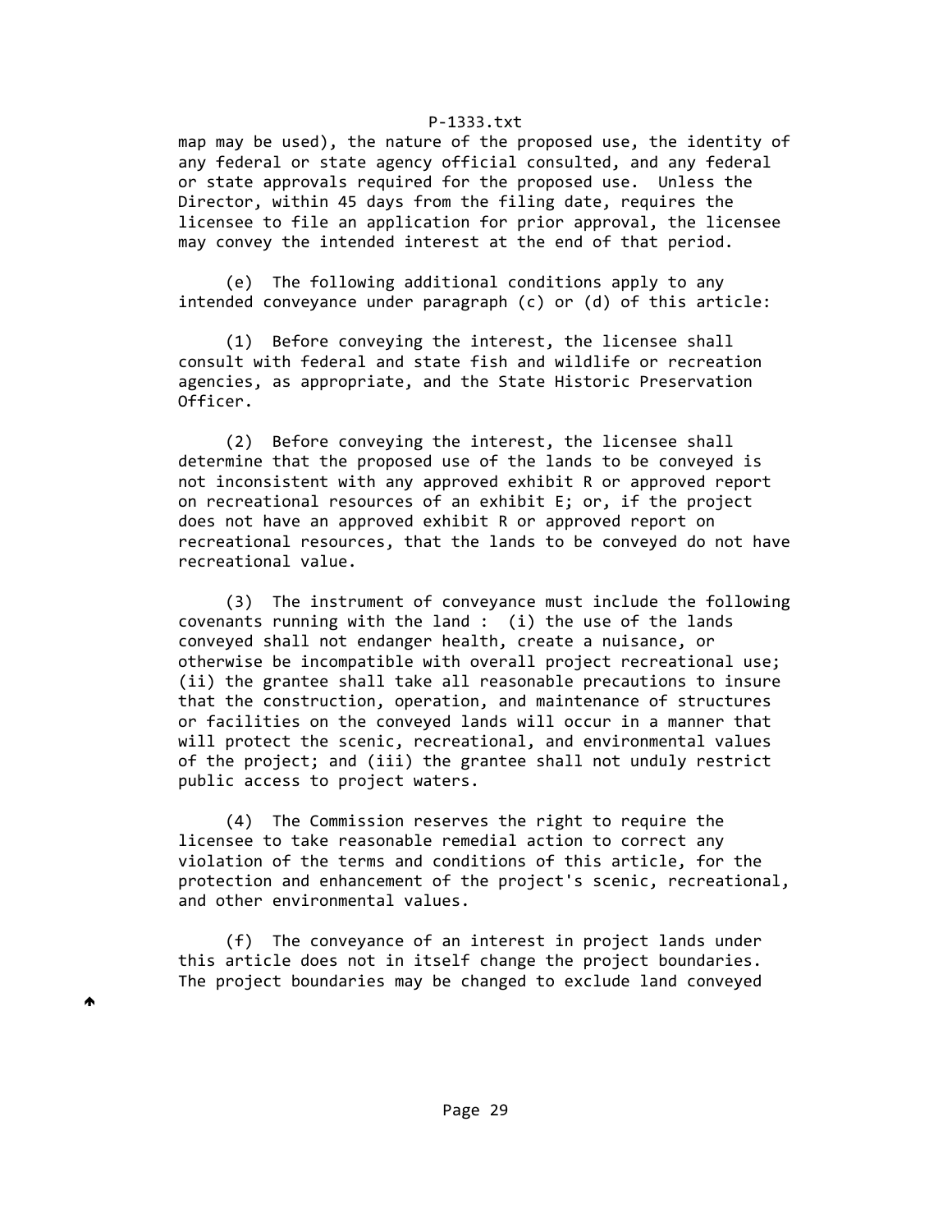map may be used), the nature of the proposed use, the identity of any federal or state agency official consulted, and any federal or state approvals required for the proposed use. Unless the Director, within 45 days from the filing date, requires the licensee to file an application for prior approval, the licensee may convey the intended interest at the end of that period.

(e) The following additional conditions apply to any intended conveyance under paragraph (c) or (d) of this article:

(1) Before conveying the interest, the licensee shall consult with federal and state fish and wildlife or recreation agencies, as appropriate, and the State Historic Preservation Officer.

(2) Before conveying the interest, the licensee shall determine that the proposed use of the lands to be conveyed is not inconsistent with any approved exhibit R or approved report on recreational resources of an exhibit E; or, if the project does not have an approved exhibit R or approved report on recreational resources, that the lands to be conveyed do not have recreational value.

(3) The instrument of conveyance must include the following covenants running with the land : (i) the use of the lands conveyed shall not endanger health, create a nuisance, or otherwise be incompatible with overall project recreational use; (ii) the grantee shall take all reasonable precautions to insure that the construction, operation, and maintenance of structures or facilities on the conveyed lands will occur in a manner that will protect the scenic, recreational, and environmental values of the project; and (iii) the grantee shall not unduly restrict public access to project waters.

(4) The Commission reserves the right to require the licensee to take reasonable remedial action to correct any violation of the terms and conditions of this article, for the protection and enhancement of the project's scenic, recreational, and other environmental values.

(f) The conveyance of an interest in project lands under this article does not in itself change the project boundaries. The project boundaries may be changed to exclude land conveyed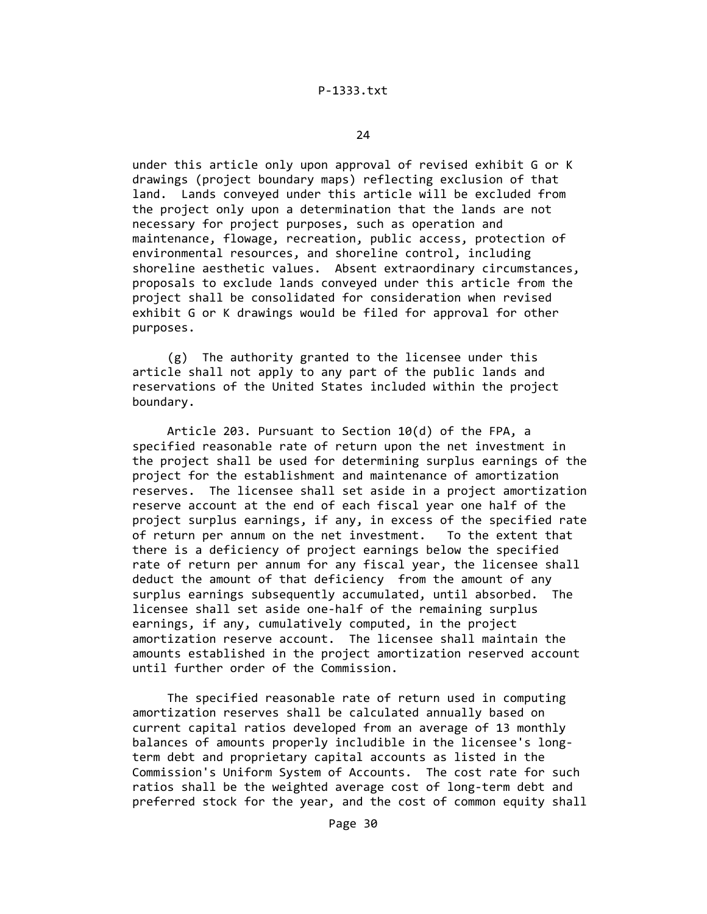under this article only upon approval of revised exhibit G or K drawings (project boundary maps) reflecting exclusion of that land. Lands conveyed under this article will be excluded from the project only upon a determination that the lands are not necessary for project purposes, such as operation and maintenance, flowage, recreation, public access, protection of environmental resources, and shoreline control, including shoreline aesthetic values. Absent extraordinary circumstances, proposals to exclude lands conveyed under this article from the project shall be consolidated for consideration when revised exhibit G or K drawings would be filed for approval for other purposes.

(g) The authority granted to the licensee under this article shall not apply to any part of the public lands and reservations of the United States included within the project boundary.

Article 203. Pursuant to Section 10(d) of the FPA, a specified reasonable rate of return upon the net investment in the project shall be used for determining surplus earnings of the project for the establishment and maintenance of amortization reserves. The licensee shall set aside in a project amortization reserve account at the end of each fiscal year one half of the project surplus earnings, if any, in excess of the specified rate of return per annum on the net investment. To the extent that there is a deficiency of project earnings below the specified rate of return per annum for any fiscal year, the licensee shall deduct the amount of that deficiency from the amount of any surplus earnings subsequently accumulated, until absorbed. The licensee shall set aside one-half of the remaining surplus earnings, if any, cumulatively computed, in the project amortization reserve account. The licensee shall maintain the amounts established in the project amortization reserved account until further order of the Commission.

The specified reasonable rate of return used in computing amortization reserves shall be calculated annually based on current capital ratios developed from an average of 13 monthly balances of amounts properly includible in the licensee's long-term debt and proprietary capital accounts as listed in the Commission's Uniform System of Accounts. The cost rate for such ratios shall be the weighted average cost of long-term debt and preferred stock for the year, and the cost of common equity shall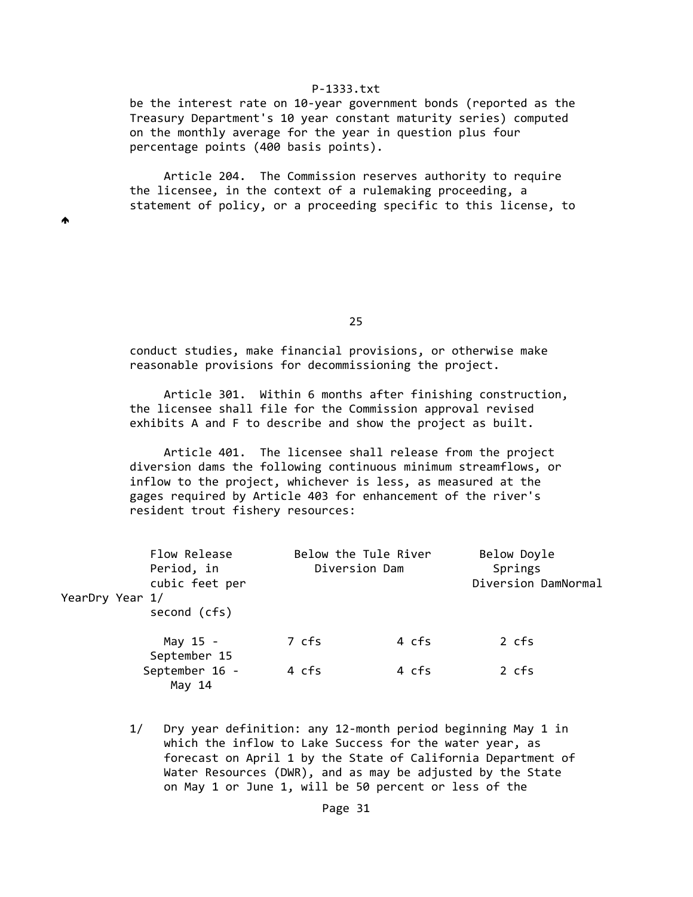be the interest rate on 10-year government bonds (reported as the Treasury Department's 10 year constant maturity series) computed on the monthly average for the year in question plus four percentage points (400 basis points).

Article 204. The Commission reserves authority to require the licensee, in the context of a rulemaking proceeding, a statement of policy, or a proceeding specific to this license, to conduct studies, make financial provisions, or otherwise make reasonable provisions for decommissioning the project.

Article 301. Within 6 months after finishing construction, the licensee shall file for the Commission approval revised exhibits A and F to describe and show the project as built.

Article 401. The licensee shall release from the project diversion dams the following continuous minimum streamflows, or inflow to the project, whichever is less, as measured at the gages required by Article 403 for enhancement of the river's resident trout fishery resources:

| Flow Release Period, in cubic feet per second (cfs) | Below the Tule River Diversion Dam | | Below Doyle Springs Diversion Dam |
|---|---|---|---|
| | Normal Year | Dry Year 1/ | |
| May 15 - September 15 | 7 cfs | 4 cfs | 2 cfs |
| September 16 - May 14 | 4 cfs | 4 cfs | 2 cfs |

1/ Dry year definition: any 12-month period beginning May 1 in which the inflow to Lake Success for the water year, as forecast on April 1 by the State of California Department of Water Resources (DWR), and as may be adjusted by the State on May 1 or June 1, will be 50 percent or less of the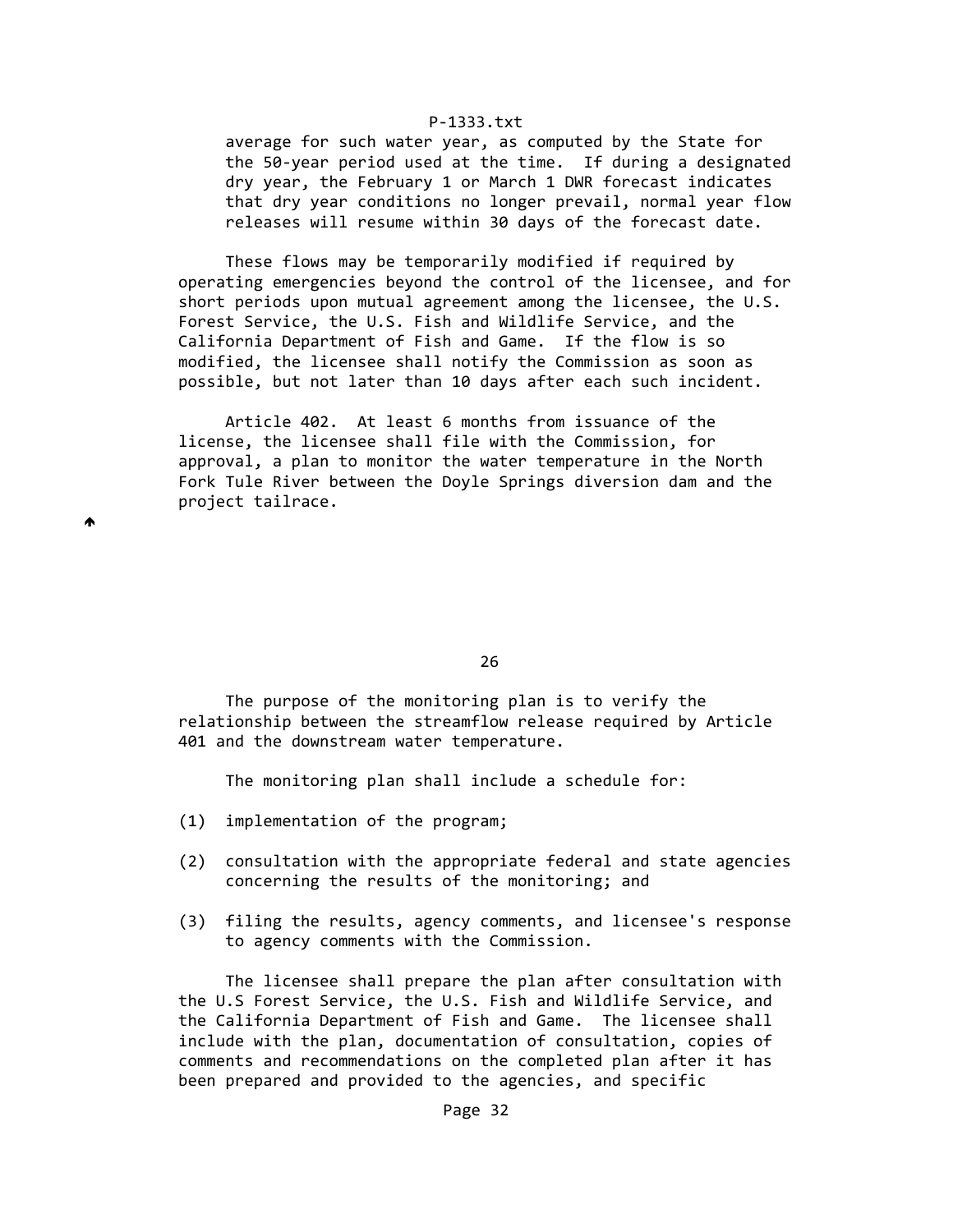average for such water year, as computed by the State for the 50-year period used at the time. If during a designated dry year, the February 1 or March 1 DWR forecast indicates that dry year conditions no longer prevail, normal year flow releases will resume within 30 days of the forecast date.

These flows may be temporarily modified if required by operating emergencies beyond the control of the licensee, and for short periods upon mutual agreement among the licensee, the U.S. Forest Service, the U.S. Fish and Wildlife Service, and the California Department of Fish and Game. If the flow is so modified, the licensee shall notify the Commission as soon as possible, but not later than 10 days after each such incident.

Article 402. At least 6 months from issuance of the license, the licensee shall file with the Commission, for approval, a plan to monitor the water temperature in the North Fork Tule River between the Doyle Springs diversion dam and the project tailrace.

The purpose of the monitoring plan is to verify the relationship between the streamflow release required by Article 401 and the downstream water temperature.

The monitoring plan shall include a schedule for:

(1) implementation of the program;

(2) consultation with the appropriate federal and state agencies concerning the results of the monitoring; and

(3) filing the results, agency comments, and licensee's response to agency comments with the Commission.

The licensee shall prepare the plan after consultation with the U.S Forest Service, the U.S. Fish and Wildlife Service, and the California Department of Fish and Game. The licensee shall include with the plan, documentation of consultation, copies of comments and recommendations on the completed plan after it has been prepared and provided to the agencies, and specific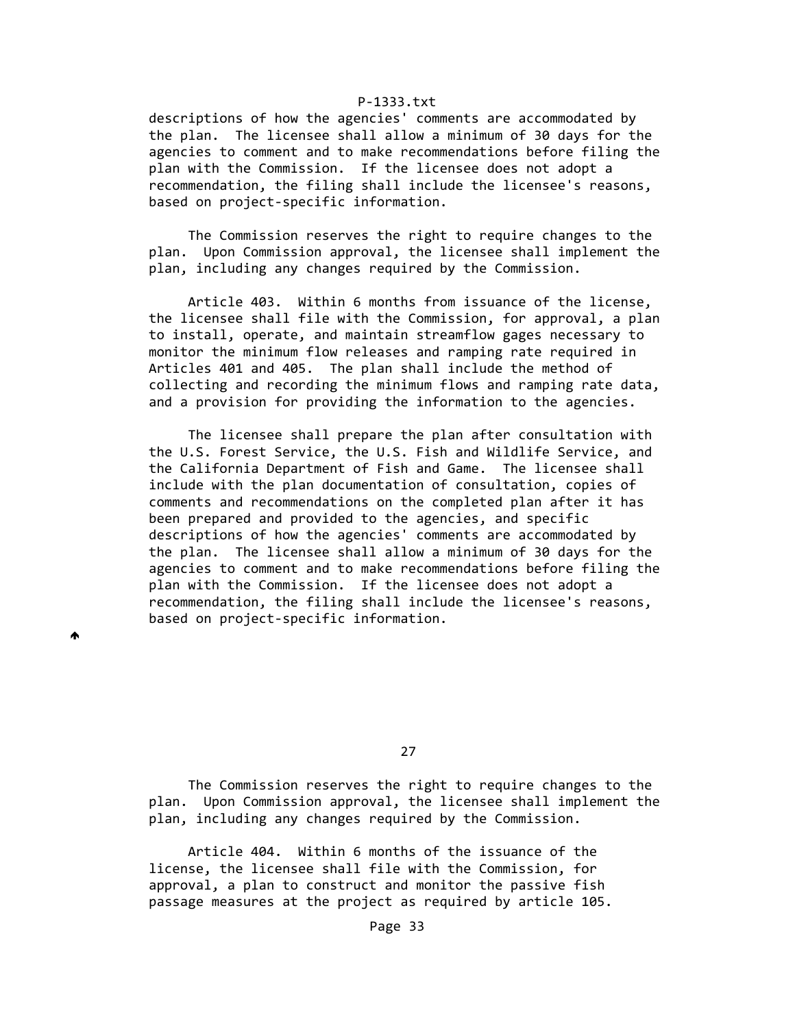descriptions of how the agencies' comments are accommodated by the plan. The licensee shall allow a minimum of 30 days for the agencies to comment and to make recommendations before filing the plan with the Commission. If the licensee does not adopt a recommendation, the filing shall include the licensee's reasons, based on project-specific information.

The Commission reserves the right to require changes to the plan. Upon Commission approval, the licensee shall implement the plan, including any changes required by the Commission.

Article 403. Within 6 months from issuance of the license, the licensee shall file with the Commission, for approval, a plan to install, operate, and maintain streamflow gages necessary to monitor the minimum flow releases and ramping rate required in Articles 401 and 405. The plan shall include the method of collecting and recording the minimum flows and ramping rate data, and a provision for providing the information to the agencies.

The licensee shall prepare the plan after consultation with the U.S. Forest Service, the U.S. Fish and Wildlife Service, and the California Department of Fish and Game. The licensee shall include with the plan documentation of consultation, copies of comments and recommendations on the completed plan after it has been prepared and provided to the agencies, and specific descriptions of how the agencies' comments are accommodated by the plan. The licensee shall allow a minimum of 30 days for the agencies to comment and to make recommendations before filing the plan with the Commission. If the licensee does not adopt a recommendation, the filing shall include the licensee's reasons, based on project-specific information.

The Commission reserves the right to require changes to the plan. Upon Commission approval, the licensee shall implement the plan, including any changes required by the Commission.

Article 404. Within 6 months of the issuance of the license, the licensee shall file with the Commission, for approval, a plan to construct and monitor the passive fish passage measures at the project as required by article 105.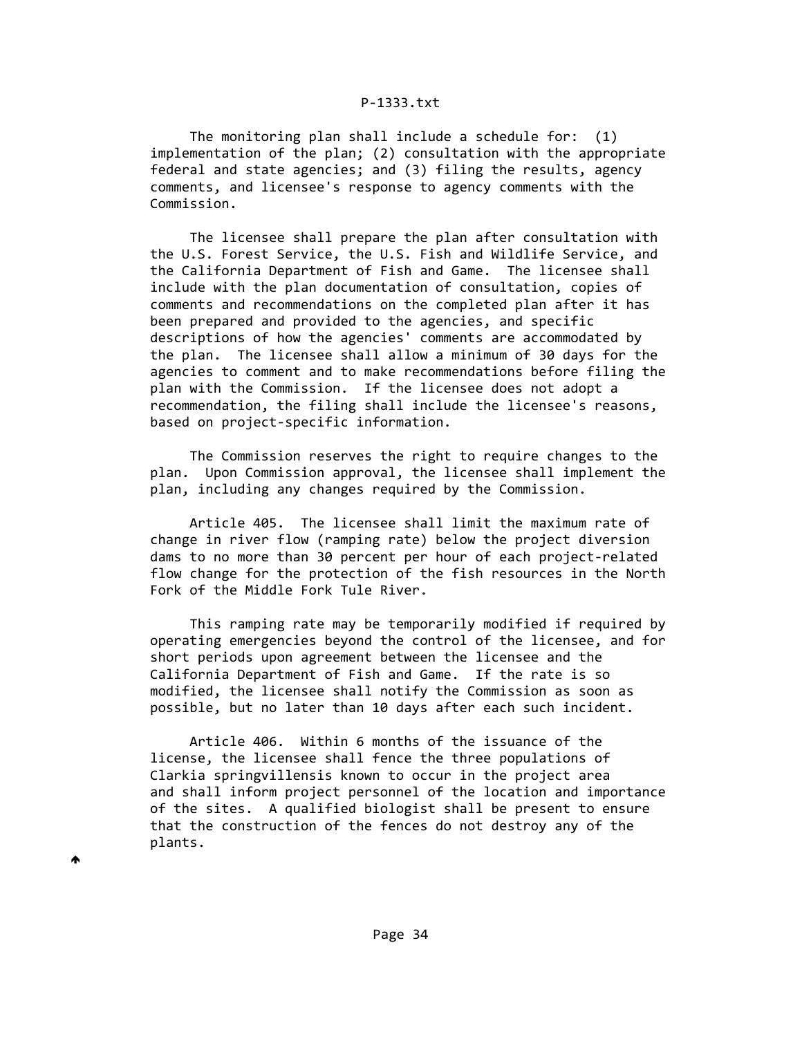The monitoring plan shall include a schedule for: (1) implementation of the plan; (2) consultation with the appropriate federal and state agencies; and (3) filing the results, agency comments, and licensee's response to agency comments with the Commission.

The licensee shall prepare the plan after consultation with the U.S. Forest Service, the U.S. Fish and Wildlife Service, and the California Department of Fish and Game. The licensee shall include with the plan documentation of consultation, copies of comments and recommendations on the completed plan after it has been prepared and provided to the agencies, and specific descriptions of how the agencies' comments are accommodated by the plan. The licensee shall allow a minimum of 30 days for the agencies to comment and to make recommendations before filing the plan with the Commission. If the licensee does not adopt a recommendation, the filing shall include the licensee's reasons, based on project-specific information.

The Commission reserves the right to require changes to the plan. Upon Commission approval, the licensee shall implement the plan, including any changes required by the Commission.

Article 405. The licensee shall limit the maximum rate of change in river flow (ramping rate) below the project diversion dams to no more than 30 percent per hour of each project-related flow change for the protection of the fish resources in the North Fork of the Middle Fork Tule River.

This ramping rate may be temporarily modified if required by operating emergencies beyond the control of the licensee, and for short periods upon agreement between the licensee and the California Department of Fish and Game. If the rate is so modified, the licensee shall notify the Commission as soon as possible, but no later than 10 days after each such incident.

Article 406. Within 6 months of the issuance of the license, the licensee shall fence the three populations of Clarkia springvillensis known to occur in the project area and shall inform project personnel of the location and importance of the sites. A qualified biologist shall be present to ensure that the construction of the fences do not destroy any of the plants.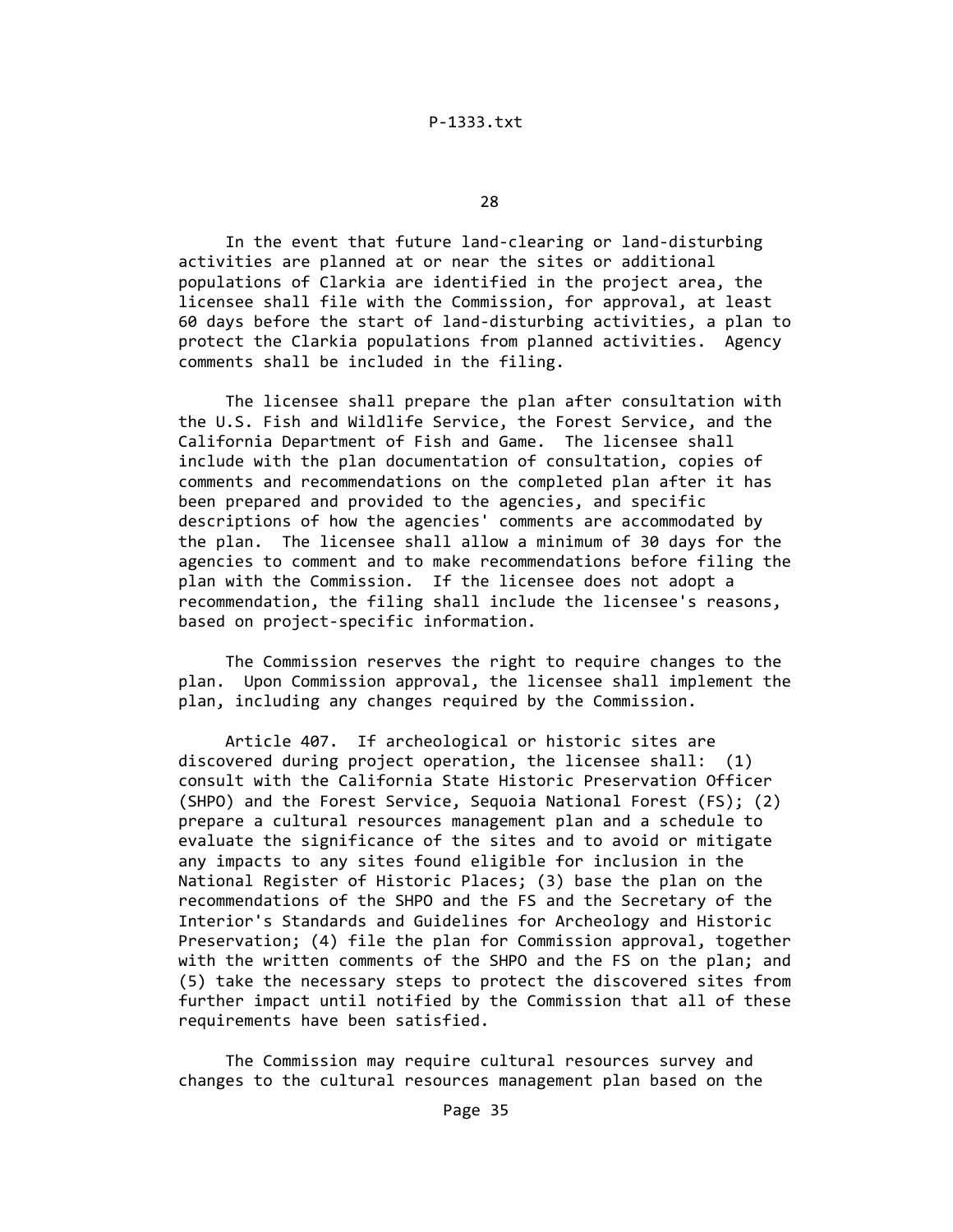In the event that future land-clearing or land-disturbing activities are planned at or near the sites or additional populations of Clarkia are identified in the project area, the licensee shall file with the Commission, for approval, at least 60 days before the start of land-disturbing activities, a plan to protect the Clarkia populations from planned activities. Agency comments shall be included in the filing.

The licensee shall prepare the plan after consultation with the U.S. Fish and Wildlife Service, the Forest Service, and the California Department of Fish and Game. The licensee shall include with the plan documentation of consultation, copies of comments and recommendations on the completed plan after it has been prepared and provided to the agencies, and specific descriptions of how the agencies' comments are accommodated by the plan. The licensee shall allow a minimum of 30 days for the agencies to comment and to make recommendations before filing the plan with the Commission. If the licensee does not adopt a recommendation, the filing shall include the licensee's reasons, based on project-specific information.

The Commission reserves the right to require changes to the plan. Upon Commission approval, the licensee shall implement the plan, including any changes required by the Commission.

Article 407. If archeological or historic sites are discovered during project operation, the licensee shall: (1) consult with the California State Historic Preservation Officer (SHPO) and the Forest Service, Sequoia National Forest (FS); (2) prepare a cultural resources management plan and a schedule to evaluate the significance of the sites and to avoid or mitigate any impacts to any sites found eligible for inclusion in the National Register of Historic Places; (3) base the plan on the recommendations of the SHPO and the FS and the Secretary of the Interior's Standards and Guidelines for Archeology and Historic Preservation; (4) file the plan for Commission approval, together with the written comments of the SHPO and the FS on the plan; and (5) take the necessary steps to protect the discovered sites from further impact until notified by the Commission that all of these requirements have been satisfied.

The Commission may require cultural resources survey and changes to the cultural resources management plan based on the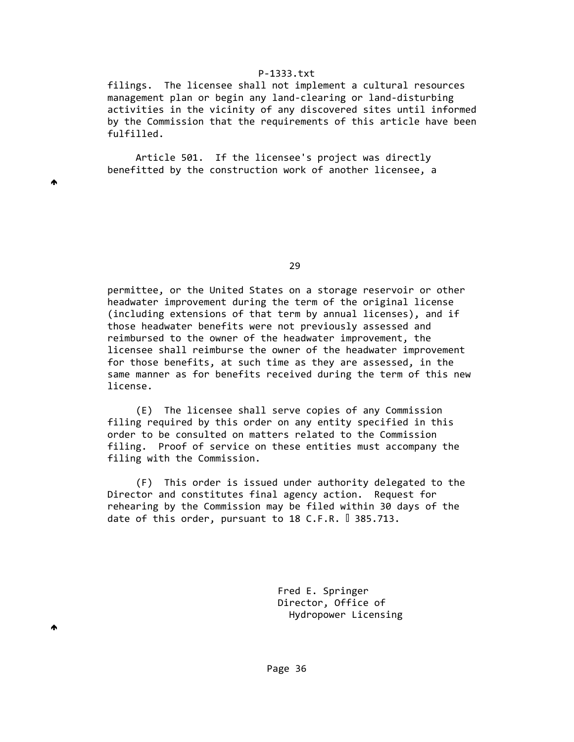filings. The licensee shall not implement a cultural resources management plan or begin any land-clearing or land-disturbing activities in the vicinity of any discovered sites until informed by the Commission that the requirements of this article have been fulfilled.

Article 501. If the licensee's project was directly benefitted by the construction work of another licensee, a permittee, or the United States on a storage reservoir or other headwater improvement during the term of the original license (including extensions of that term by annual licenses), and if those headwater benefits were not previously assessed and reimbursed to the owner of the headwater improvement, the licensee shall reimburse the owner of the headwater improvement for those benefits, at such time as they are assessed, in the same manner as for benefits received during the term of this new license.

(E) The licensee shall serve copies of any Commission filing required by this order on any entity specified in this order to be consulted on matters related to the Commission filing. Proof of service on these entities must accompany the filing with the Commission.

(F) This order is issued under authority delegated to the Director and constitutes final agency action. Request for rehearing by the Commission may be filed within 30 days of the date of this order, pursuant to 18 C.F.R. § 385.713.

Fred E. Springer
Director, Office of
Hydropower Licensing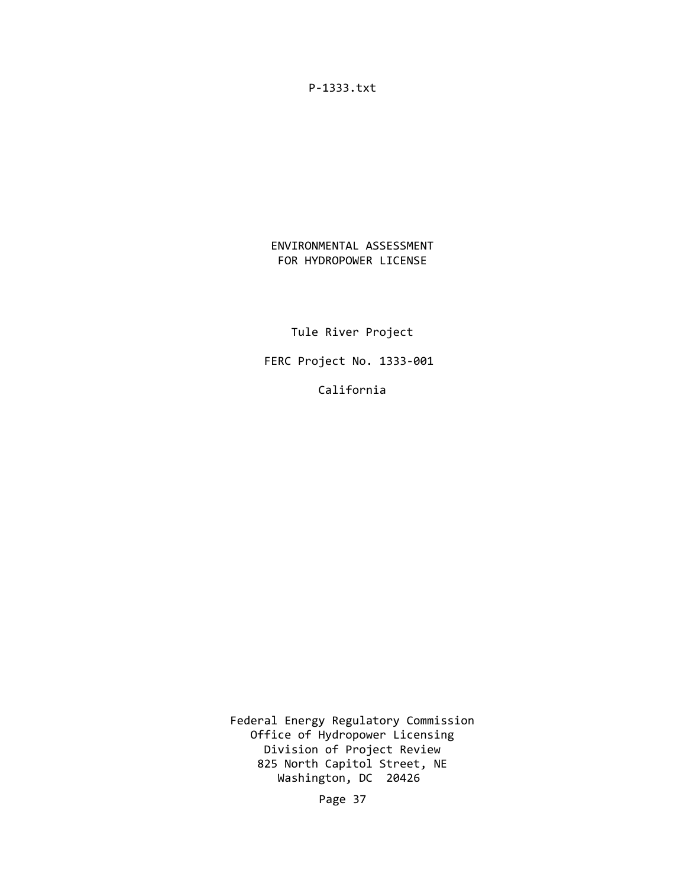# ENVIRONMENTAL ASSESSMENT FOR HYDROPOWER LICENSE

Tule River Project

FERC Project No. 1333-001

California

Federal Energy Regulatory Commission
Office of Hydropower Licensing
Division of Project Review
825 North Capitol Street, NE
Washington, DC 20426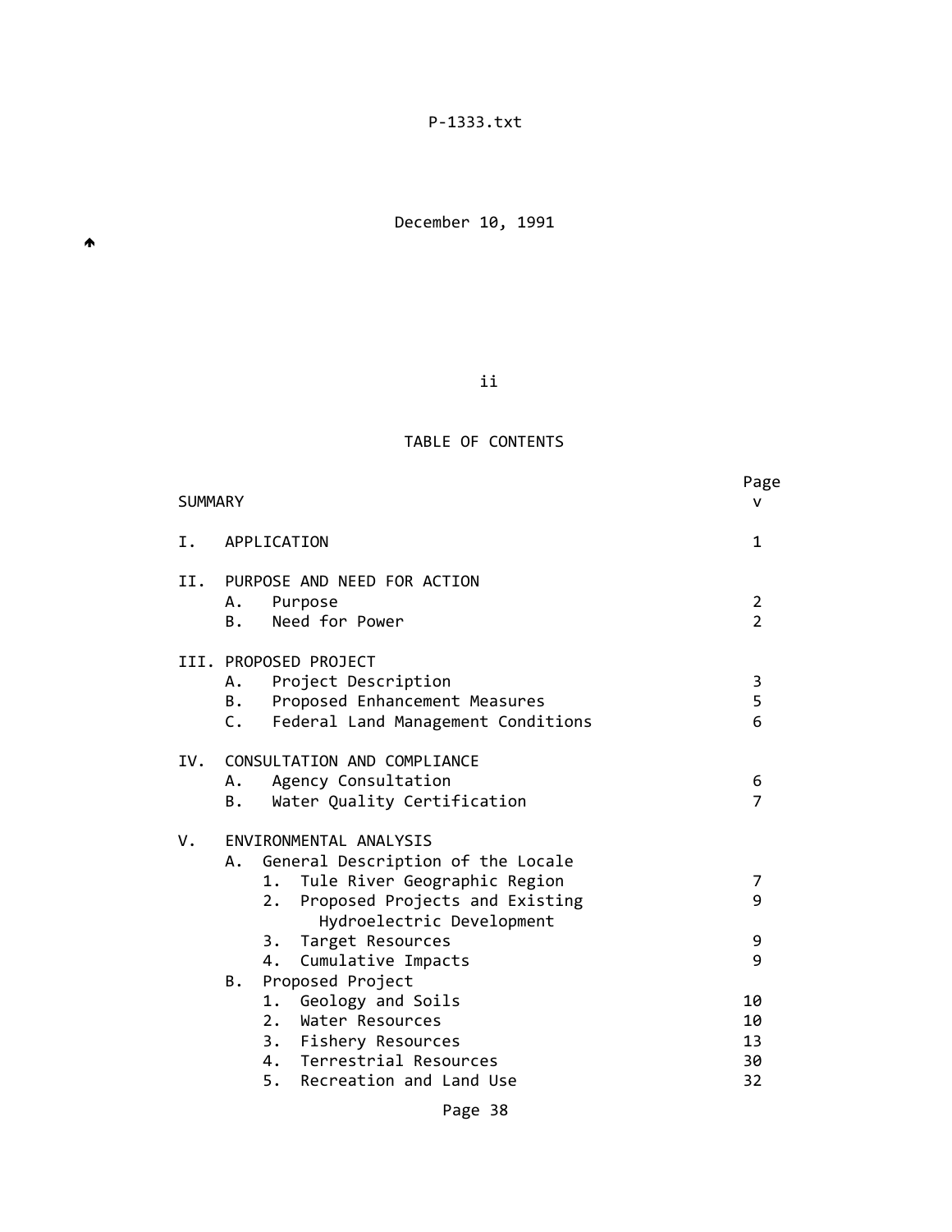December 10, 1991

ii

# TABLE OF CONTENTS

| | | Page |
|---|---|---|
| SUMMARY | | v |
| I. | APPLICATION | 1 |
| II. | PURPOSE AND NEED FOR ACTION | |
| | A. Purpose | 2 |
| | B. Need for Power | 2 |
| III. | PROPOSED PROJECT | |
| | A. Project Description | 3 |
| | B. Proposed Enhancement Measures | 5 |
| | C. Federal Land Management Conditions | 6 |
| IV. | CONSULTATION AND COMPLIANCE | |
| | A. Agency Consultation | 6 |
| | B. Water Quality Certification | 7 |
| V. | ENVIRONMENTAL ANALYSIS | |
| | A. General Description of the Locale | |
| | 1. Tule River Geographic Region | 7 |
| | 2. Proposed Projects and Existing Hydroelectric Development | 9 |
| | 3. Target Resources | 9 |
| | 4. Cumulative Impacts | 9 |
| | B. Proposed Project | |
| | 1. Geology and Soils | 10 |
| | 2. Water Resources | 10 |
| | 3. Fishery Resources | 13 |
| | 4. Terrestrial Resources | 30 |
| | 5. Recreation and Land Use | 32 |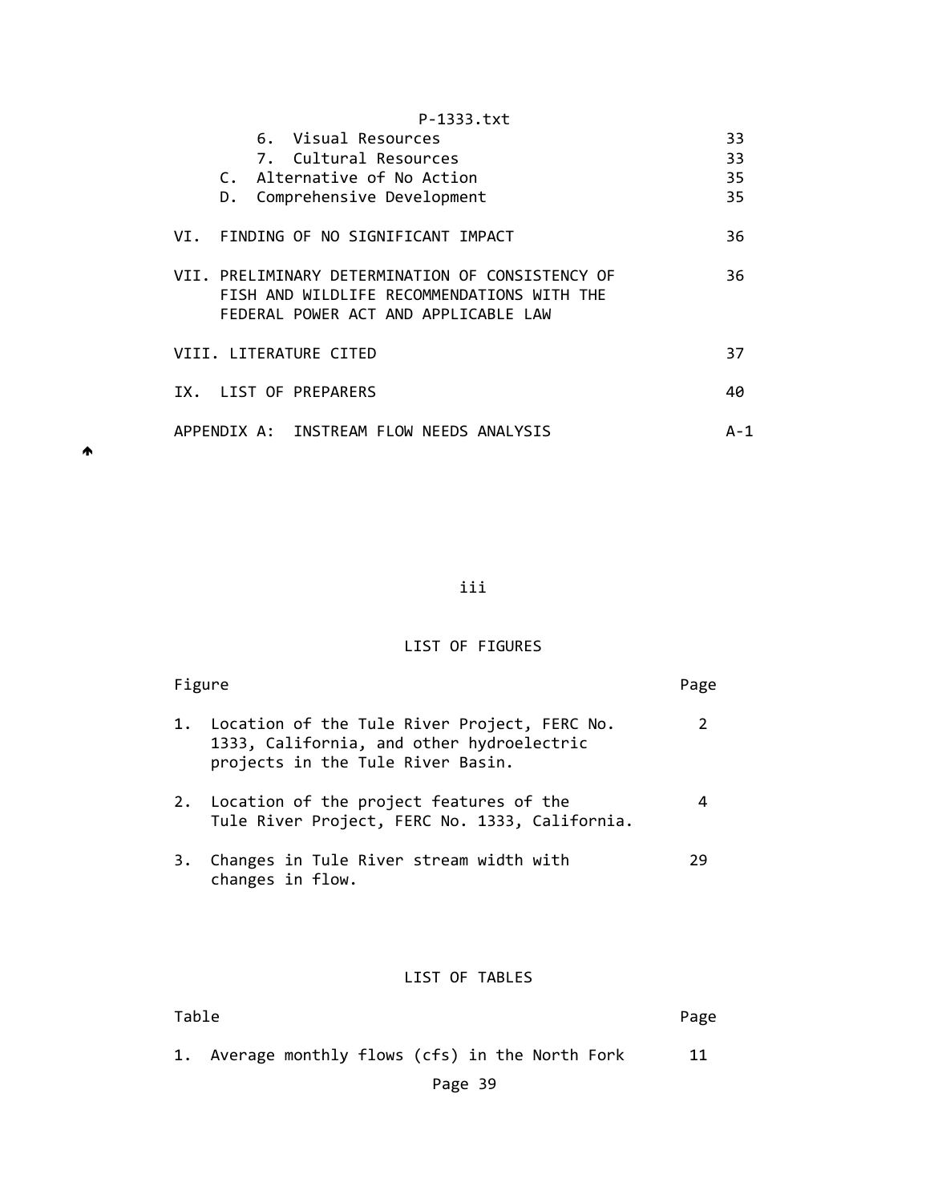| | |
|---|---|
| 6. Visual Resources | 33 |
| 7. Cultural Resources | 33 |
| C. Alternative of No Action | 35 |
| D. Comprehensive Development | 35 |
| VI. FINDING OF NO SIGNIFICANT IMPACT | 36 |
| VII. PRELIMINARY DETERMINATION OF CONSISTENCY OF FISH AND WILDLIFE RECOMMENDATIONS WITH THE FEDERAL POWER ACT AND APPLICABLE LAW | 36 |
| VIII. LITERATURE CITED | 37 |
| IX. LIST OF PREPARERS | 40 |
| APPENDIX A: INSTREAM FLOW NEEDS ANALYSIS | A-1 |

## LIST OF FIGURES

| Figure | Page |
|---|---|
| 1. Location of the Tule River Project, FERC No. 1333, California, and other hydroelectric projects in the Tule River Basin. | 2 |
| 2. Location of the project features of the Tule River Project, FERC No. 1333, California. | 4 |
| 3. Changes in Tule River stream width with changes in flow. | 29 |

## LIST OF TABLES

| Table | Page |
|---|---|
| 1. Average monthly flows (cfs) in the North Fork | 11 |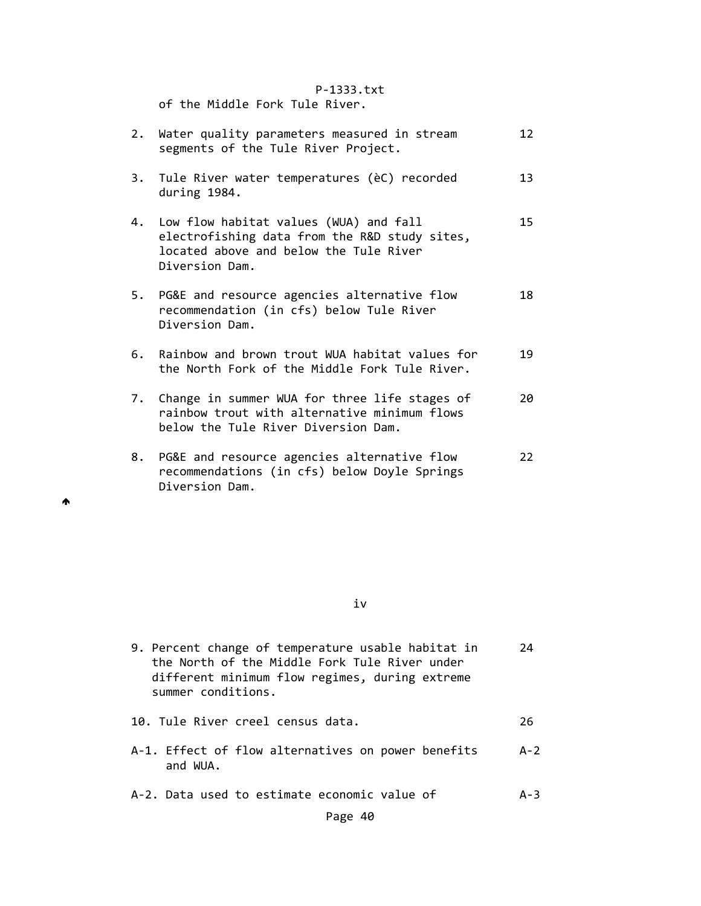of the Middle Fork Tule River.

| | | |
|---|---|---|
| 2. | Water quality parameters measured in stream segments of the Tule River Project. | 12 |
| 3. | Tule River water temperatures (èC) recorded during 1984. | 13 |
| 4. | Low flow habitat values (WUA) and fall electrofishing data from the R&D study sites, located above and below the Tule River Diversion Dam. | 15 |
| 5. | PG&E and resource agencies alternative flow recommendation (in cfs) below Tule River Diversion Dam. | 18 |
| 6. | Rainbow and brown trout WUA habitat values for the North Fork of the Middle Fork Tule River. | 19 |
| 7. | Change in summer WUA for three life stages of rainbow trout with alternative minimum flows below the Tule River Diversion Dam. | 20 |
| 8. | PG&E and resource agencies alternative flow recommendations (in cfs) below Doyle Springs Diversion Dam. | 22 |

iv

| | | |
|---|---|---|
| 9. | Percent change of temperature usable habitat in the North of the Middle Fork Tule River under different minimum flow regimes, during extreme summer conditions. | 24 |
| 10. | Tule River creel census data. | 26 |
| A-1. | Effect of flow alternatives on power benefits and WUA. | A-2 |
| A-2. | Data used to estimate economic value of | A-3 |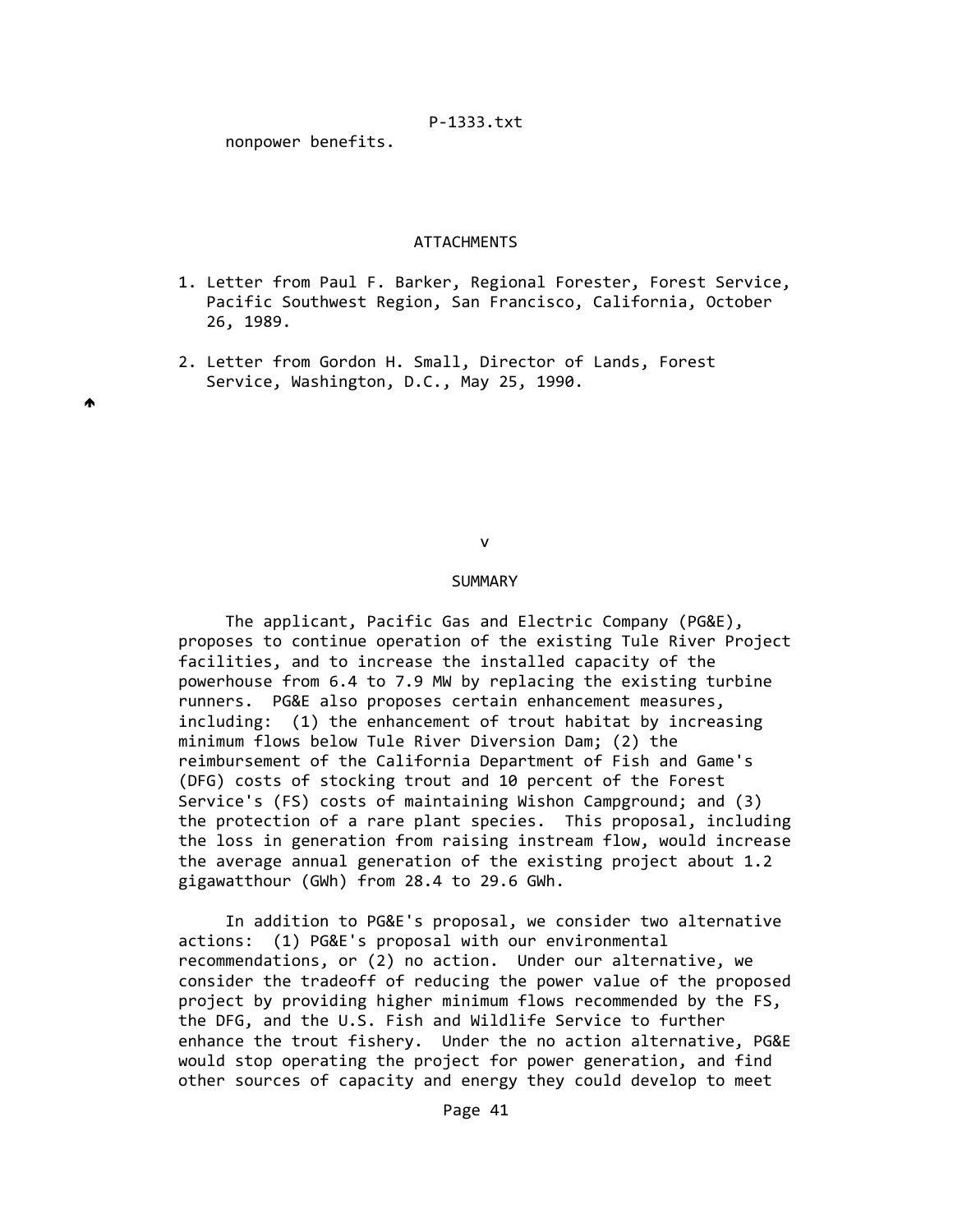nonpower benefits.

## ATTACHMENTS

1. Letter from Paul F. Barker, Regional Forester, Forest Service, Pacific Southwest Region, San Francisco, California, October 26, 1989.

2. Letter from Gordon H. Small, Director of Lands, Forest Service, Washington, D.C., May 25, 1990.

v

## SUMMARY

The applicant, Pacific Gas and Electric Company (PG&E), proposes to continue operation of the existing Tule River Project facilities, and to increase the installed capacity of the powerhouse from 6.4 to 7.9 MW by replacing the existing turbine runners. PG&E also proposes certain enhancement measures, including: (1) the enhancement of trout habitat by increasing minimum flows below Tule River Diversion Dam; (2) the reimbursement of the California Department of Fish and Game's (DFG) costs of stocking trout and 10 percent of the Forest Service's (FS) costs of maintaining Wishon Campground; and (3) the protection of a rare plant species. This proposal, including the loss in generation from raising instream flow, would increase the average annual generation of the existing project about 1.2 gigawatthour (GWh) from 28.4 to 29.6 GWh.

In addition to PG&E's proposal, we consider two alternative actions: (1) PG&E's proposal with our environmental recommendations, or (2) no action. Under our alternative, we consider the tradeoff of reducing the power value of the proposed project by providing higher minimum flows recommended by the FS, the DFG, and the U.S. Fish and Wildlife Service to further enhance the trout fishery. Under the no action alternative, PG&E would stop operating the project for power generation, and find other sources of capacity and energy they could develop to meet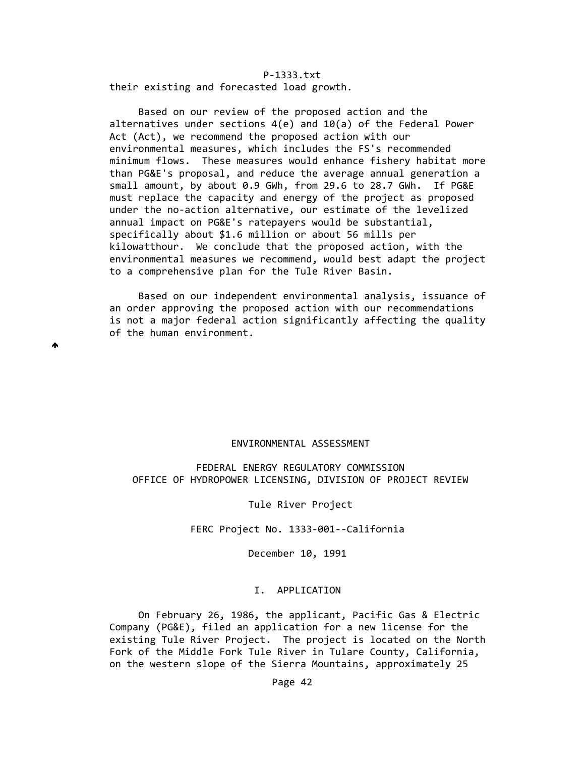their existing and forecasted load growth.

Based on our review of the proposed action and the alternatives under sections 4(e) and 10(a) of the Federal Power Act (Act), we recommend the proposed action with our environmental measures, which includes the FS's recommended minimum flows. These measures would enhance fishery habitat more than PG&E's proposal, and reduce the average annual generation a small amount, by about 0.9 GWh, from 29.6 to 28.7 GWh. If PG&E must replace the capacity and energy of the project as proposed under the no-action alternative, our estimate of the levelized annual impact on PG&E's ratepayers would be substantial, specifically about $1.6 million or about 56 mills per kilowatthour. We conclude that the proposed action, with the environmental measures we recommend, would best adapt the project to a comprehensive plan for the Tule River Basin.

Based on our independent environmental analysis, issuance of an order approving the proposed action with our recommendations is not a major federal action significantly affecting the quality of the human environment.

# ENVIRONMENTAL ASSESSMENT

FEDERAL ENERGY REGULATORY COMMISSION
OFFICE OF HYDROPOWER LICENSING, DIVISION OF PROJECT REVIEW

Tule River Project

FERC Project No. 1333-001--California

December 10, 1991

## I. APPLICATION

On February 26, 1986, the applicant, Pacific Gas & Electric Company (PG&E), filed an application for a new license for the existing Tule River Project. The project is located on the North Fork of the Middle Fork Tule River in Tulare County, California, on the western slope of the Sierra Mountains, approximately 25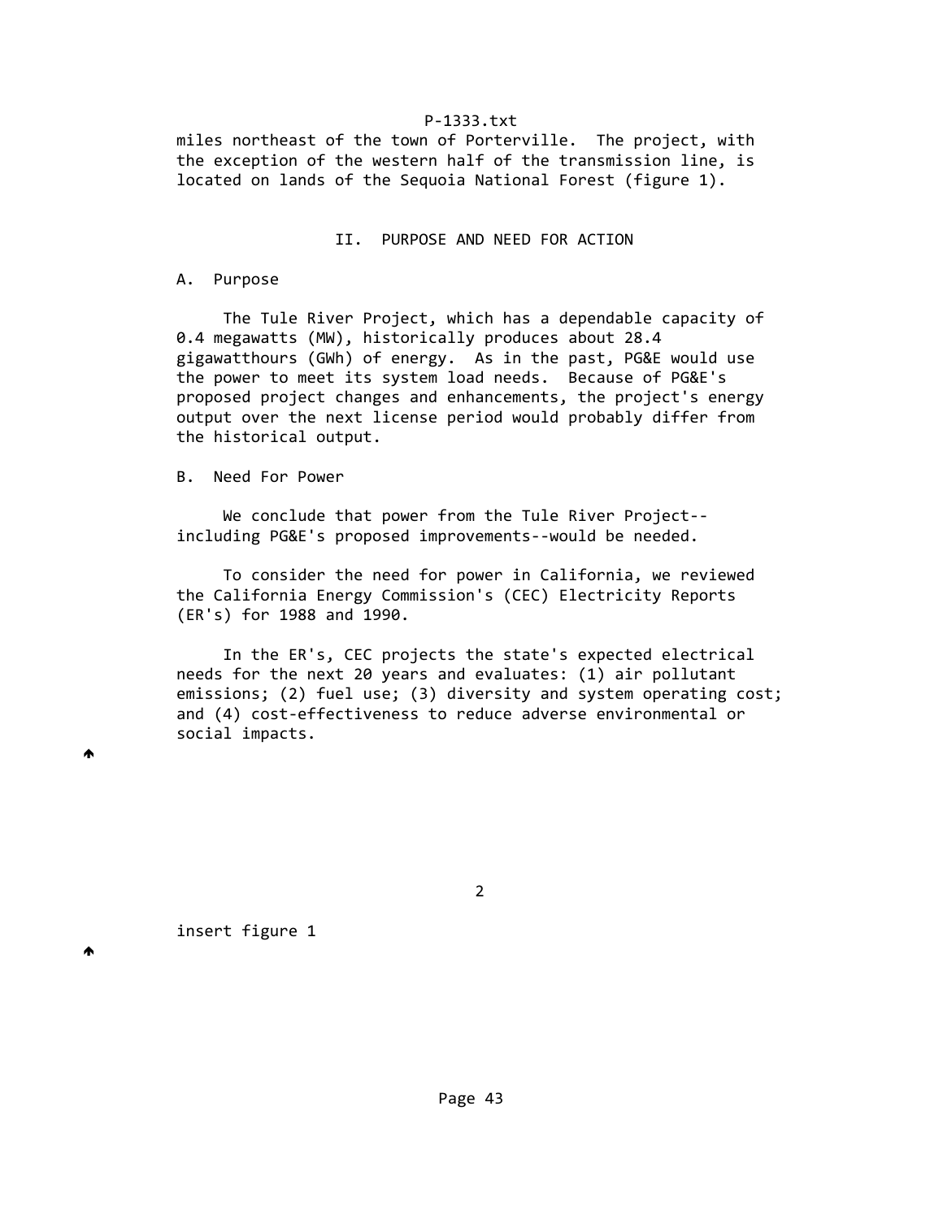miles northeast of the town of Porterville. The project, with the exception of the western half of the transmission line, is located on lands of the Sequoia National Forest (figure 1).

## II. PURPOSE AND NEED FOR ACTION

### A. Purpose

The Tule River Project, which has a dependable capacity of 0.4 megawatts (MW), historically produces about 28.4 gigawatthours (GWh) of energy. As in the past, PG&E would use the power to meet its system load needs. Because of PG&E's proposed project changes and enhancements, the project's energy output over the next license period would probably differ from the historical output.

### B. Need For Power

We conclude that power from the Tule River Project--including PG&E's proposed improvements--would be needed.

To consider the need for power in California, we reviewed the California Energy Commission's (CEC) Electricity Reports (ER's) for 1988 and 1990.

In the ER's, CEC projects the state's expected electrical needs for the next 20 years and evaluates: (1) air pollutant emissions; (2) fuel use; (3) diversity and system operating cost; and (4) cost-effectiveness to reduce adverse environmental or social impacts.

insert figure 1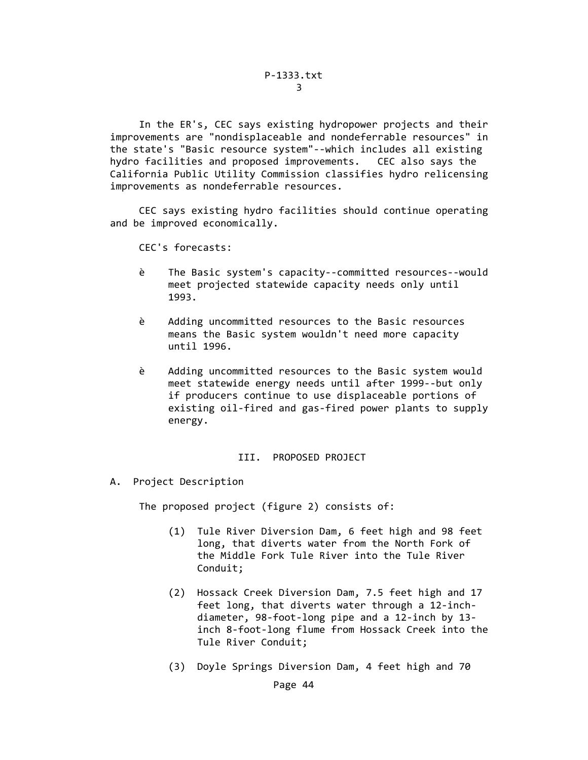In the ER's, CEC says existing hydropower projects and their improvements are "nondisplaceable and nondeferrable resources" in the state's "Basic resource system"--which includes all existing hydro facilities and proposed improvements. CEC also says the California Public Utility Commission classifies hydro relicensing improvements as nondeferrable resources.

CEC says existing hydro facilities should continue operating and be improved economically.

CEC's forecasts:

- The Basic system's capacity--committed resources--would meet projected statewide capacity needs only until 1993.
- Adding uncommitted resources to the Basic resources means the Basic system wouldn't need more capacity until 1996.
- Adding uncommitted resources to the Basic system would meet statewide energy needs until after 1999--but only if producers continue to use displaceable portions of existing oil-fired and gas-fired power plants to supply energy.

## III. PROPOSED PROJECT

### A. Project Description

The proposed project (figure 2) consists of:

(1) Tule River Diversion Dam, 6 feet high and 98 feet long, that diverts water from the North Fork of the Middle Fork Tule River into the Tule River Conduit;

(2) Hossack Creek Diversion Dam, 7.5 feet high and 17 feet long, that diverts water through a 12-inch-diameter, 98-foot-long pipe and a 12-inch by 13-inch 8-foot-long flume from Hossack Creek into the Tule River Conduit;

(3) Doyle Springs Diversion Dam, 4 feet high and 70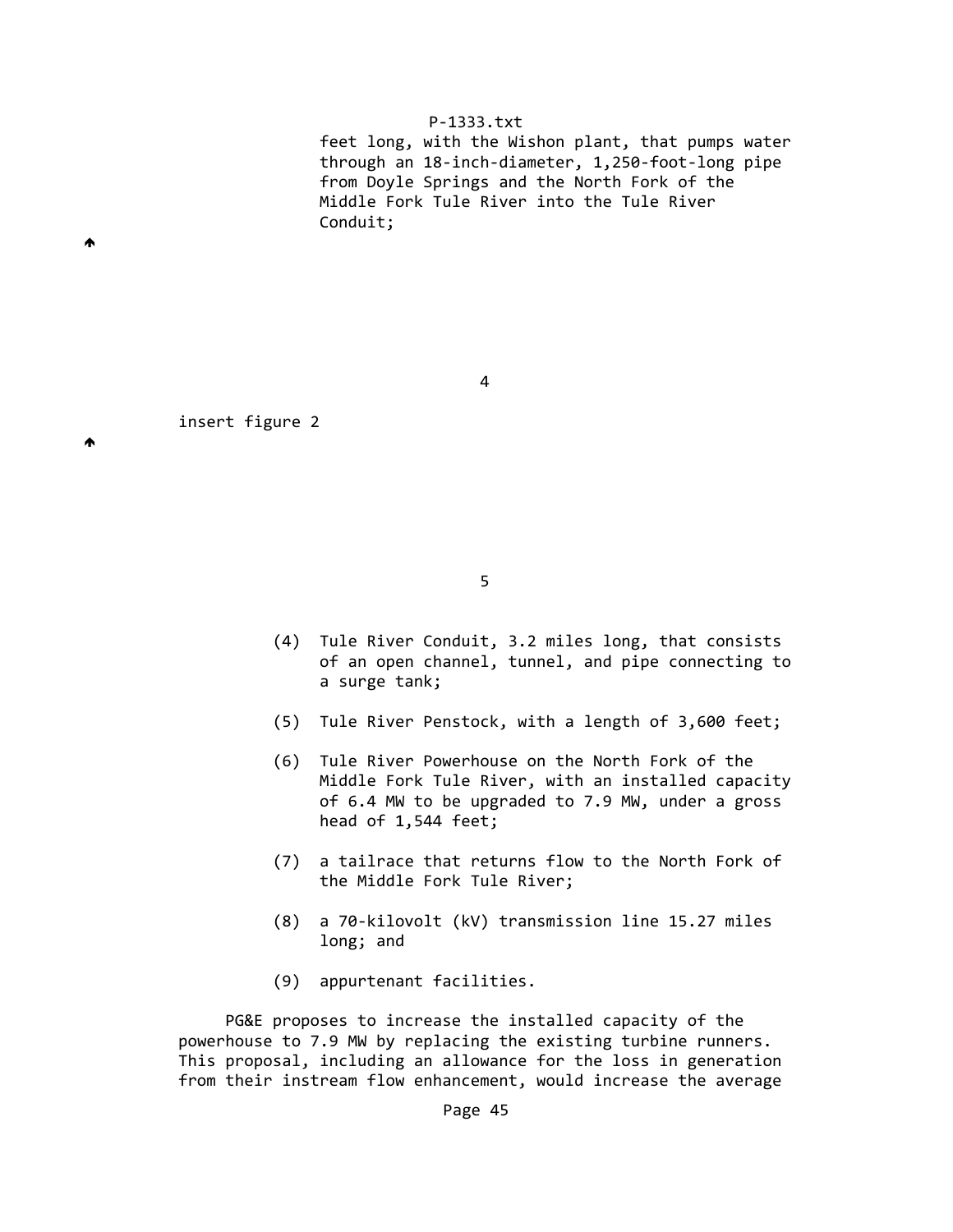feet long, with the Wishon plant, that pumps water through an 18-inch-diameter, 1,250-foot-long pipe from Doyle Springs and the North Fork of the Middle Fork Tule River into the Tule River Conduit;

insert figure 2

(4) Tule River Conduit, 3.2 miles long, that consists of an open channel, tunnel, and pipe connecting to a surge tank;

(5) Tule River Penstock, with a length of 3,600 feet;

(6) Tule River Powerhouse on the North Fork of the Middle Fork Tule River, with an installed capacity of 6.4 MW to be upgraded to 7.9 MW, under a gross head of 1,544 feet;

(7) a tailrace that returns flow to the North Fork of the Middle Fork Tule River;

(8) a 70-kilovolt (kV) transmission line 15.27 miles long; and

(9) appurtenant facilities.

PG&E proposes to increase the installed capacity of the powerhouse to 7.9 MW by replacing the existing turbine runners. This proposal, including an allowance for the loss in generation from their instream flow enhancement, would increase the average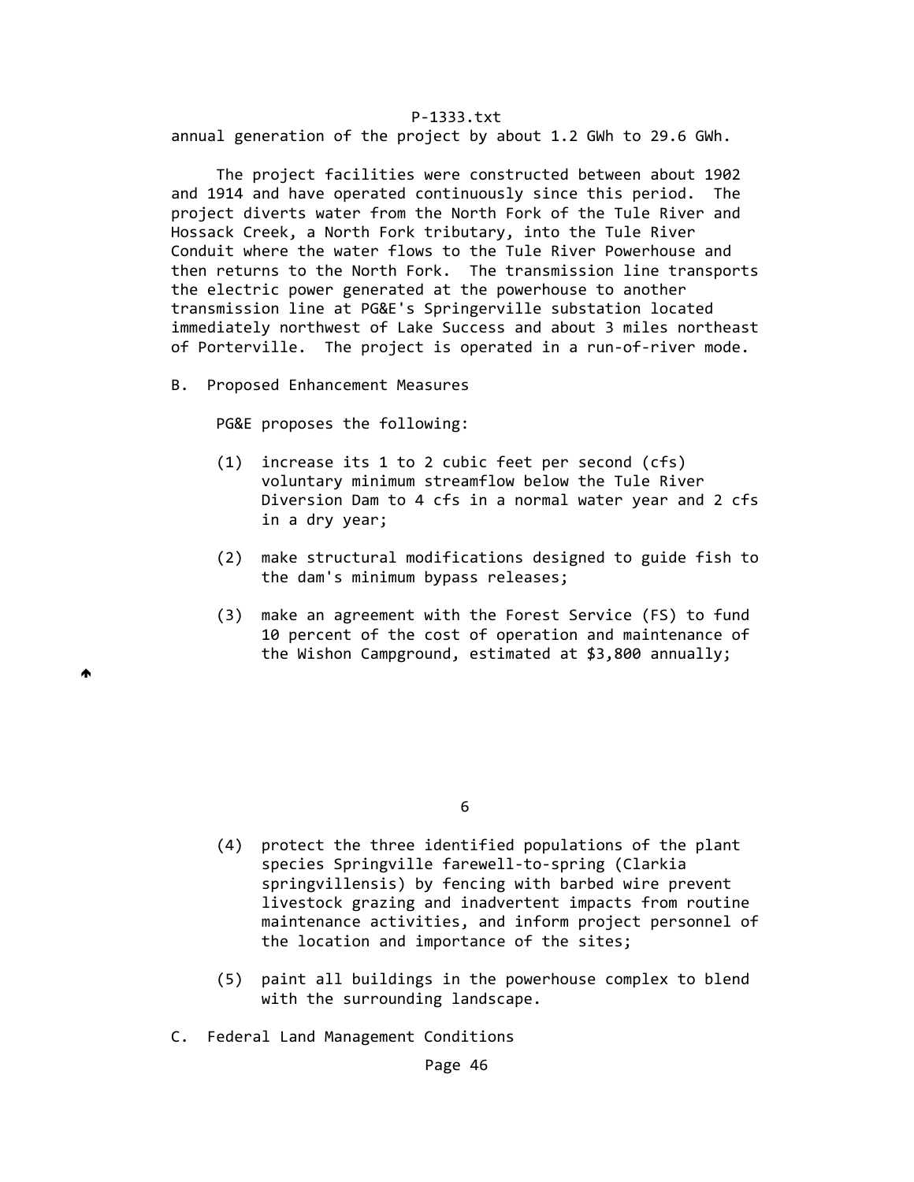annual generation of the project by about 1.2 GWh to 29.6 GWh.

The project facilities were constructed between about 1902 and 1914 and have operated continuously since this period. The project diverts water from the North Fork of the Tule River and Hossack Creek, a North Fork tributary, into the Tule River Conduit where the water flows to the Tule River Powerhouse and then returns to the North Fork. The transmission line transports the electric power generated at the powerhouse to another transmission line at PG&E's Springerville substation located immediately northwest of Lake Success and about 3 miles northeast of Porterville. The project is operated in a run-of-river mode.

B. Proposed Enhancement Measures

PG&E proposes the following:

(1) increase its 1 to 2 cubic feet per second (cfs) voluntary minimum streamflow below the Tule River Diversion Dam to 4 cfs in a normal water year and 2 cfs in a dry year;

(2) make structural modifications designed to guide fish to the dam's minimum bypass releases;

(3) make an agreement with the Forest Service (FS) to fund 10 percent of the cost of operation and maintenance of the Wishon Campground, estimated at $3,800 annually;

(4) protect the three identified populations of the plant species Springville farewell-to-spring (Clarkia springvillensis) by fencing with barbed wire prevent livestock grazing and inadvertent impacts from routine maintenance activities, and inform project personnel of the location and importance of the sites;

(5) paint all buildings in the powerhouse complex to blend with the surrounding landscape.

C. Federal Land Management Conditions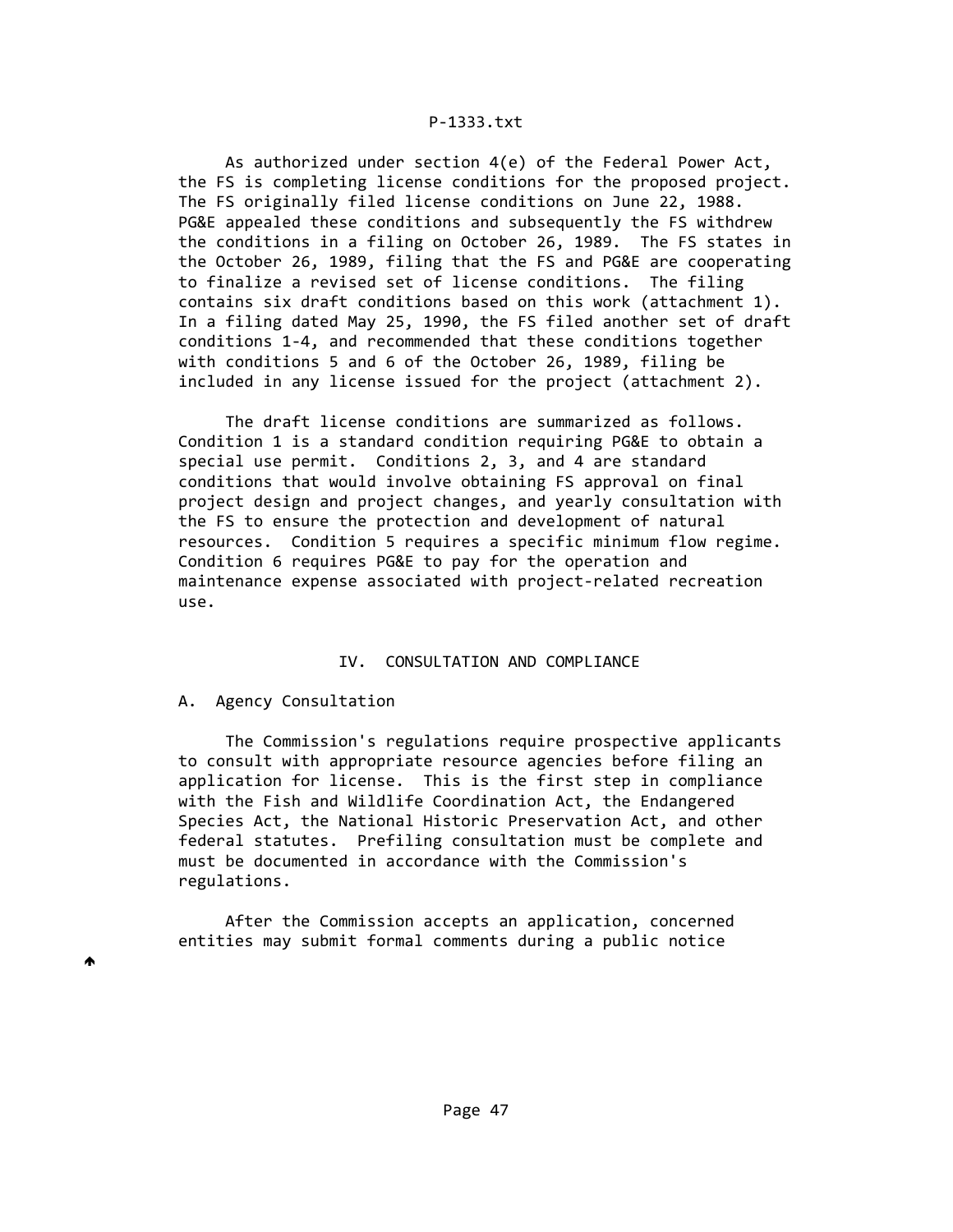As authorized under section 4(e) of the Federal Power Act, the FS is completing license conditions for the proposed project. The FS originally filed license conditions on June 22, 1988. PG&E appealed these conditions and subsequently the FS withdrew the conditions in a filing on October 26, 1989. The FS states in the October 26, 1989, filing that the FS and PG&E are cooperating to finalize a revised set of license conditions. The filing contains six draft conditions based on this work (attachment 1). In a filing dated May 25, 1990, the FS filed another set of draft conditions 1-4, and recommended that these conditions together with conditions 5 and 6 of the October 26, 1989, filing be included in any license issued for the project (attachment 2).

The draft license conditions are summarized as follows. Condition 1 is a standard condition requiring PG&E to obtain a special use permit. Conditions 2, 3, and 4 are standard conditions that would involve obtaining FS approval on final project design and project changes, and yearly consultation with the FS to ensure the protection and development of natural resources. Condition 5 requires a specific minimum flow regime. Condition 6 requires PG&E to pay for the operation and maintenance expense associated with project-related recreation use.

## IV. CONSULTATION AND COMPLIANCE

### A. Agency Consultation

The Commission's regulations require prospective applicants to consult with appropriate resource agencies before filing an application for license. This is the first step in compliance with the Fish and Wildlife Coordination Act, the Endangered Species Act, the National Historic Preservation Act, and other federal statutes. Prefiling consultation must be complete and must be documented in accordance with the Commission's regulations.

After the Commission accepts an application, concerned entities may submit formal comments during a public notice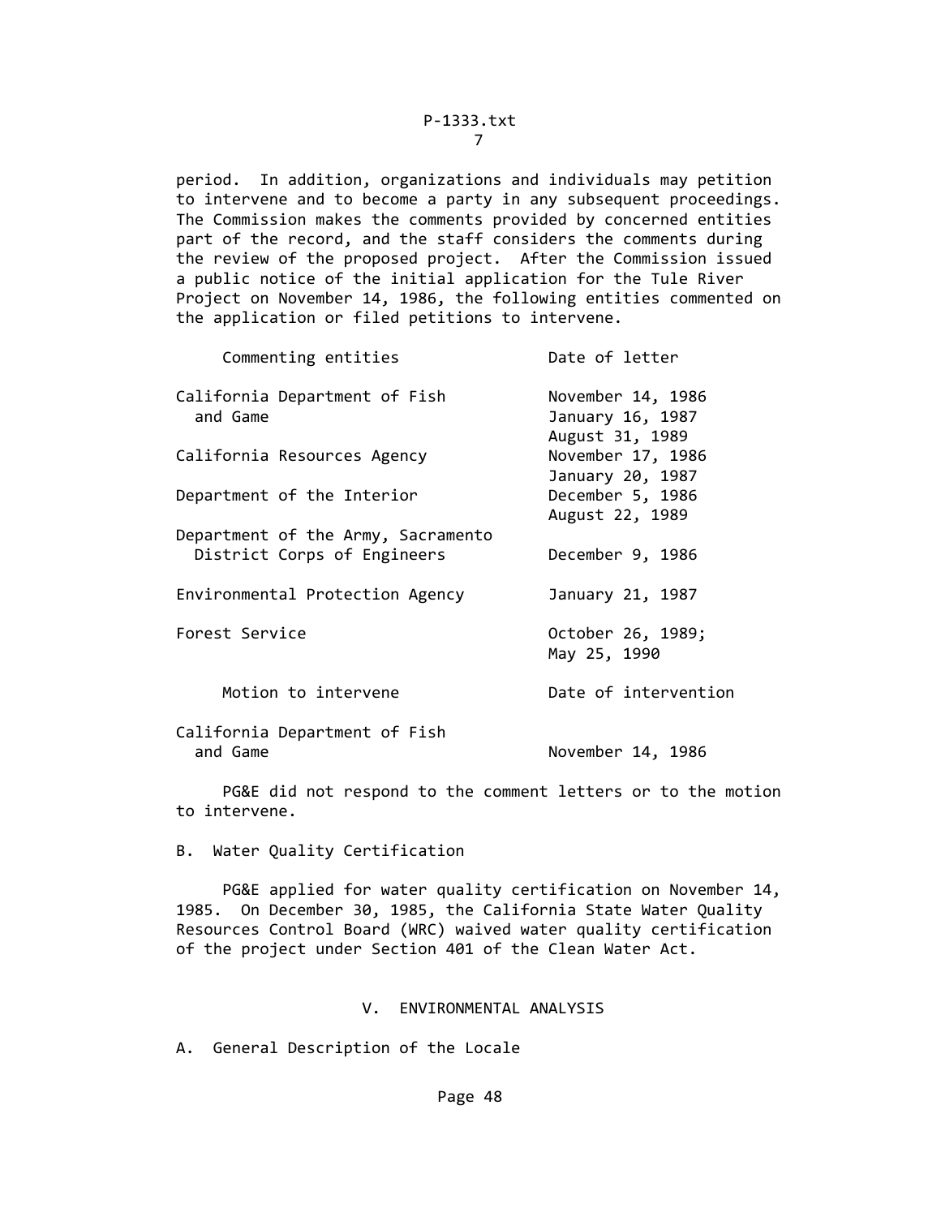period. In addition, organizations and individuals may petition to intervene and to become a party in any subsequent proceedings. The Commission makes the comments provided by concerned entities part of the record, and the staff considers the comments during the review of the proposed project. After the Commission issued a public notice of the initial application for the Tule River Project on November 14, 1986, the following entities commented on the application or filed petitions to intervene.

| Commenting entities | Date of letter |
|---|---|
| California Department of Fish and Game | November 14, 1986<br>January 16, 1987<br>August 31, 1989 |
| California Resources Agency | November 17, 1986<br>January 20, 1987 |
| Department of the Interior | December 5, 1986<br>August 22, 1989 |
| Department of the Army, Sacramento District Corps of Engineers | December 9, 1986 |
| Environmental Protection Agency | January 21, 1987 |
| Forest Service | October 26, 1989;<br>May 25, 1990 |

| Motion to intervene | Date of intervention |
|---|---|
| California Department of Fish and Game | November 14, 1986 |

PG&E did not respond to the comment letters or to the motion to intervene.

B. Water Quality Certification

PG&E applied for water quality certification on November 14, 1985. On December 30, 1985, the California State Water Quality Resources Control Board (WRC) waived water quality certification of the project under Section 401 of the Clean Water Act.

## V. ENVIRONMENTAL ANALYSIS

A. General Description of the Locale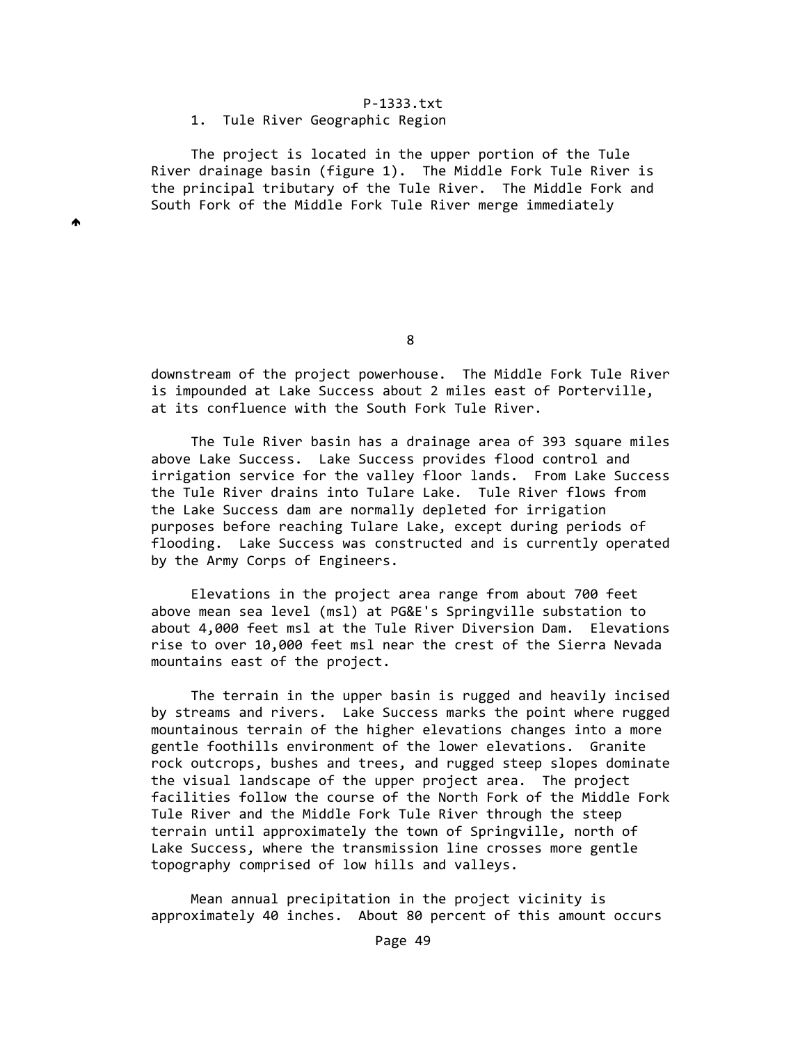### 1. Tule River Geographic Region

The project is located in the upper portion of the Tule River drainage basin (figure 1). The Middle Fork Tule River is the principal tributary of the Tule River. The Middle Fork and South Fork of the Middle Fork Tule River merge immediately downstream of the project powerhouse. The Middle Fork Tule River is impounded at Lake Success about 2 miles east of Porterville, at its confluence with the South Fork Tule River.

The Tule River basin has a drainage area of 393 square miles above Lake Success. Lake Success provides flood control and irrigation service for the valley floor lands. From Lake Success the Tule River drains into Tulare Lake. Tule River flows from the Lake Success dam are normally depleted for irrigation purposes before reaching Tulare Lake, except during periods of flooding. Lake Success was constructed and is currently operated by the Army Corps of Engineers.

Elevations in the project area range from about 700 feet above mean sea level (msl) at PG&E's Springville substation to about 4,000 feet msl at the Tule River Diversion Dam. Elevations rise to over 10,000 feet msl near the crest of the Sierra Nevada mountains east of the project.

The terrain in the upper basin is rugged and heavily incised by streams and rivers. Lake Success marks the point where rugged mountainous terrain of the higher elevations changes into a more gentle foothills environment of the lower elevations. Granite rock outcrops, bushes and trees, and rugged steep slopes dominate the visual landscape of the upper project area. The project facilities follow the course of the North Fork of the Middle Fork Tule River and the Middle Fork Tule River through the steep terrain until approximately the town of Springville, north of Lake Success, where the transmission line crosses more gentle topography comprised of low hills and valleys.

Mean annual precipitation in the project vicinity is approximately 40 inches. About 80 percent of this amount occurs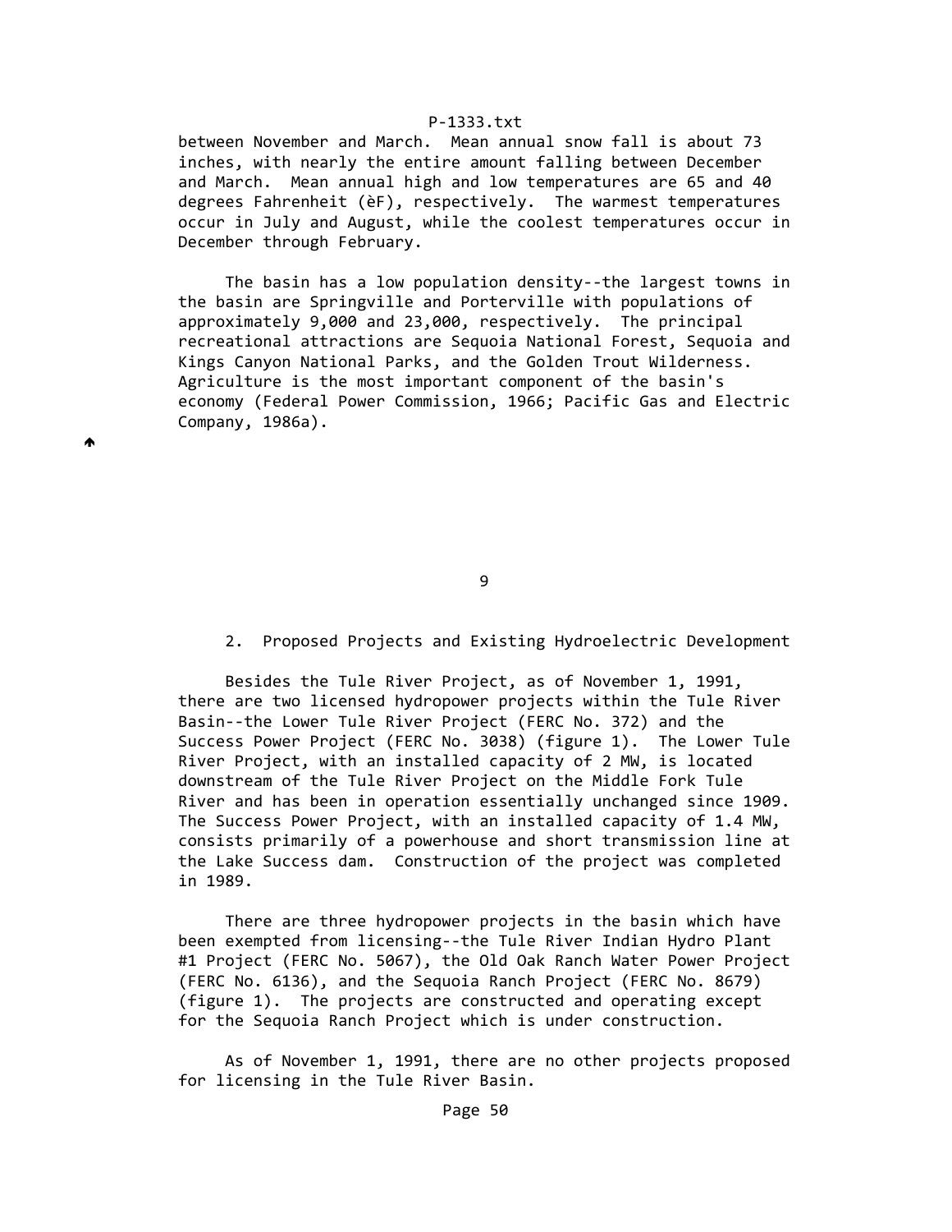between November and March. Mean annual snow fall is about 73 inches, with nearly the entire amount falling between December and March. Mean annual high and low temperatures are 65 and 40 degrees Fahrenheit (èF), respectively. The warmest temperatures occur in July and August, while the coolest temperatures occur in December through February.

The basin has a low population density--the largest towns in the basin are Springville and Porterville with populations of approximately 9,000 and 23,000, respectively. The principal recreational attractions are Sequoia National Forest, Sequoia and Kings Canyon National Parks, and the Golden Trout Wilderness. Agriculture is the most important component of the basin's economy (Federal Power Commission, 1966; Pacific Gas and Electric Company, 1986a).

## 2. Proposed Projects and Existing Hydroelectric Development

Besides the Tule River Project, as of November 1, 1991, there are two licensed hydropower projects within the Tule River Basin--the Lower Tule River Project (FERC No. 372) and the Success Power Project (FERC No. 3038) (figure 1). The Lower Tule River Project, with an installed capacity of 2 MW, is located downstream of the Tule River Project on the Middle Fork Tule River and has been in operation essentially unchanged since 1909. The Success Power Project, with an installed capacity of 1.4 MW, consists primarily of a powerhouse and short transmission line at the Lake Success dam. Construction of the project was completed in 1989.

There are three hydropower projects in the basin which have been exempted from licensing--the Tule River Indian Hydro Plant #1 Project (FERC No. 5067), the Old Oak Ranch Water Power Project (FERC No. 6136), and the Sequoia Ranch Project (FERC No. 8679) (figure 1). The projects are constructed and operating except for the Sequoia Ranch Project which is under construction.

As of November 1, 1991, there are no other projects proposed for licensing in the Tule River Basin.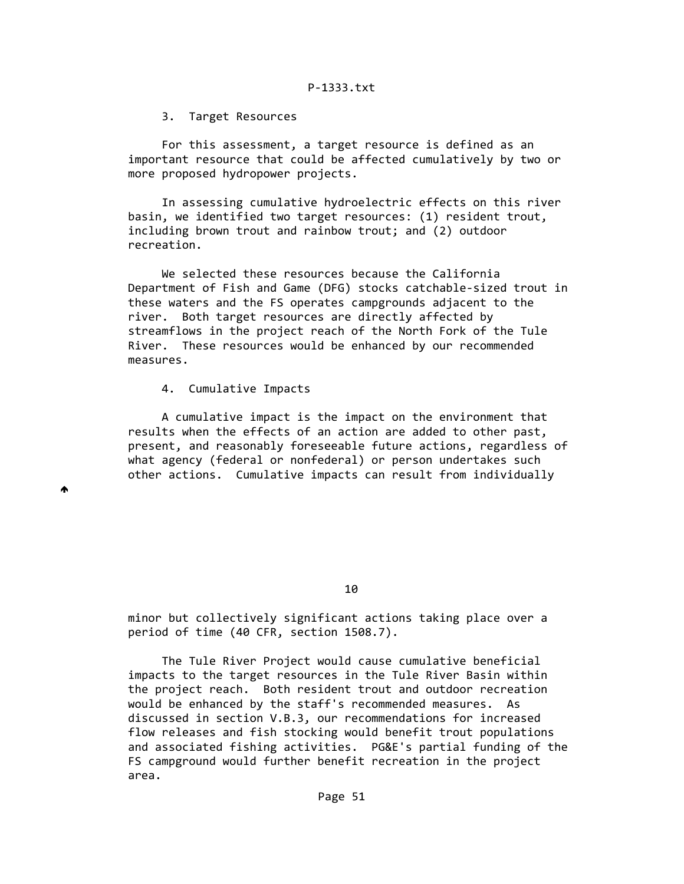### 3. Target Resources

For this assessment, a target resource is defined as an important resource that could be affected cumulatively by two or more proposed hydropower projects.

In assessing cumulative hydroelectric effects on this river basin, we identified two target resources: (1) resident trout, including brown trout and rainbow trout; and (2) outdoor recreation.

We selected these resources because the California Department of Fish and Game (DFG) stocks catchable-sized trout in these waters and the FS operates campgrounds adjacent to the river. Both target resources are directly affected by streamflows in the project reach of the North Fork of the Tule River. These resources would be enhanced by our recommended measures.

### 4. Cumulative Impacts

A cumulative impact is the impact on the environment that results when the effects of an action are added to other past, present, and reasonably foreseeable future actions, regardless of what agency (federal or nonfederal) or person undertakes such other actions. Cumulative impacts can result from individually minor but collectively significant actions taking place over a period of time (40 CFR, section 1508.7).

The Tule River Project would cause cumulative beneficial impacts to the target resources in the Tule River Basin within the project reach. Both resident trout and outdoor recreation would be enhanced by the staff's recommended measures. As discussed in section V.B.3, our recommendations for increased flow releases and fish stocking would benefit trout populations and associated fishing activities. PG&E's partial funding of the FS campground would further benefit recreation in the project area.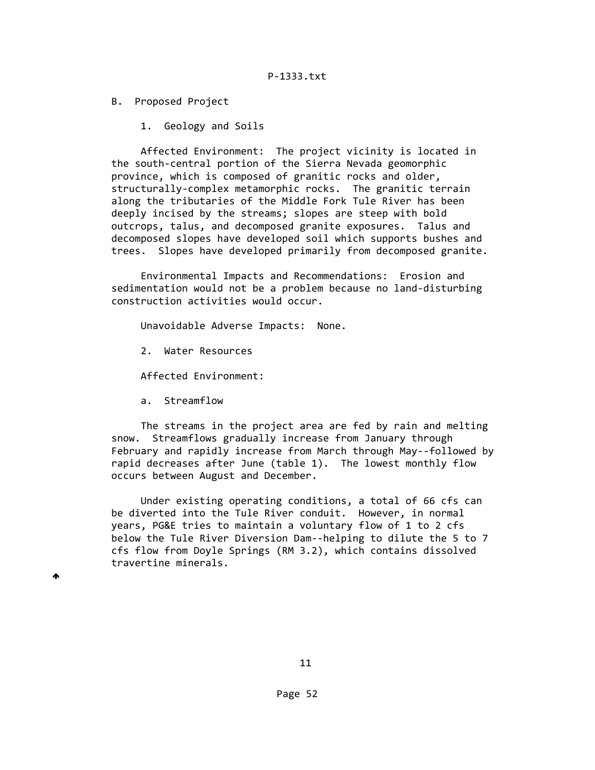## B. Proposed Project

### 1. Geology and Soils

Affected Environment: The project vicinity is located in the south-central portion of the Sierra Nevada geomorphic province, which is composed of granitic rocks and older, structurally-complex metamorphic rocks. The granitic terrain along the tributaries of the Middle Fork Tule River has been deeply incised by the streams; slopes are steep with bold outcrops, talus, and decomposed granite exposures. Talus and decomposed slopes have developed soil which supports bushes and trees. Slopes have developed primarily from decomposed granite.

Environmental Impacts and Recommendations: Erosion and sedimentation would not be a problem because no land-disturbing construction activities would occur.

Unavoidable Adverse Impacts: None.

### 2. Water Resources

Affected Environment:

#### a. Streamflow

The streams in the project area are fed by rain and melting snow. Streamflows gradually increase from January through February and rapidly increase from March through May--followed by rapid decreases after June (table 1). The lowest monthly flow occurs between August and December.

Under existing operating conditions, a total of 66 cfs can be diverted into the Tule River conduit. However, in normal years, PG&E tries to maintain a voluntary flow of 1 to 2 cfs below the Tule River Diversion Dam--helping to dilute the 5 to 7 cfs flow from Doyle Springs (RM 3.2), which contains dissolved travertine minerals.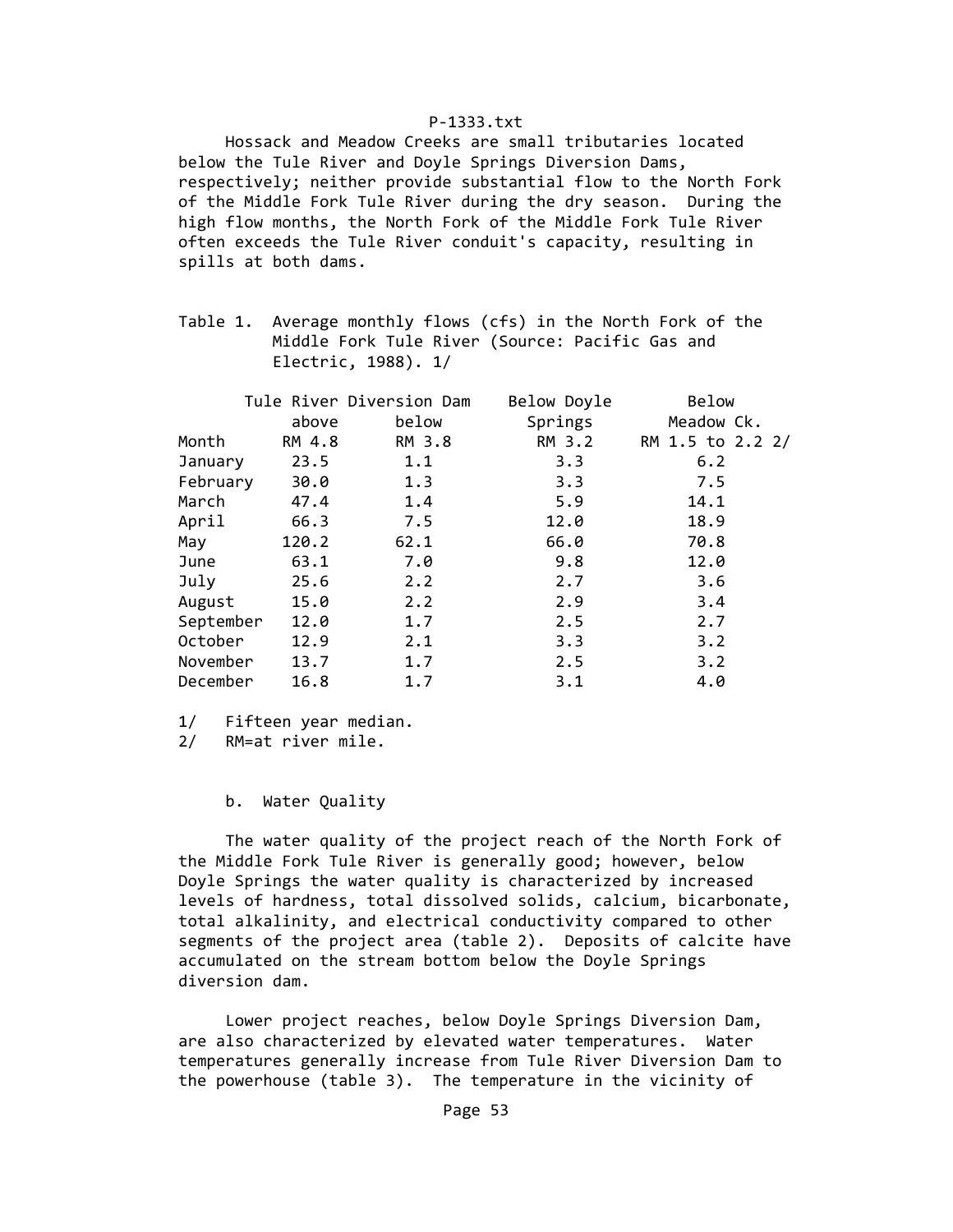Hossack and Meadow Creeks are small tributaries located below the Tule River and Doyle Springs Diversion Dams, respectively; neither provide substantial flow to the North Fork of the Middle Fork Tule River during the dry season. During the high flow months, the North Fork of the Middle Fork Tule River often exceeds the Tule River conduit's capacity, resulting in spills at both dams.

Table 1. Average monthly flows (cfs) in the North Fork of the Middle Fork Tule River (Source: Pacific Gas and Electric, 1988). 1/

| | Tule River Diversion Dam | | Below Doyle | Below |
|---|---|---|---|---|
| | above | below | Springs | Meadow Ck. |
| Month | RM 4.8 | RM 3.8 | RM 3.2 | RM 1.5 to 2.2 2/ |
| January | 23.5 | 1.1 | 3.3 | 6.2 |
| February | 30.0 | 1.3 | 3.3 | 7.5 |
| March | 47.4 | 1.4 | 5.9 | 14.1 |
| April | 66.3 | 7.5 | 12.0 | 18.9 |
| May | 120.2 | 62.1 | 66.0 | 70.8 |
| June | 63.1 | 7.0 | 9.8 | 12.0 |
| July | 25.6 | 2.2 | 2.7 | 3.6 |
| August | 15.0 | 2.2 | 2.9 | 3.4 |
| September | 12.0 | 1.7 | 2.5 | 2.7 |
| October | 12.9 | 2.1 | 3.3 | 3.2 |
| November | 13.7 | 1.7 | 2.5 | 3.2 |
| December | 16.8 | 1.7 | 3.1 | 4.0 |

1/ Fifteen year median.
2/ RM=at river mile.

b. Water Quality

The water quality of the project reach of the North Fork of the Middle Fork Tule River is generally good; however, below Doyle Springs the water quality is characterized by increased levels of hardness, total dissolved solids, calcium, bicarbonate, total alkalinity, and electrical conductivity compared to other segments of the project area (table 2). Deposits of calcite have accumulated on the stream bottom below the Doyle Springs diversion dam.

Lower project reaches, below Doyle Springs Diversion Dam, are also characterized by elevated water temperatures. Water temperatures generally increase from Tule River Diversion Dam to the powerhouse (table 3). The temperature in the vicinity of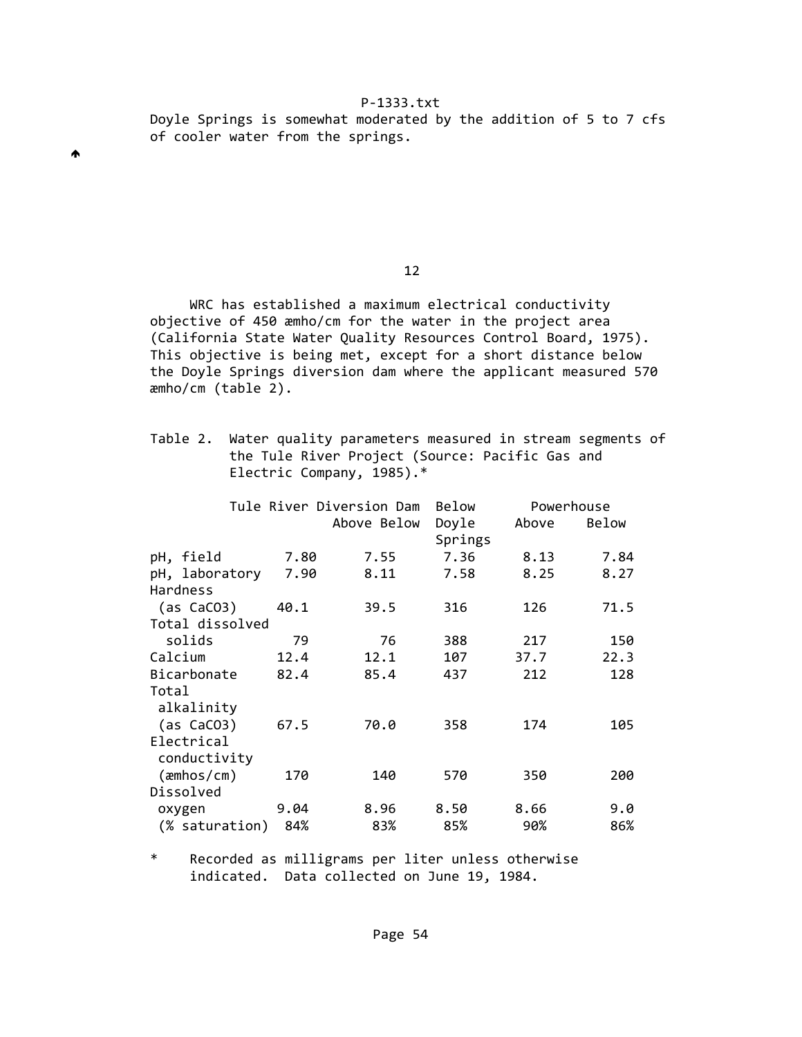Doyle Springs is somewhat moderated by the addition of 5 to 7 cfs of cooler water from the springs.

WRC has established a maximum electrical conductivity objective of 450 æmho/cm for the water in the project area (California State Water Quality Resources Control Board, 1975). This objective is being met, except for a short distance below the Doyle Springs diversion dam where the applicant measured 570 æmho/cm (table 2).

Table 2. Water quality parameters measured in stream segments of the Tule River Project (Source: Pacific Gas and Electric Company, 1985).*

| | Tule River Diversion Dam | | Below Doyle Springs | Powerhouse | |
|---|---|---|---|---|---|
| | Above | Below | | Above | Below |
| pH, field | 7.80 | 7.55 | 7.36 | 8.13 | 7.84 |
| pH, laboratory | 7.90 | 8.11 | 7.58 | 8.25 | 8.27 |
| Hardness (as $CaCO_3$) | 40.1 | 39.5 | 316 | 126 | 71.5 |
| Total dissolved solids | 79 | 76 | 388 | 217 | 150 |
| Calcium | 12.4 | 12.1 | 107 | 37.7 | 22.3 |
| Bicarbonate | 82.4 | 85.4 | 437 | 212 | 128 |
| Total alkalinity (as $CaCO_3$) | 67.5 | 70.0 | 358 | 174 | 105 |
| Electrical conductivity (æmhos/cm) | 170 | 140 | 570 | 350 | 200 |
| Dissolved oxygen | 9.04 | 8.96 | 8.50 | 8.66 | 9.0 |
| (% saturation) | 84% | 83% | 85% | 90% | 86% |

\* Recorded as milligrams per liter unless otherwise indicated. Data collected on June 19, 1984.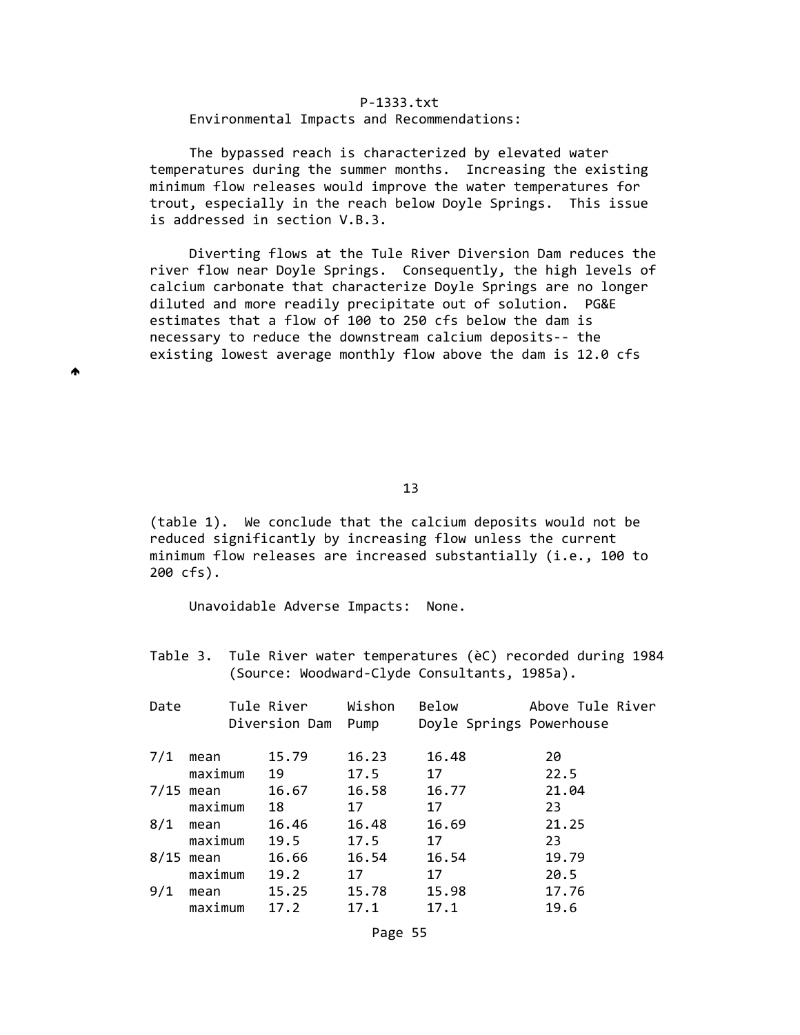Environmental Impacts and Recommendations:

The bypassed reach is characterized by elevated water temperatures during the summer months. Increasing the existing minimum flow releases would improve the water temperatures for trout, especially in the reach below Doyle Springs. This issue is addressed in section V.B.3.

Diverting flows at the Tule River Diversion Dam reduces the river flow near Doyle Springs. Consequently, the high levels of calcium carbonate that characterize Doyle Springs are no longer diluted and more readily precipitate out of solution. PG&E estimates that a flow of 100 to 250 cfs below the dam is necessary to reduce the downstream calcium deposits-- the existing lowest average monthly flow above the dam is 12.0 cfs (table 1). We conclude that the calcium deposits would not be reduced significantly by increasing flow unless the current minimum flow releases are increased substantially (i.e., 100 to 200 cfs).

Unavoidable Adverse Impacts: None.

Table 3. Tule River water temperatures (èC) recorded during 1984 (Source: Woodward-Clyde Consultants, 1985a).

| Date | | Tule River Diversion Dam | Wishon Pump | Below Doyle Springs | Above Tule River Powerhouse |
|---|---|---|---|---|---|
| 7/1 | mean | 15.79 | 16.23 | 16.48 | 20 |
| | maximum | 19 | 17.5 | 17 | 22.5 |
| 7/15 | mean | 16.67 | 16.58 | 16.77 | 21.04 |
| | maximum | 18 | 17 | 17 | 23 |
| 8/1 | mean | 16.46 | 16.48 | 16.69 | 21.25 |
| | maximum | 19.5 | 17.5 | 17 | 23 |
| 8/15 | mean | 16.66 | 16.54 | 16.54 | 19.79 |
| | maximum | 19.2 | 17 | 17 | 20.5 |
| 9/1 | mean | 15.25 | 15.78 | 15.98 | 17.76 |
| | maximum | 17.2 | 17.1 | 17.1 | 19.6 |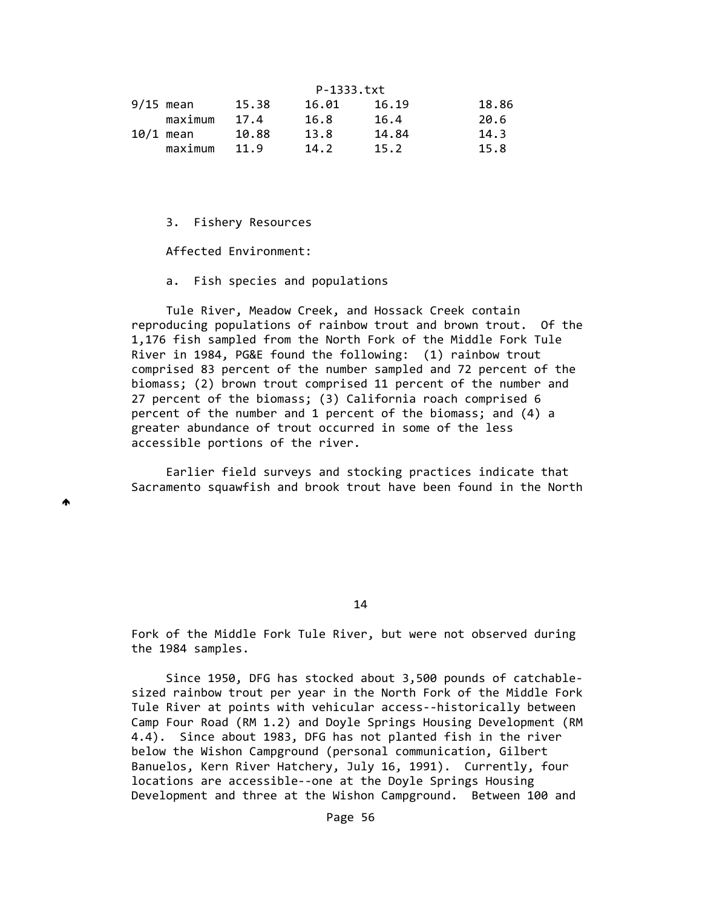| | | | | | |
|---|---|---|---|---|---|
| 9/15 | mean | 15.38 | 16.01 | 16.19 | 18.86 |
| | maximum | 17.4 | 16.8 | 16.4 | 20.6 |
| 10/1 | mean | 10.88 | 13.8 | 14.84 | 14.3 |
| | maximum | 11.9 | 14.2 | 15.2 | 15.8 |

3. Fishery Resources

Affected Environment:

a. Fish species and populations

Tule River, Meadow Creek, and Hossack Creek contain reproducing populations of rainbow trout and brown trout. Of the 1,176 fish sampled from the North Fork of the Middle Fork Tule River in 1984, PG&E found the following: (1) rainbow trout comprised 83 percent of the number sampled and 72 percent of the biomass; (2) brown trout comprised 11 percent of the number and 27 percent of the biomass; (3) California roach comprised 6 percent of the number and 1 percent of the biomass; and (4) a greater abundance of trout occurred in some of the less accessible portions of the river.

Earlier field surveys and stocking practices indicate that Sacramento squawfish and brook trout have been found in the North Fork of the Middle Fork Tule River, but were not observed during the 1984 samples.

Since 1950, DFG has stocked about 3,500 pounds of catchable-sized rainbow trout per year in the North Fork of the Middle Fork Tule River at points with vehicular access--historically between Camp Four Road (RM 1.2) and Doyle Springs Housing Development (RM 4.4). Since about 1983, DFG has not planted fish in the river below the Wishon Campground (personal communication, Gilbert Banuelos, Kern River Hatchery, July 16, 1991). Currently, four locations are accessible--one at the Doyle Springs Housing Development and three at the Wishon Campground. Between 100 and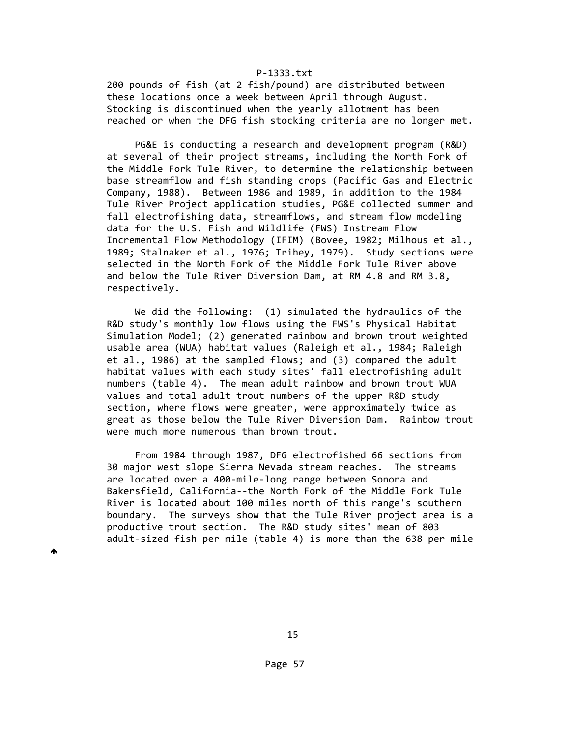200 pounds of fish (at 2 fish/pound) are distributed between these locations once a week between April through August. Stocking is discontinued when the yearly allotment has been reached or when the DFG fish stocking criteria are no longer met.

PG&E is conducting a research and development program (R&D) at several of their project streams, including the North Fork of the Middle Fork Tule River, to determine the relationship between base streamflow and fish standing crops (Pacific Gas and Electric Company, 1988). Between 1986 and 1989, in addition to the 1984 Tule River Project application studies, PG&E collected summer and fall electrofishing data, streamflows, and stream flow modeling data for the U.S. Fish and Wildlife (FWS) Instream Flow Incremental Flow Methodology (IFIM) (Bovee, 1982; Milhous et al., 1989; Stalnaker et al., 1976; Trihey, 1979). Study sections were selected in the North Fork of the Middle Fork Tule River above and below the Tule River Diversion Dam, at RM 4.8 and RM 3.8, respectively.

We did the following: (1) simulated the hydraulics of the R&D study's monthly low flows using the FWS's Physical Habitat Simulation Model; (2) generated rainbow and brown trout weighted usable area (WUA) habitat values (Raleigh et al., 1984; Raleigh et al., 1986) at the sampled flows; and (3) compared the adult habitat values with each study sites' fall electrofishing adult numbers (table 4). The mean adult rainbow and brown trout WUA values and total adult trout numbers of the upper R&D study section, where flows were greater, were approximately twice as great as those below the Tule River Diversion Dam. Rainbow trout were much more numerous than brown trout.

From 1984 through 1987, DFG electrofished 66 sections from 30 major west slope Sierra Nevada stream reaches. The streams are located over a 400-mile-long range between Sonora and Bakersfield, California--the North Fork of the Middle Fork Tule River is located about 100 miles north of this range's southern boundary. The surveys show that the Tule River project area is a productive trout section. The R&D study sites' mean of 803 adult-sized fish per mile (table 4) is more than the 638 per mile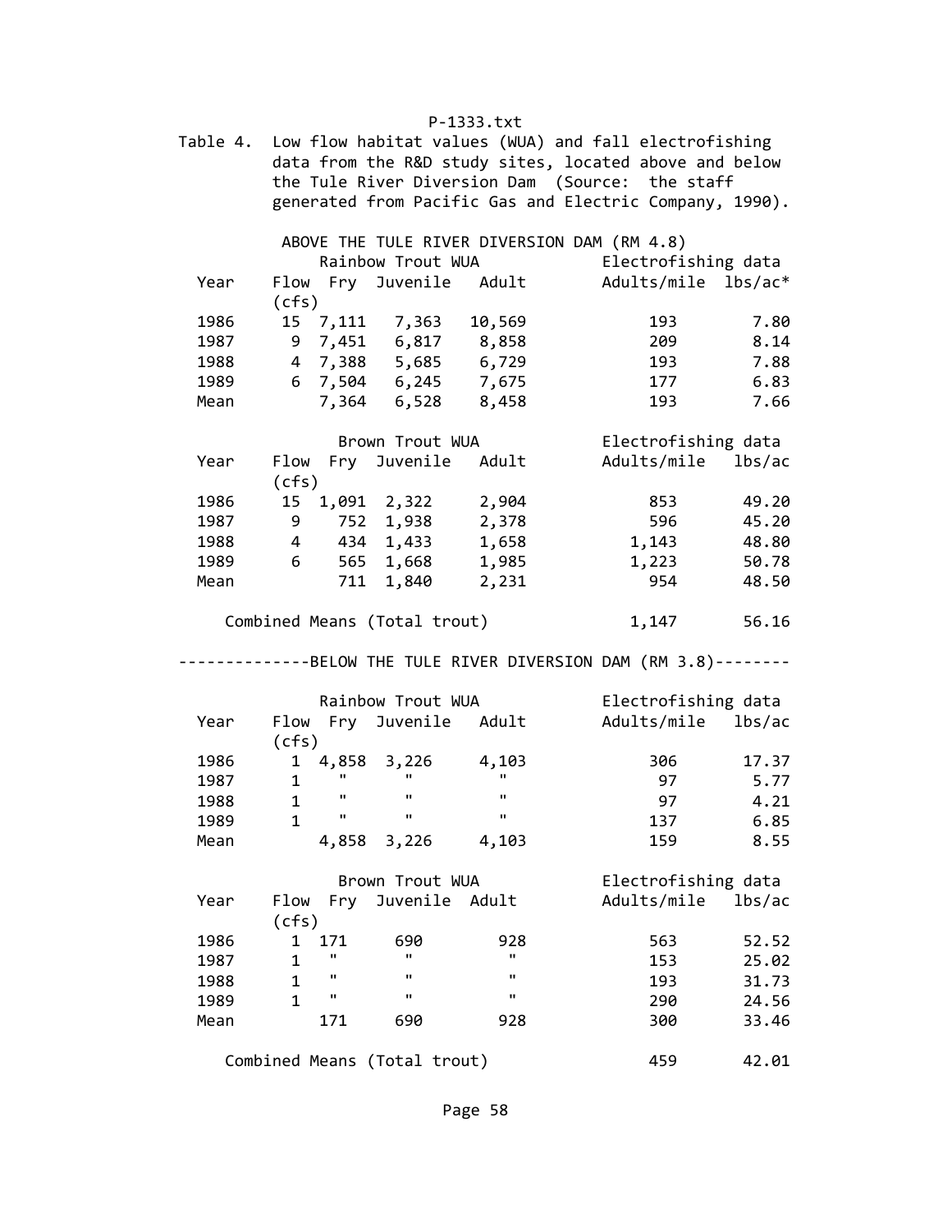Table 4. Low flow habitat values (WUA) and fall electrofishing data from the R&D study sites, located above and below the Tule River Diversion Dam (Source: the staff generated from Pacific Gas and Electric Company, 1990).

ABOVE THE TULE RIVER DIVERSION DAM (RM 4.8)

| Year | Flow (cfs) | Rainbow Trout WUA Fry | Juvenile | Adult | Electrofishing data Adults/mile | lbs/ac* |
|---|---|---|---|---|---|---|
| 1986 | 15 | 7,111 | 7,363 | 10,569 | 193 | 7.80 |
| 1987 | 9 | 7,451 | 6,817 | 8,858 | 209 | 8.14 |
| 1988 | 4 | 7,388 | 5,685 | 6,729 | 193 | 7.88 |
| 1989 | 6 | 7,504 | 6,245 | 7,675 | 177 | 6.83 |
| Mean | | 7,364 | 6,528 | 8,458 | 193 | 7.66 |

| Year | Flow (cfs) | Brown Trout WUA Fry | Juvenile | Adult | Electrofishing data Adults/mile | lbs/ac |
|---|---|---|---|---|---|---|
| 1986 | 15 | 1,091 | 2,322 | 2,904 | 853 | 49.20 |
| 1987 | 9 | 752 | 1,938 | 2,378 | 596 | 45.20 |
| 1988 | 4 | 434 | 1,433 | 1,658 | 1,143 | 48.80 |
| 1989 | 6 | 565 | 1,668 | 1,985 | 1,223 | 50.78 |
| Mean | | 711 | 1,840 | 2,231 | 954 | 48.50 |
| Combined Means (Total trout) | | | | | 1,147 | 56.16 |

--------------BELOW THE TULE RIVER DIVERSION DAM (RM 3.8)--------

| Year | Flow (cfs) | Rainbow Trout WUA Fry | Juvenile | Adult | Electrofishing data Adults/mile | lbs/ac |
|---|---|---|---|---|---|---|
| 1986 | 1 | 4,858 | 3,226 | 4,103 | 306 | 17.37 |
| 1987 | 1 | " | " | " | 97 | 5.77 |
| 1988 | 1 | " | " | " | 97 | 4.21 |
| 1989 | 1 | " | " | " | 137 | 6.85 |
| Mean | | 4,858 | 3,226 | 4,103 | 159 | 8.55 |

| Year | Flow (cfs) | Brown Trout WUA Fry | Juvenile | Adult | Electrofishing data Adults/mile | lbs/ac |
|---|---|---|---|---|---|---|
| 1986 | 1 | 171 | 690 | 928 | 563 | 52.52 |
| 1987 | 1 | " | " | " | 153 | 25.02 |
| 1988 | 1 | " | " | " | 193 | 31.73 |
| 1989 | 1 | " | " | " | 290 | 24.56 |
| Mean | | 171 | 690 | 928 | 300 | 33.46 |
| Combined Means (Total trout) | | | | | 459 | 42.01 |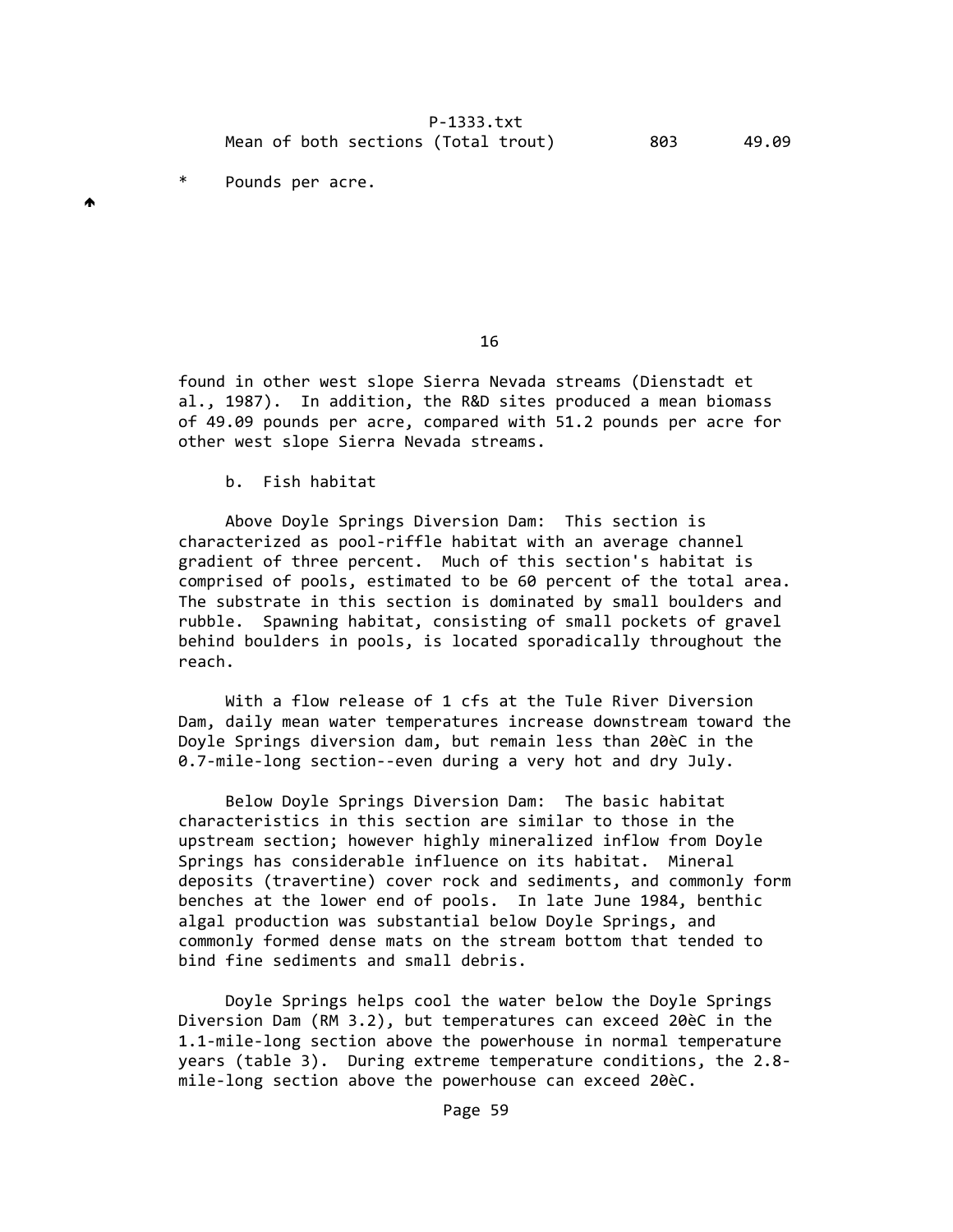| | | |
|---|---|---|
| Mean of both sections (Total trout) | 803 | 49.09 |

\* Pounds per acre.

found in other west slope Sierra Nevada streams (Dienstadt et al., 1987). In addition, the R&D sites produced a mean biomass of 49.09 pounds per acre, compared with 51.2 pounds per acre for other west slope Sierra Nevada streams.

b. Fish habitat

Above Doyle Springs Diversion Dam: This section is characterized as pool-riffle habitat with an average channel gradient of three percent. Much of this section's habitat is comprised of pools, estimated to be 60 percent of the total area. The substrate in this section is dominated by small boulders and rubble. Spawning habitat, consisting of small pockets of gravel behind boulders in pools, is located sporadically throughout the reach.

With a flow release of 1 cfs at the Tule River Diversion Dam, daily mean water temperatures increase downstream toward the Doyle Springs diversion dam, but remain less than 20èC in the 0.7-mile-long section--even during a very hot and dry July.

Below Doyle Springs Diversion Dam: The basic habitat characteristics in this section are similar to those in the upstream section; however highly mineralized inflow from Doyle Springs has considerable influence on its habitat. Mineral deposits (travertine) cover rock and sediments, and commonly form benches at the lower end of pools. In late June 1984, benthic algal production was substantial below Doyle Springs, and commonly formed dense mats on the stream bottom that tended to bind fine sediments and small debris.

Doyle Springs helps cool the water below the Doyle Springs Diversion Dam (RM 3.2), but temperatures can exceed 20èC in the 1.1-mile-long section above the powerhouse in normal temperature years (table 3). During extreme temperature conditions, the 2.8-mile-long section above the powerhouse can exceed 20èC.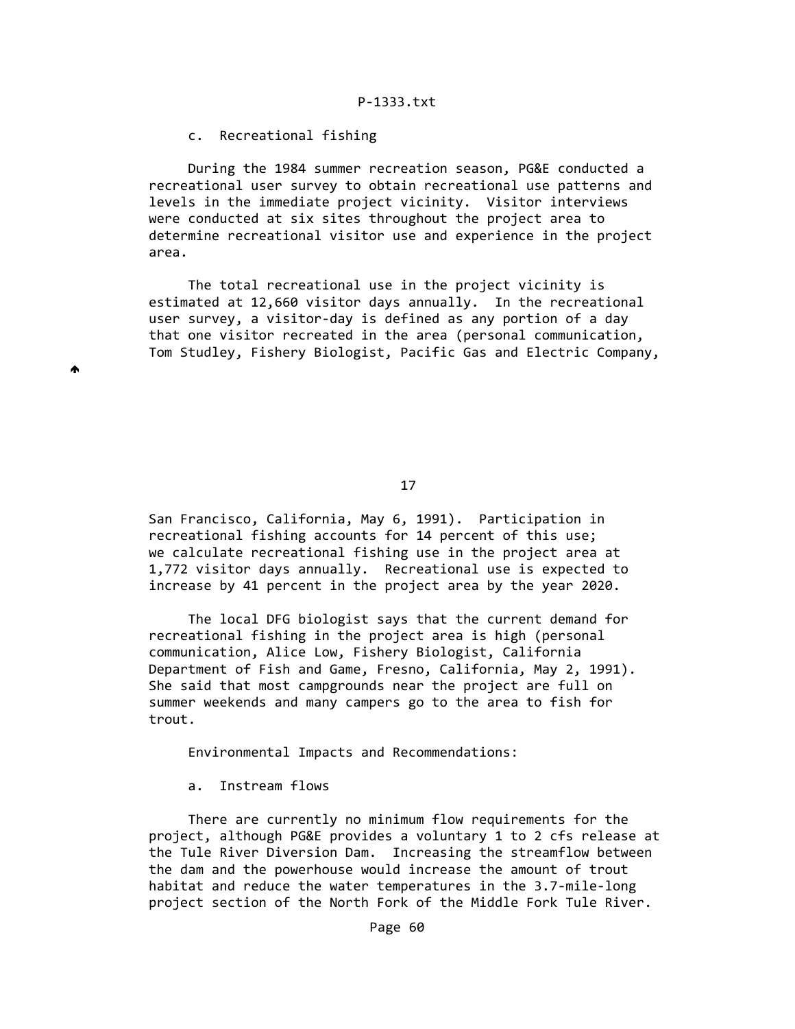c. Recreational fishing

During the 1984 summer recreation season, PG&E conducted a recreational user survey to obtain recreational use patterns and levels in the immediate project vicinity. Visitor interviews were conducted at six sites throughout the project area to determine recreational visitor use and experience in the project area.

The total recreational use in the project vicinity is estimated at 12,660 visitor days annually. In the recreational user survey, a visitor-day is defined as any portion of a day that one visitor recreated in the area (personal communication, Tom Studley, Fishery Biologist, Pacific Gas and Electric Company, San Francisco, California, May 6, 1991). Participation in recreational fishing accounts for 14 percent of this use; we calculate recreational fishing use in the project area at 1,772 visitor days annually. Recreational use is expected to increase by 41 percent in the project area by the year 2020.

The local DFG biologist says that the current demand for recreational fishing in the project area is high (personal communication, Alice Low, Fishery Biologist, California Department of Fish and Game, Fresno, California, May 2, 1991). She said that most campgrounds near the project are full on summer weekends and many campers go to the area to fish for trout.

Environmental Impacts and Recommendations:

a. Instream flows

There are currently no minimum flow requirements for the project, although PG&E provides a voluntary 1 to 2 cfs release at the Tule River Diversion Dam. Increasing the streamflow between the dam and the powerhouse would increase the amount of trout habitat and reduce the water temperatures in the 3.7-mile-long project section of the North Fork of the Middle Fork Tule River.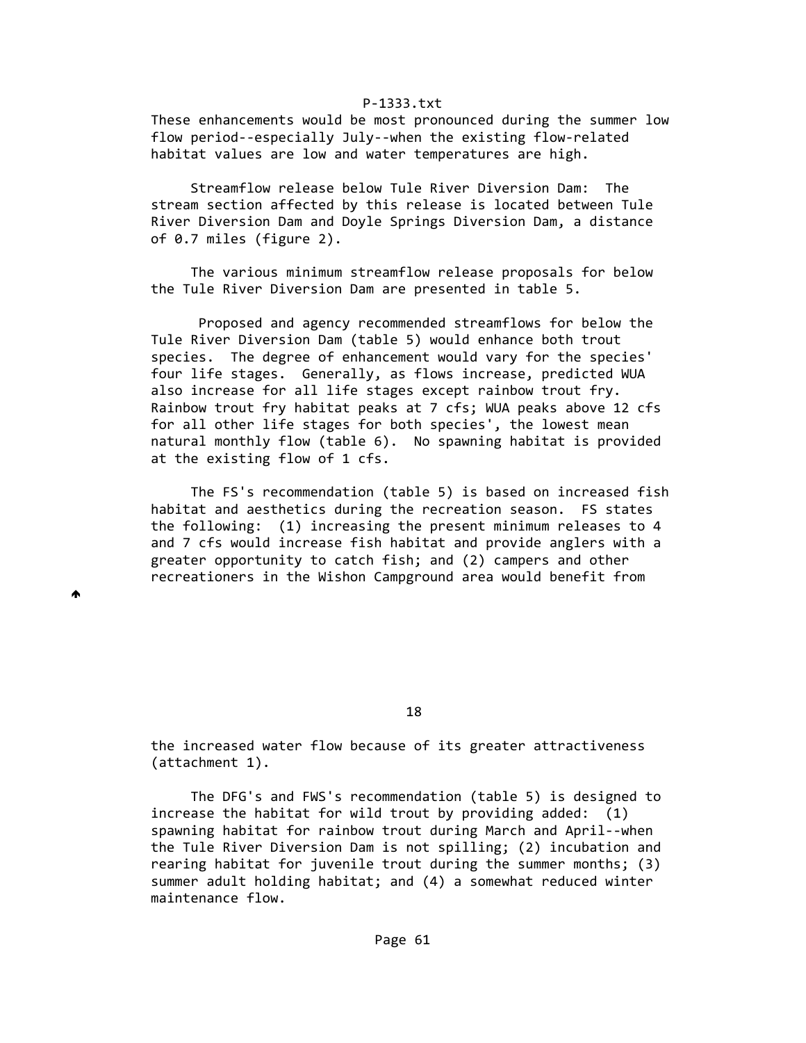These enhancements would be most pronounced during the summer low flow period--especially July--when the existing flow-related habitat values are low and water temperatures are high.

Streamflow release below Tule River Diversion Dam: The stream section affected by this release is located between Tule River Diversion Dam and Doyle Springs Diversion Dam, a distance of 0.7 miles (figure 2).

The various minimum streamflow release proposals for below the Tule River Diversion Dam are presented in table 5.

Proposed and agency recommended streamflows for below the Tule River Diversion Dam (table 5) would enhance both trout species. The degree of enhancement would vary for the species' four life stages. Generally, as flows increase, predicted WUA also increase for all life stages except rainbow trout fry. Rainbow trout fry habitat peaks at 7 cfs; WUA peaks above 12 cfs for all other life stages for both species', the lowest mean natural monthly flow (table 6). No spawning habitat is provided at the existing flow of 1 cfs.

The FS's recommendation (table 5) is based on increased fish habitat and aesthetics during the recreation season. FS states the following: (1) increasing the present minimum releases to 4 and 7 cfs would increase fish habitat and provide anglers with a greater opportunity to catch fish; and (2) campers and other recreationers in the Wishon Campground area would benefit from the increased water flow because of its greater attractiveness (attachment 1).

The DFG's and FWS's recommendation (table 5) is designed to increase the habitat for wild trout by providing added: (1) spawning habitat for rainbow trout during March and April--when the Tule River Diversion Dam is not spilling; (2) incubation and rearing habitat for juvenile trout during the summer months; (3) summer adult holding habitat; and (4) a somewhat reduced winter maintenance flow.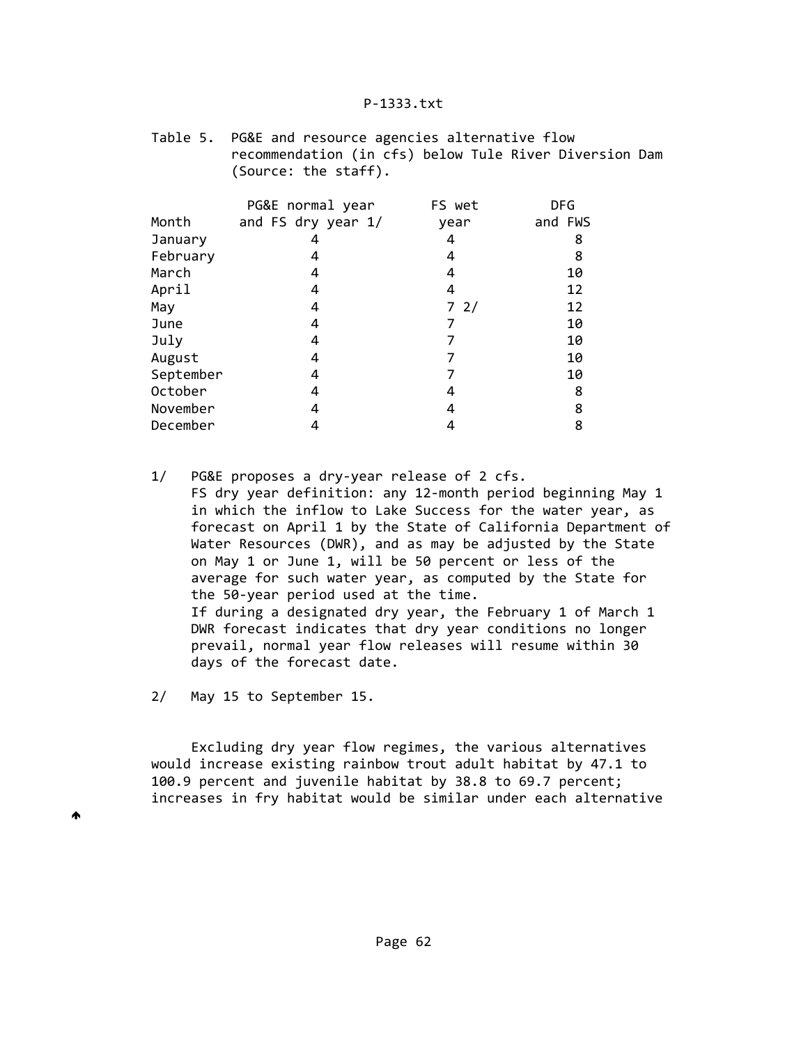Table 5. PG&E and resource agencies alternative flow recommendation (in cfs) below Tule River Diversion Dam (Source: the staff).

| Month | PG&E normal year and FS dry year 1/ | FS wet year | DFG and FWS |
|---|---|---|---|
| January | 4 | 4 | 8 |
| February | 4 | 4 | 8 |
| March | 4 | 4 | 10 |
| April | 4 | 4 | 12 |
| May | 4 | 7 2/ | 12 |
| June | 4 | 7 | 10 |
| July | 4 | 7 | 10 |
| August | 4 | 7 | 10 |
| September | 4 | 7 | 10 |
| October | 4 | 4 | 8 |
| November | 4 | 4 | 8 |
| December | 4 | 4 | 8 |

1/ PG&E proposes a dry-year release of 2 cfs.
FS dry year definition: any 12-month period beginning May 1 in which the inflow to Lake Success for the water year, as forecast on April 1 by the State of California Department of Water Resources (DWR), and as may be adjusted by the State on May 1 or June 1, will be 50 percent or less of the average for such water year, as computed by the State for the 50-year period used at the time.
If during a designated dry year, the February 1 of March 1 DWR forecast indicates that dry year conditions no longer prevail, normal year flow releases will resume within 30 days of the forecast date.

2/ May 15 to September 15.

Excluding dry year flow regimes, the various alternatives would increase existing rainbow trout adult habitat by 47.1 to 100.9 percent and juvenile habitat by 38.8 to 69.7 percent; increases in fry habitat would be similar under each alternative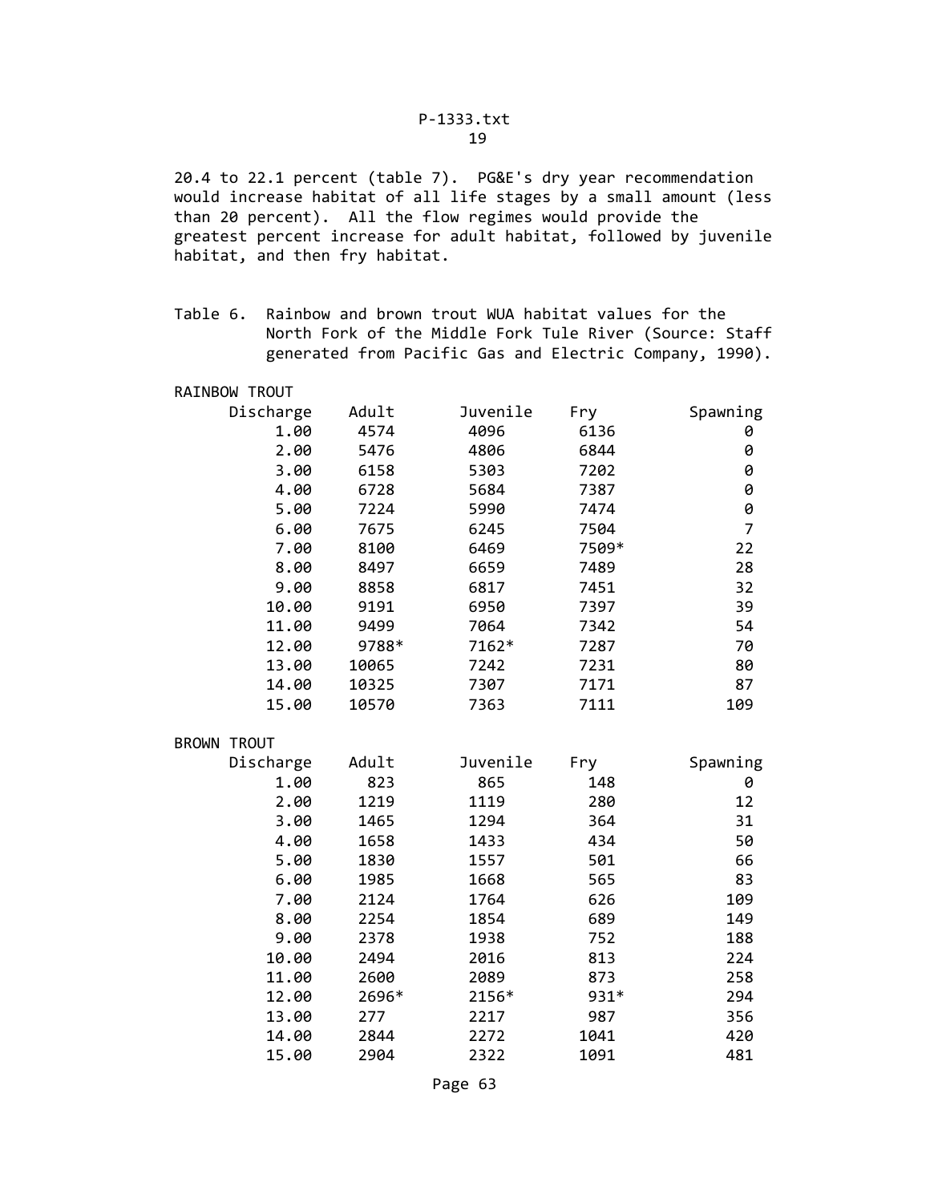20.4 to 22.1 percent (table 7). PG&E's dry year recommendation would increase habitat of all life stages by a small amount (less than 20 percent). All the flow regimes would provide the greatest percent increase for adult habitat, followed by juvenile habitat, and then fry habitat.

Table 6. Rainbow and brown trout WUA habitat values for the North Fork of the Middle Fork Tule River (Source: Staff generated from Pacific Gas and Electric Company, 1990).

RAINBOW TROUT

| Discharge | Adult | Juvenile | Fry | Spawning |
|---|---|---|---|---|
| 1.00 | 4574 | 4096 | 6136 | 0 |
| 2.00 | 5476 | 4806 | 6844 | 0 |
| 3.00 | 6158 | 5303 | 7202 | 0 |
| 4.00 | 6728 | 5684 | 7387 | 0 |
| 5.00 | 7224 | 5990 | 7474 | 0 |
| 6.00 | 7675 | 6245 | 7504 | 7 |
| 7.00 | 8100 | 6469 | 7509* | 22 |
| 8.00 | 8497 | 6659 | 7489 | 28 |
| 9.00 | 8858 | 6817 | 7451 | 32 |
| 10.00 | 9191 | 6950 | 7397 | 39 |
| 11.00 | 9499 | 7064 | 7342 | 54 |
| 12.00 | 9788* | 7162* | 7287 | 70 |
| 13.00 | 10065 | 7242 | 7231 | 80 |
| 14.00 | 10325 | 7307 | 7171 | 87 |
| 15.00 | 10570 | 7363 | 7111 | 109 |

BROWN TROUT

| Discharge | Adult | Juvenile | Fry | Spawning |
|---|---|---|---|---|
| 1.00 | 823 | 865 | 148 | 0 |
| 2.00 | 1219 | 1119 | 280 | 12 |
| 3.00 | 1465 | 1294 | 364 | 31 |
| 4.00 | 1658 | 1433 | 434 | 50 |
| 5.00 | 1830 | 1557 | 501 | 66 |
| 6.00 | 1985 | 1668 | 565 | 83 |
| 7.00 | 2124 | 1764 | 626 | 109 |
| 8.00 | 2254 | 1854 | 689 | 149 |
| 9.00 | 2378 | 1938 | 752 | 188 |
| 10.00 | 2494 | 2016 | 813 | 224 |
| 11.00 | 2600 | 2089 | 873 | 258 |
| 12.00 | 2696* | 2156* | 931* | 294 |
| 13.00 | 277 | 2217 | 987 | 356 |
| 14.00 | 2844 | 2272 | 1041 | 420 |
| 15.00 | 2904 | 2322 | 1091 | 481 |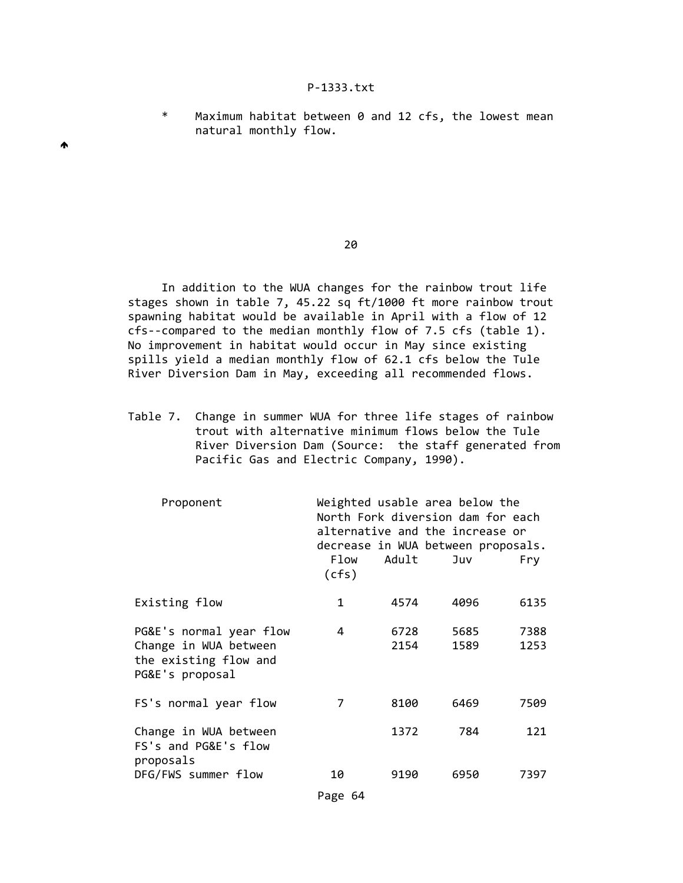\* Maximum habitat between 0 and 12 cfs, the lowest mean natural monthly flow.

In addition to the WUA changes for the rainbow trout life stages shown in table 7, 45.22 sq ft/1000 ft more rainbow trout spawning habitat would be available in April with a flow of 12 cfs--compared to the median monthly flow of 7.5 cfs (table 1). No improvement in habitat would occur in May since existing spills yield a median monthly flow of 62.1 cfs below the Tule River Diversion Dam in May, exceeding all recommended flows.

Table 7. Change in summer WUA for three life stages of rainbow trout with alternative minimum flows below the Tule River Diversion Dam (Source: the staff generated from Pacific Gas and Electric Company, 1990).

| Proponent | Weighted usable area below the North Fork diversion dam for each alternative and the increase or decrease in WUA between proposals. | | | |
|---|---|---|---|---|
| | Flow (cfs) | Adult | Juv | Fry |
| Existing flow | 1 | 4574 | 4096 | 6135 |
| PG&E's normal year flow | 4 | 6728 | 5685 | 7388 |
| Change in WUA between the existing flow and PG&E's proposal | | 2154 | 1589 | 1253 |
| FS's normal year flow | 7 | 8100 | 6469 | 7509 |
| Change in WUA between FS's and PG&E's flow proposals | | 1372 | 784 | 121 |
| DFG/FWS summer flow | 10 | 9190 | 6950 | 7397 |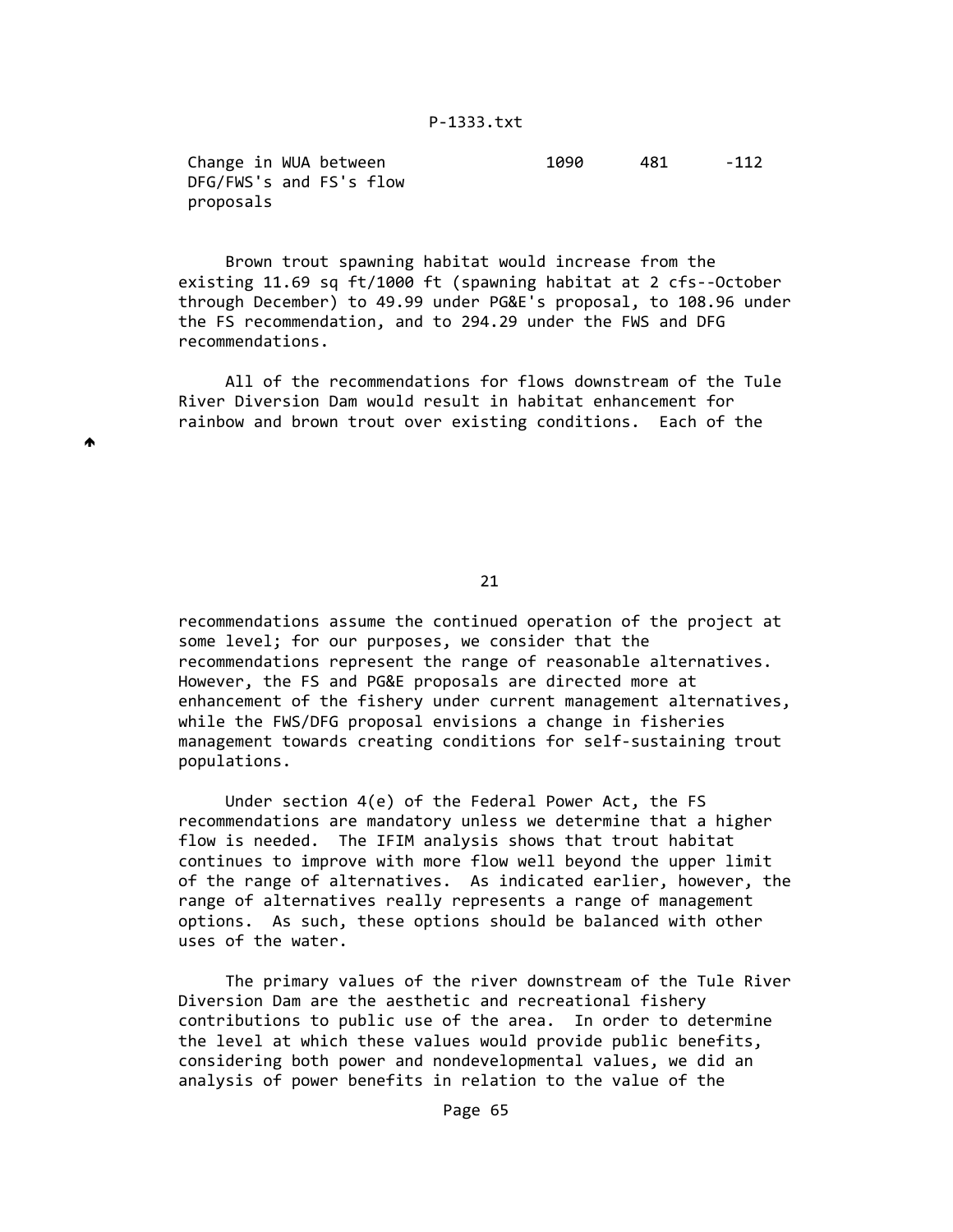| | | | |
|---|---|---|---|
| Change in WUA between DFG/FWS's and FS's flow proposals | 1090 | 481 | -112 |

Brown trout spawning habitat would increase from the existing 11.69 sq ft/1000 ft (spawning habitat at 2 cfs--October through December) to 49.99 under PG&E's proposal, to 108.96 under the FS recommendation, and to 294.29 under the FWS and DFG recommendations.

All of the recommendations for flows downstream of the Tule River Diversion Dam would result in habitat enhancement for rainbow and brown trout over existing conditions. Each of the recommendations assume the continued operation of the project at some level; for our purposes, we consider that the recommendations represent the range of reasonable alternatives. However, the FS and PG&E proposals are directed more at enhancement of the fishery under current management alternatives, while the FWS/DFG proposal envisions a change in fisheries management towards creating conditions for self-sustaining trout populations.

Under section 4(e) of the Federal Power Act, the FS recommendations are mandatory unless we determine that a higher flow is needed. The IFIM analysis shows that trout habitat continues to improve with more flow well beyond the upper limit of the range of alternatives. As indicated earlier, however, the range of alternatives really represents a range of management options. As such, these options should be balanced with other uses of the water.

The primary values of the river downstream of the Tule River Diversion Dam are the aesthetic and recreational fishery contributions to public use of the area. In order to determine the level at which these values would provide public benefits, considering both power and nondevelopmental values, we did an analysis of power benefits in relation to the value of the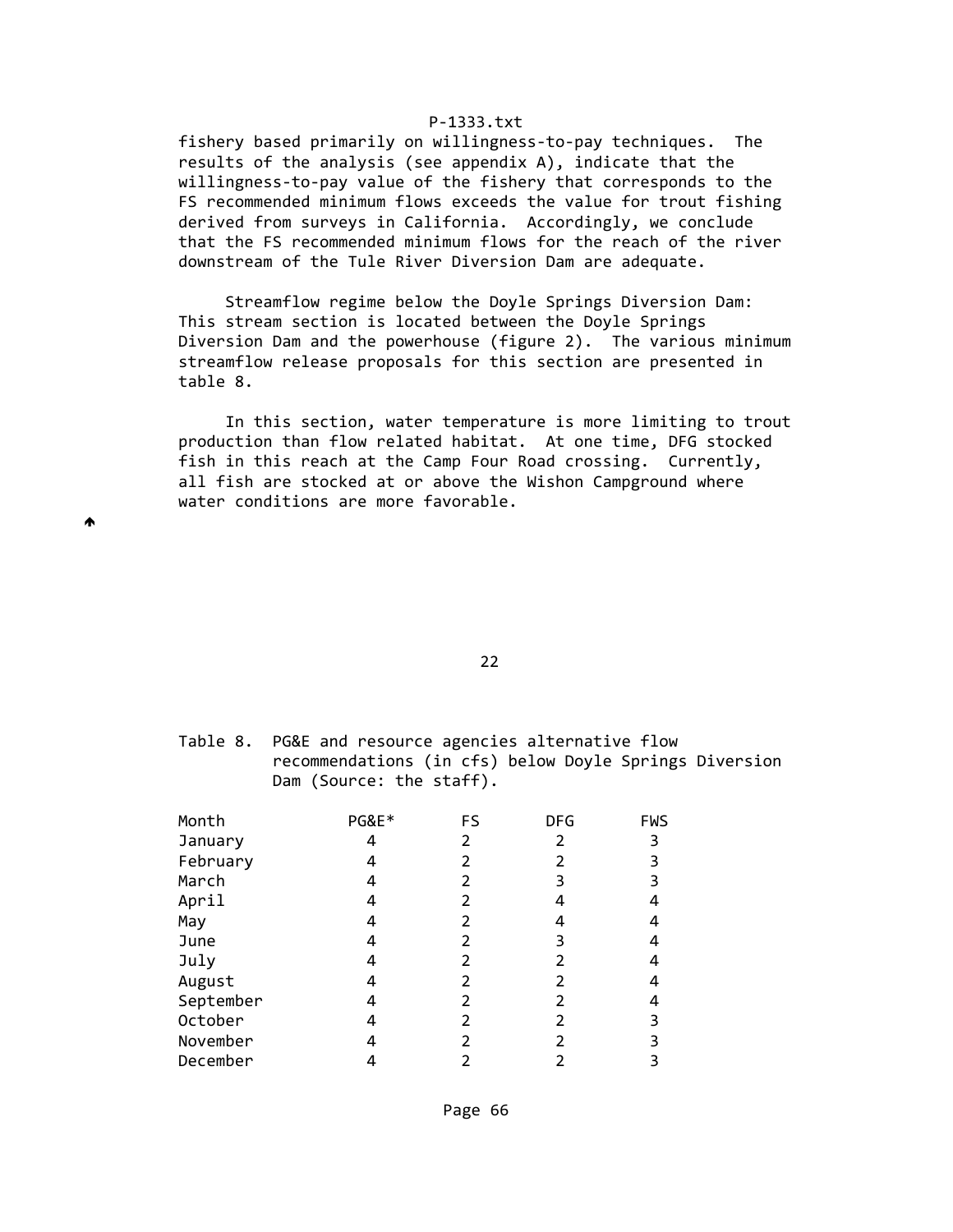fishery based primarily on willingness-to-pay techniques. The results of the analysis (see appendix A), indicate that the willingness-to-pay value of the fishery that corresponds to the FS recommended minimum flows exceeds the value for trout fishing derived from surveys in California. Accordingly, we conclude that the FS recommended minimum flows for the reach of the river downstream of the Tule River Diversion Dam are adequate.

Streamflow regime below the Doyle Springs Diversion Dam: This stream section is located between the Doyle Springs Diversion Dam and the powerhouse (figure 2). The various minimum streamflow release proposals for this section are presented in table 8.

In this section, water temperature is more limiting to trout production than flow related habitat. At one time, DFG stocked fish in this reach at the Camp Four Road crossing. Currently, all fish are stocked at or above the Wishon Campground where water conditions are more favorable.

Table 8. PG&E and resource agencies alternative flow recommendations (in cfs) below Doyle Springs Diversion Dam (Source: the staff).

| Month | PG&E* | FS | DFG | FWS |
|---|---|---|---|---|
| January | 4 | 2 | 2 | 3 |
| February | 4 | 2 | 2 | 3 |
| March | 4 | 2 | 3 | 3 |
| April | 4 | 2 | 4 | 4 |
| May | 4 | 2 | 4 | 4 |
| June | 4 | 2 | 3 | 4 |
| July | 4 | 2 | 2 | 4 |
| August | 4 | 2 | 2 | 4 |
| September | 4 | 2 | 2 | 4 |
| October | 4 | 2 | 2 | 3 |
| November | 4 | 2 | 2 | 3 |
| December | 4 | 2 | 2 | 3 |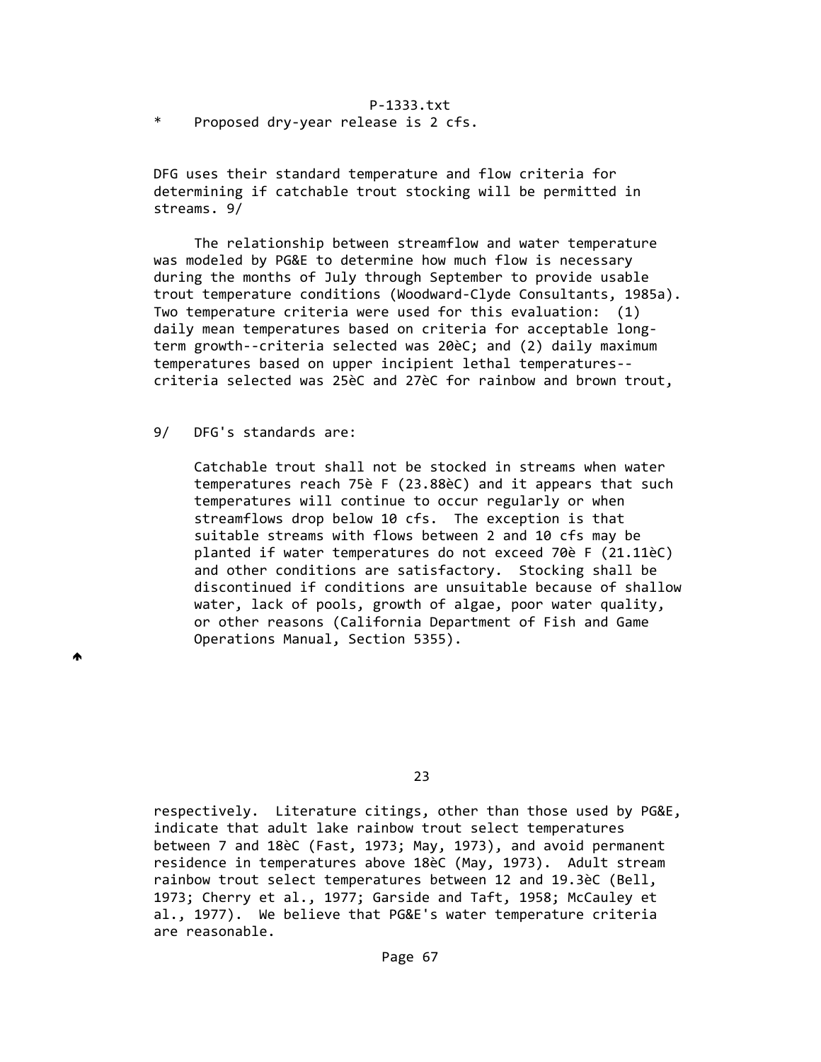* Proposed dry-year release is 2 cfs.

DFG uses their standard temperature and flow criteria for determining if catchable trout stocking will be permitted in streams. 9/

The relationship between streamflow and water temperature was modeled by PG&E to determine how much flow is necessary during the months of July through September to provide usable trout temperature conditions (Woodward-Clyde Consultants, 1985a). Two temperature criteria were used for this evaluation: (1) daily mean temperatures based on criteria for acceptable long-term growth--criteria selected was 20èC; and (2) daily maximum temperatures based on upper incipient lethal temperatures--criteria selected was 25èC and 27èC for rainbow and brown trout, respectively. Literature citings, other than those used by PG&E, indicate that adult lake rainbow trout select temperatures between 7 and 18èC (Fast, 1973; May, 1973), and avoid permanent residence in temperatures above 18èC (May, 1973). Adult stream rainbow trout select temperatures between 12 and 19.3èC (Bell, 1973; Cherry et al., 1977; Garside and Taft, 1958; McCauley et al., 1977). We believe that PG&E's water temperature criteria are reasonable.

9/ DFG's standards are:

Catchable trout shall not be stocked in streams when water temperatures reach 75è F (23.88èC) and it appears that such temperatures will continue to occur regularly or when streamflows drop below 10 cfs. The exception is that suitable streams with flows between 2 and 10 cfs may be planted if water temperatures do not exceed 70è F (21.11èC) and other conditions are satisfactory. Stocking shall be discontinued if conditions are unsuitable because of shallow water, lack of pools, growth of algae, poor water quality, or other reasons (California Department of Fish and Game Operations Manual, Section 5355).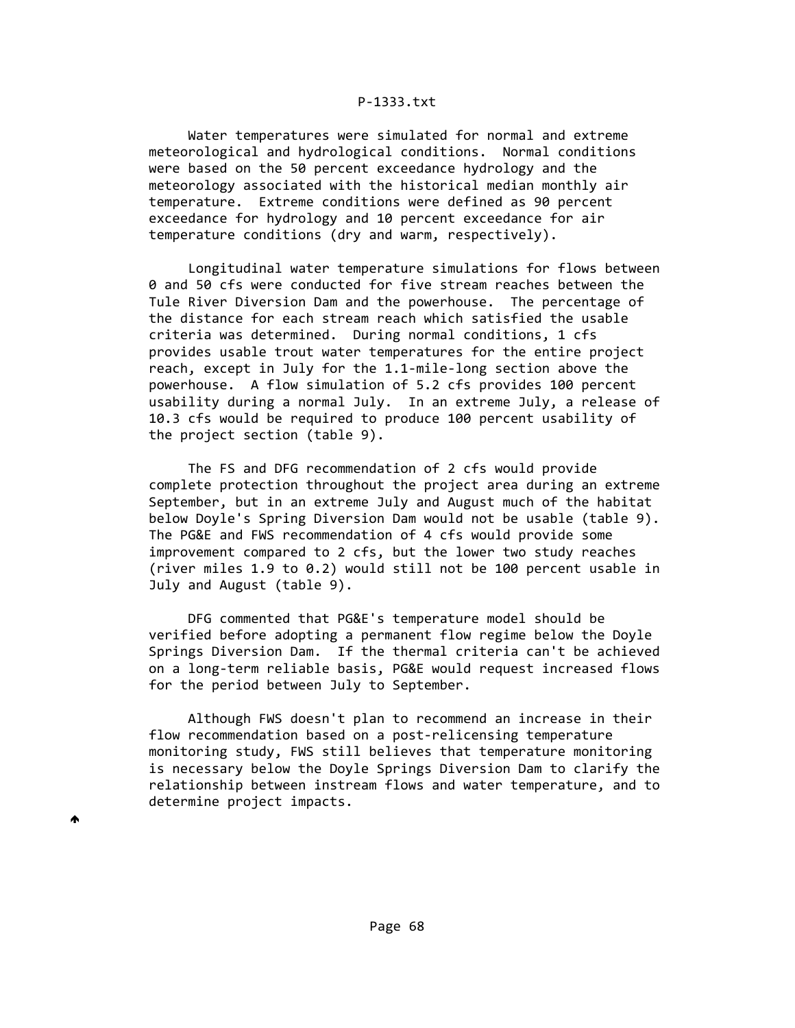Water temperatures were simulated for normal and extreme meteorological and hydrological conditions. Normal conditions were based on the 50 percent exceedance hydrology and the meteorology associated with the historical median monthly air temperature. Extreme conditions were defined as 90 percent exceedance for hydrology and 10 percent exceedance for air temperature conditions (dry and warm, respectively).

Longitudinal water temperature simulations for flows between 0 and 50 cfs were conducted for five stream reaches between the Tule River Diversion Dam and the powerhouse. The percentage of the distance for each stream reach which satisfied the usable criteria was determined. During normal conditions, 1 cfs provides usable trout water temperatures for the entire project reach, except in July for the 1.1-mile-long section above the powerhouse. A flow simulation of 5.2 cfs provides 100 percent usability during a normal July. In an extreme July, a release of 10.3 cfs would be required to produce 100 percent usability of the project section (table 9).

The FS and DFG recommendation of 2 cfs would provide complete protection throughout the project area during an extreme September, but in an extreme July and August much of the habitat below Doyle's Spring Diversion Dam would not be usable (table 9). The PG&E and FWS recommendation of 4 cfs would provide some improvement compared to 2 cfs, but the lower two study reaches (river miles 1.9 to 0.2) would still not be 100 percent usable in July and August (table 9).

DFG commented that PG&E's temperature model should be verified before adopting a permanent flow regime below the Doyle Springs Diversion Dam. If the thermal criteria can't be achieved on a long-term reliable basis, PG&E would request increased flows for the period between July to September.

Although FWS doesn't plan to recommend an increase in their flow recommendation based on a post-relicensing temperature monitoring study, FWS still believes that temperature monitoring is necessary below the Doyle Springs Diversion Dam to clarify the relationship between instream flows and water temperature, and to determine project impacts.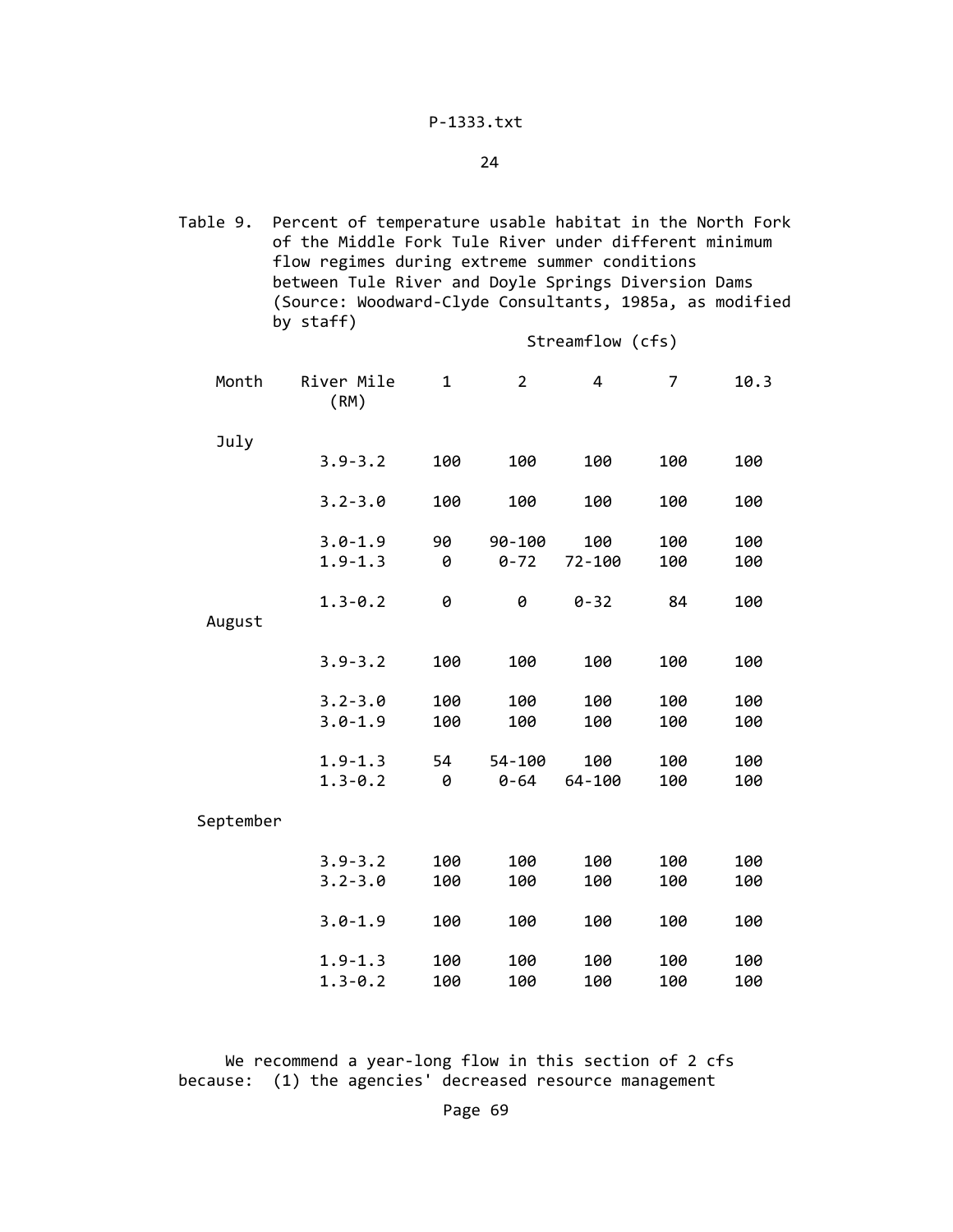Table 9. Percent of temperature usable habitat in the North Fork of the Middle Fork Tule River under different minimum flow regimes during extreme summer conditions between Tule River and Doyle Springs Diversion Dams (Source: Woodward-Clyde Consultants, 1985a, as modified by staff)

| Month | River Mile (RM) | Streamflow (cfs) 1 | 2 | 4 | 7 | 10.3 |
|---|---|---|---|---|---|---|
| July | | | | | | |
| | 3.9-3.2 | 100 | 100 | 100 | 100 | 100 |
| | 3.2-3.0 | 100 | 100 | 100 | 100 | 100 |
| | 3.0-1.9 | 90 | 90-100 | 100 | 100 | 100 |
| | 1.9-1.3 | 0 | 0-72 | 72-100 | 100 | 100 |
| | 1.3-0.2 | 0 | 0 | 0-32 | 84 | 100 |
| August | | | | | | |
| | 3.9-3.2 | 100 | 100 | 100 | 100 | 100 |
| | 3.2-3.0 | 100 | 100 | 100 | 100 | 100 |
| | 3.0-1.9 | 100 | 100 | 100 | 100 | 100 |
| | 1.9-1.3 | 54 | 54-100 | 100 | 100 | 100 |
| | 1.3-0.2 | 0 | 0-64 | 64-100 | 100 | 100 |
| September | | | | | | |
| | 3.9-3.2 | 100 | 100 | 100 | 100 | 100 |
| | 3.2-3.0 | 100 | 100 | 100 | 100 | 100 |
| | 3.0-1.9 | 100 | 100 | 100 | 100 | 100 |
| | 1.9-1.3 | 100 | 100 | 100 | 100 | 100 |
| | 1.3-0.2 | 100 | 100 | 100 | 100 | 100 |

We recommend a year-long flow in this section of 2 cfs because: (1) the agencies' decreased resource management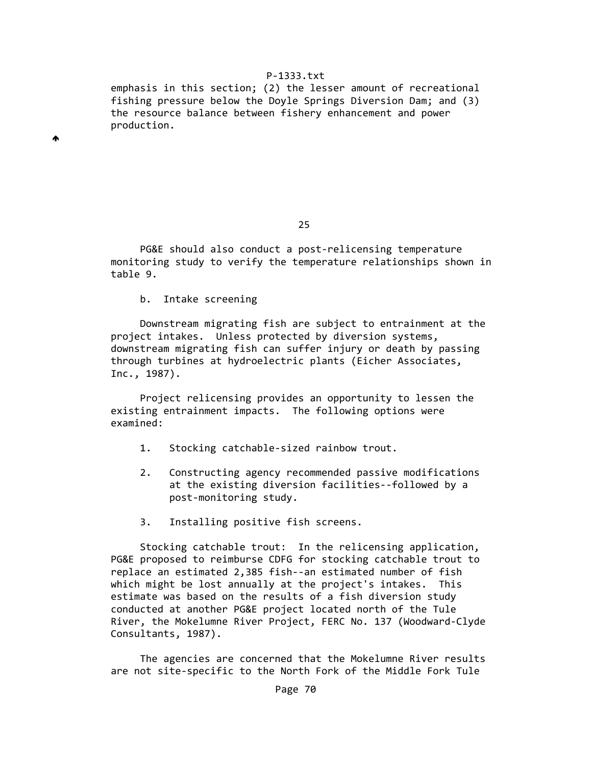emphasis in this section; (2) the lesser amount of recreational fishing pressure below the Doyle Springs Diversion Dam; and (3) the resource balance between fishery enhancement and power production.

PG&E should also conduct a post-relicensing temperature monitoring study to verify the temperature relationships shown in table 9.

b. Intake screening

Downstream migrating fish are subject to entrainment at the project intakes. Unless protected by diversion systems, downstream migrating fish can suffer injury or death by passing through turbines at hydroelectric plants (Eicher Associates, Inc., 1987).

Project relicensing provides an opportunity to lessen the existing entrainment impacts. The following options were examined:

1. Stocking catchable-sized rainbow trout.
2. Constructing agency recommended passive modifications at the existing diversion facilities--followed by a post-monitoring study.
3. Installing positive fish screens.

Stocking catchable trout: In the relicensing application, PG&E proposed to reimburse CDFG for stocking catchable trout to replace an estimated 2,385 fish--an estimated number of fish which might be lost annually at the project's intakes. This estimate was based on the results of a fish diversion study conducted at another PG&E project located north of the Tule River, the Mokelumne River Project, FERC No. 137 (Woodward-Clyde Consultants, 1987).

The agencies are concerned that the Mokelumne River results are not site-specific to the North Fork of the Middle Fork Tule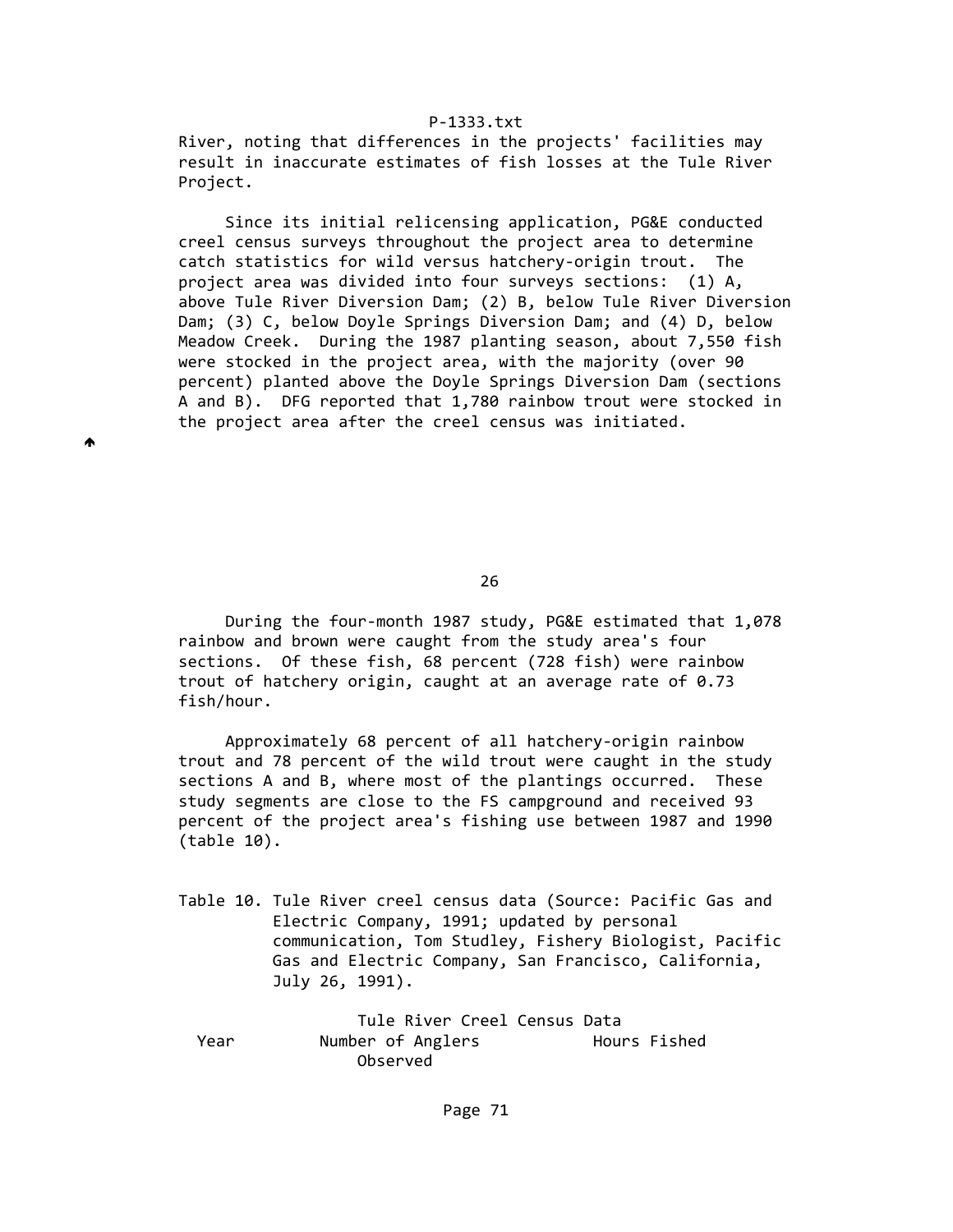River, noting that differences in the projects' facilities may result in inaccurate estimates of fish losses at the Tule River Project.

Since its initial relicensing application, PG&E conducted creel census surveys throughout the project area to determine catch statistics for wild versus hatchery-origin trout. The project area was divided into four surveys sections: (1) A, above Tule River Diversion Dam; (2) B, below Tule River Diversion Dam; (3) C, below Doyle Springs Diversion Dam; and (4) D, below Meadow Creek. During the 1987 planting season, about 7,550 fish were stocked in the project area, with the majority (over 90 percent) planted above the Doyle Springs Diversion Dam (sections A and B). DFG reported that 1,780 rainbow trout were stocked in the project area after the creel census was initiated.

During the four-month 1987 study, PG&E estimated that 1,078 rainbow and brown were caught from the study area's four sections. Of these fish, 68 percent (728 fish) were rainbow trout of hatchery origin, caught at an average rate of 0.73 fish/hour.

Approximately 68 percent of all hatchery-origin rainbow trout and 78 percent of the wild trout were caught in the study sections A and B, where most of the plantings occurred. These study segments are close to the FS campground and received 93 percent of the project area's fishing use between 1987 and 1990 (table 10).

Table 10. Tule River creel census data (Source: Pacific Gas and Electric Company, 1991; updated by personal communication, Tom Studley, Fishery Biologist, Pacific Gas and Electric Company, San Francisco, California, July 26, 1991).

Tule River Creel Census Data

| Year | Number of Anglers Observed | Hours Fished |
| --- | --- | --- |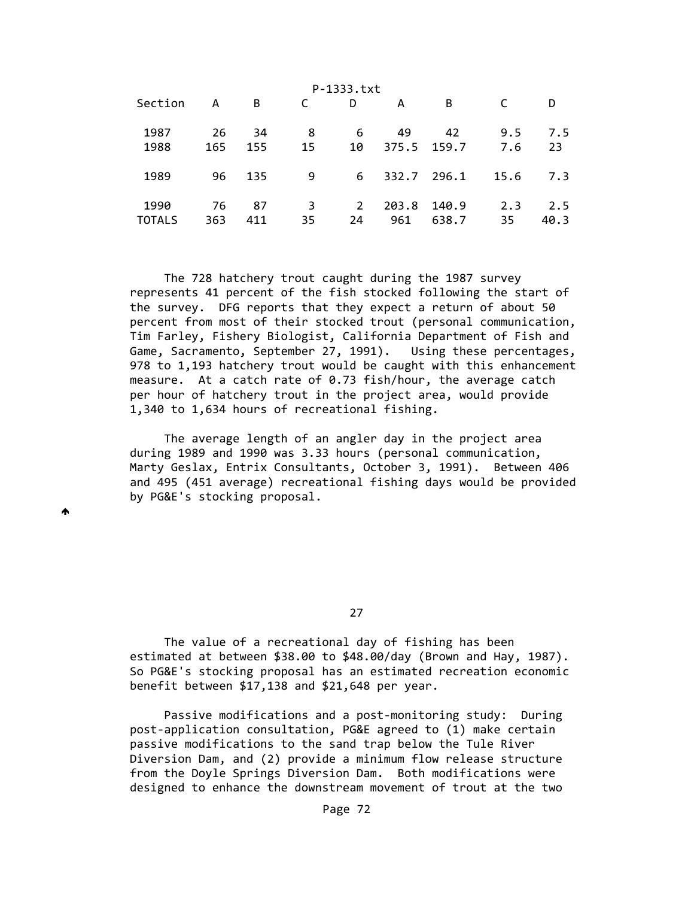| Section | A | B | C | D | A | B | C | D |
|---|---|---|---|---|---|---|---|---|
| 1987 | 26 | 34 | 8 | 6 | 49 | 42 | 9.5 | 7.5 |
| 1988 | 165 | 155 | 15 | 10 | 375.5 | 159.7 | 7.6 | 23 |
| 1989 | 96 | 135 | 9 | 6 | 332.7 | 296.1 | 15.6 | 7.3 |
| 1990 | 76 | 87 | 3 | 2 | 203.8 | 140.9 | 2.3 | 2.5 |
| TOTALS | 363 | 411 | 35 | 24 | 961 | 638.7 | 35 | 40.3 |

The 728 hatchery trout caught during the 1987 survey represents 41 percent of the fish stocked following the start of the survey. DFG reports that they expect a return of about 50 percent from most of their stocked trout (personal communication, Tim Farley, Fishery Biologist, California Department of Fish and Game, Sacramento, September 27, 1991). Using these percentages, 978 to 1,193 hatchery trout would be caught with this enhancement measure. At a catch rate of 0.73 fish/hour, the average catch per hour of hatchery trout in the project area, would provide 1,340 to 1,634 hours of recreational fishing.

The average length of an angler day in the project area during 1989 and 1990 was 3.33 hours (personal communication, Marty Geslax, Entrix Consultants, October 3, 1991). Between 406 and 495 (451 average) recreational fishing days would be provided by PG&E's stocking proposal.

27

The value of a recreational day of fishing has been estimated at between $38.00 to $48.00/day (Brown and Hay, 1987). So PG&E's stocking proposal has an estimated recreation economic benefit between $17,138 and $21,648 per year.

Passive modifications and a post-monitoring study: During post-application consultation, PG&E agreed to (1) make certain passive modifications to the sand trap below the Tule River Diversion Dam, and (2) provide a minimum flow release structure from the Doyle Springs Diversion Dam. Both modifications were designed to enhance the downstream movement of trout at the two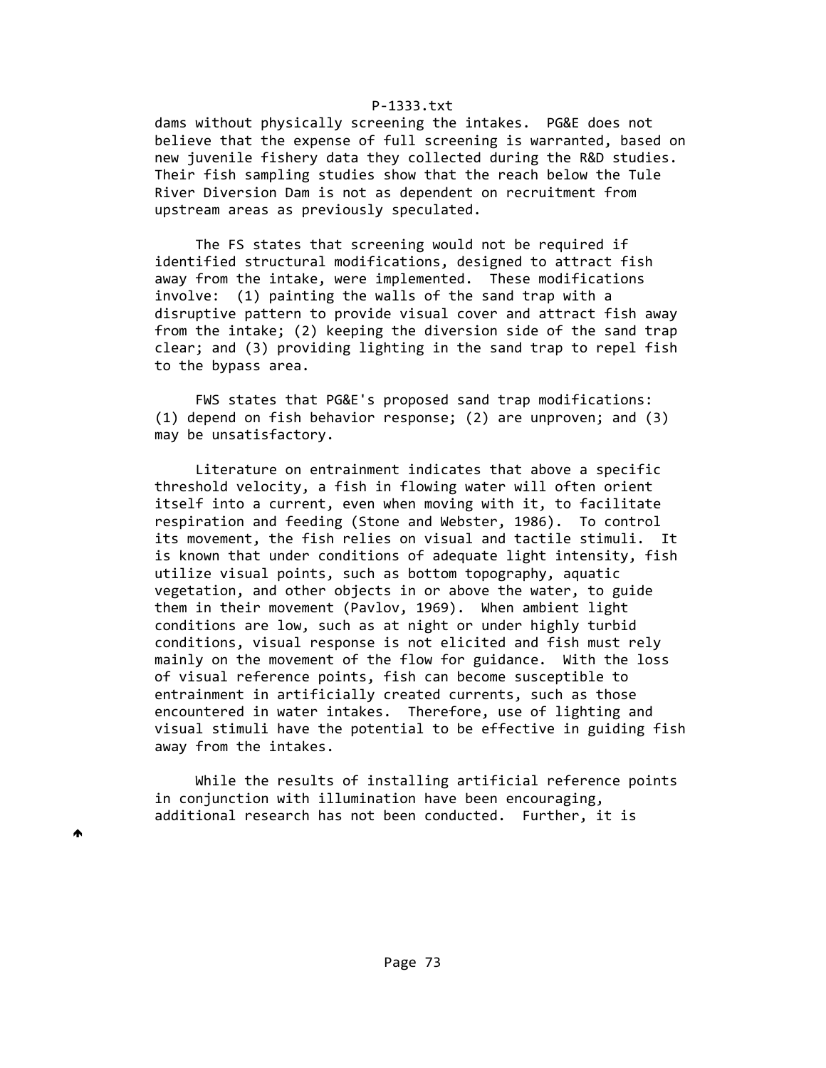dams without physically screening the intakes. PG&E does not believe that the expense of full screening is warranted, based on new juvenile fishery data they collected during the R&D studies. Their fish sampling studies show that the reach below the Tule River Diversion Dam is not as dependent on recruitment from upstream areas as previously speculated.

The FS states that screening would not be required if identified structural modifications, designed to attract fish away from the intake, were implemented. These modifications involve: (1) painting the walls of the sand trap with a disruptive pattern to provide visual cover and attract fish away from the intake; (2) keeping the diversion side of the sand trap clear; and (3) providing lighting in the sand trap to repel fish to the bypass area.

FWS states that PG&E's proposed sand trap modifications: (1) depend on fish behavior response; (2) are unproven; and (3) may be unsatisfactory.

Literature on entrainment indicates that above a specific threshold velocity, a fish in flowing water will often orient itself into a current, even when moving with it, to facilitate respiration and feeding (Stone and Webster, 1986). To control its movement, the fish relies on visual and tactile stimuli. It is known that under conditions of adequate light intensity, fish utilize visual points, such as bottom topography, aquatic vegetation, and other objects in or above the water, to guide them in their movement (Pavlov, 1969). When ambient light conditions are low, such as at night or under highly turbid conditions, visual response is not elicited and fish must rely mainly on the movement of the flow for guidance. With the loss of visual reference points, fish can become susceptible to entrainment in artificially created currents, such as those encountered in water intakes. Therefore, use of lighting and visual stimuli have the potential to be effective in guiding fish away from the intakes.

While the results of installing artificial reference points in conjunction with illumination have been encouraging, additional research has not been conducted. Further, it is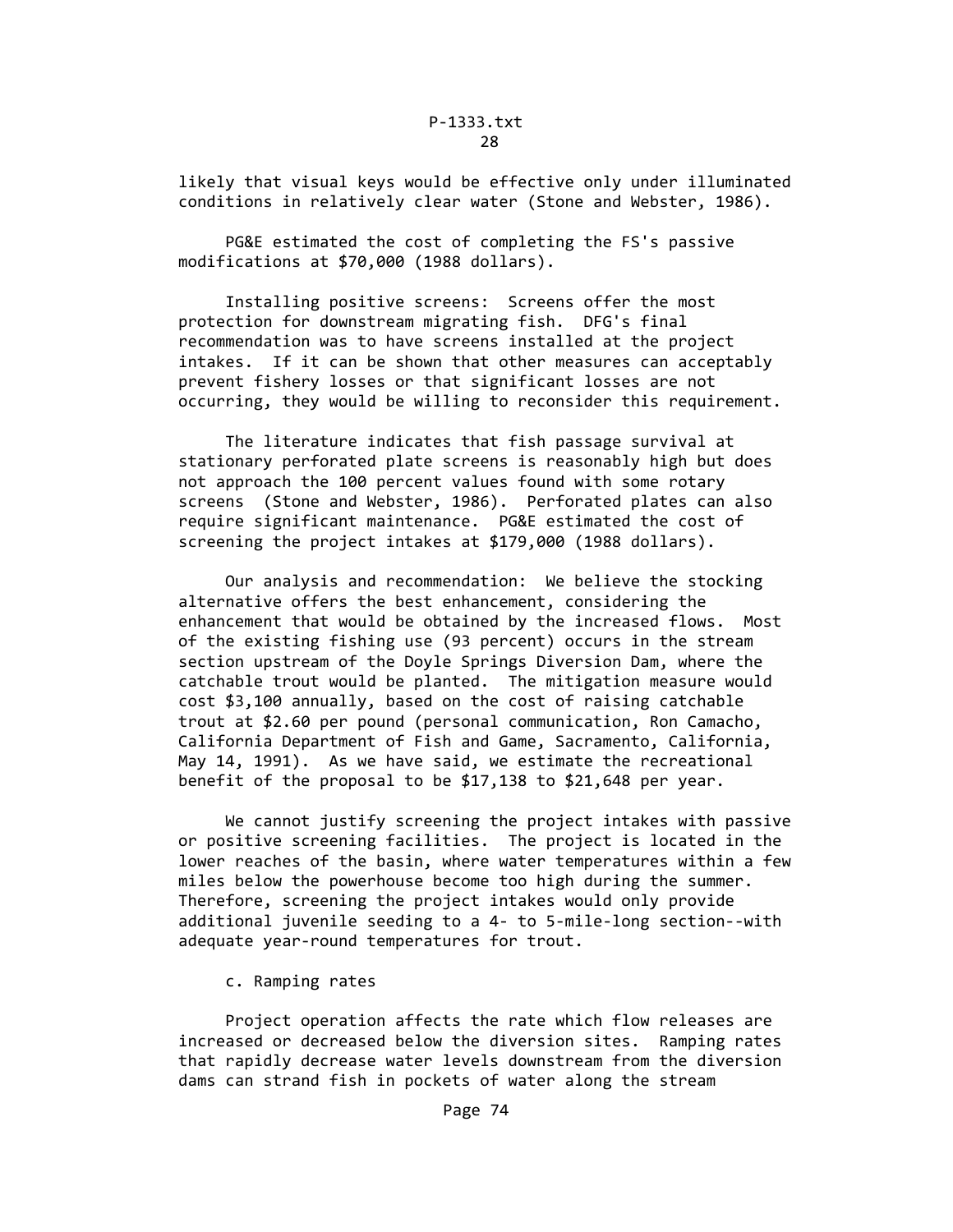likely that visual keys would be effective only under illuminated conditions in relatively clear water (Stone and Webster, 1986).

PG&E estimated the cost of completing the FS's passive modifications at $70,000 (1988 dollars).

Installing positive screens: Screens offer the most protection for downstream migrating fish. DFG's final recommendation was to have screens installed at the project intakes. If it can be shown that other measures can acceptably prevent fishery losses or that significant losses are not occurring, they would be willing to reconsider this requirement.

The literature indicates that fish passage survival at stationary perforated plate screens is reasonably high but does not approach the 100 percent values found with some rotary screens (Stone and Webster, 1986). Perforated plates can also require significant maintenance. PG&E estimated the cost of screening the project intakes at $179,000 (1988 dollars).

Our analysis and recommendation: We believe the stocking alternative offers the best enhancement, considering the enhancement that would be obtained by the increased flows. Most of the existing fishing use (93 percent) occurs in the stream section upstream of the Doyle Springs Diversion Dam, where the catchable trout would be planted. The mitigation measure would cost $3,100 annually, based on the cost of raising catchable trout at $2.60 per pound (personal communication, Ron Camacho, California Department of Fish and Game, Sacramento, California, May 14, 1991). As we have said, we estimate the recreational benefit of the proposal to be $17,138 to $21,648 per year.

We cannot justify screening the project intakes with passive or positive screening facilities. The project is located in the lower reaches of the basin, where water temperatures within a few miles below the powerhouse become too high during the summer. Therefore, screening the project intakes would only provide additional juvenile seeding to a 4- to 5-mile-long section--with adequate year-round temperatures for trout.

c. Ramping rates

Project operation affects the rate which flow releases are increased or decreased below the diversion sites. Ramping rates that rapidly decrease water levels downstream from the diversion dams can strand fish in pockets of water along the stream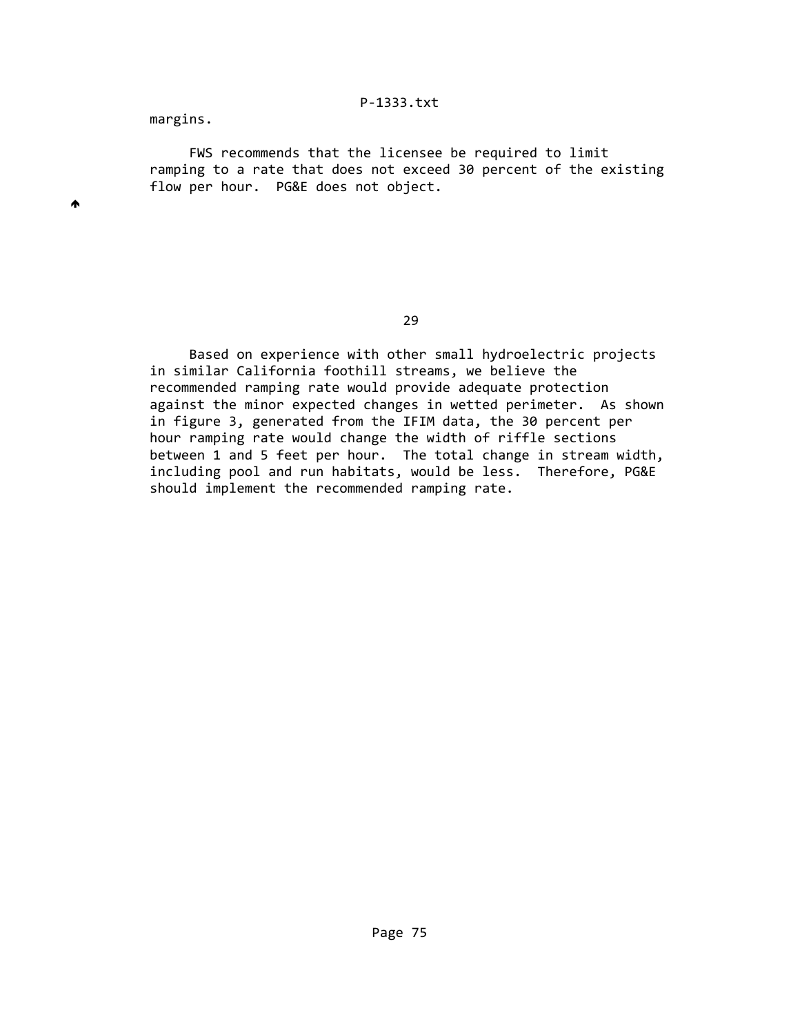margins.

FWS recommends that the licensee be required to limit ramping to a rate that does not exceed 30 percent of the existing flow per hour. PG&E does not object.

Based on experience with other small hydroelectric projects in similar California foothill streams, we believe the recommended ramping rate would provide adequate protection against the minor expected changes in wetted perimeter. As shown in figure 3, generated from the IFIM data, the 30 percent per hour ramping rate would change the width of riffle sections between 1 and 5 feet per hour. The total change in stream width, including pool and run habitats, would be less. Therefore, PG&E should implement the recommended ramping rate.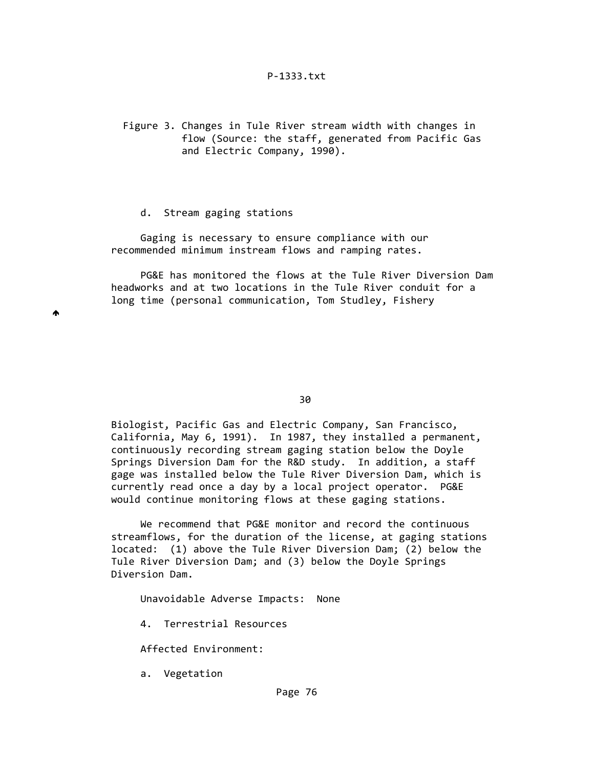Figure 3. Changes in Tule River stream width with changes in flow (Source: the staff, generated from Pacific Gas and Electric Company, 1990).

d. Stream gaging stations

Gaging is necessary to ensure compliance with our recommended minimum instream flows and ramping rates.

PG&E has monitored the flows at the Tule River Diversion Dam headworks and at two locations in the Tule River conduit for a long time (personal communication, Tom Studley, Fishery Biologist, Pacific Gas and Electric Company, San Francisco, California, May 6, 1991). In 1987, they installed a permanent, continuously recording stream gaging station below the Doyle Springs Diversion Dam for the R&D study. In addition, a staff gage was installed below the Tule River Diversion Dam, which is currently read once a day by a local project operator. PG&E would continue monitoring flows at these gaging stations.

We recommend that PG&E monitor and record the continuous streamflows, for the duration of the license, at gaging stations located: (1) above the Tule River Diversion Dam; (2) below the Tule River Diversion Dam; and (3) below the Doyle Springs Diversion Dam.

Unavoidable Adverse Impacts: None

4. Terrestrial Resources

Affected Environment:

a. Vegetation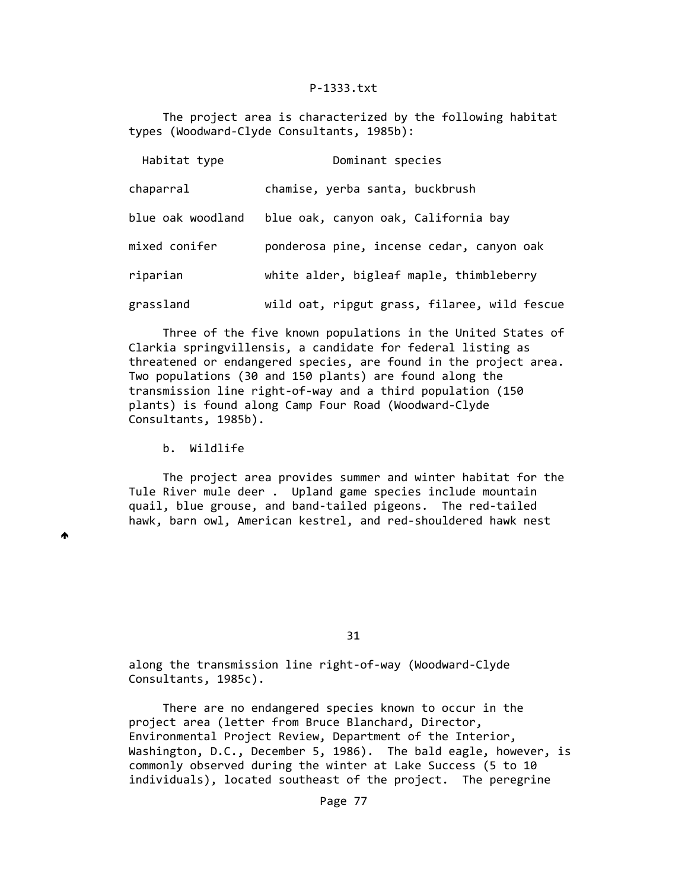The project area is characterized by the following habitat types (Woodward-Clyde Consultants, 1985b):

| Habitat type | Dominant species |
|---|---|
| chaparral | chamise, yerba santa, buckbrush |
| blue oak woodland | blue oak, canyon oak, California bay |
| mixed conifer | ponderosa pine, incense cedar, canyon oak |
| riparian | white alder, bigleaf maple, thimbleberry |
| grassland | wild oat, ripgut grass, filaree, wild fescue |

Three of the five known populations in the United States of Clarkia springvillensis, a candidate for federal listing as threatened or endangered species, are found in the project area. Two populations (30 and 150 plants) are found along the transmission line right-of-way and a third population (150 plants) is found along Camp Four Road (Woodward-Clyde Consultants, 1985b).

b. Wildlife

The project area provides summer and winter habitat for the Tule River mule deer . Upland game species include mountain quail, blue grouse, and band-tailed pigeons. The red-tailed hawk, barn owl, American kestrel, and red-shouldered hawk nest along the transmission line right-of-way (Woodward-Clyde Consultants, 1985c).

There are no endangered species known to occur in the project area (letter from Bruce Blanchard, Director, Environmental Project Review, Department of the Interior, Washington, D.C., December 5, 1986). The bald eagle, however, is commonly observed during the winter at Lake Success (5 to 10 individuals), located southeast of the project. The peregrine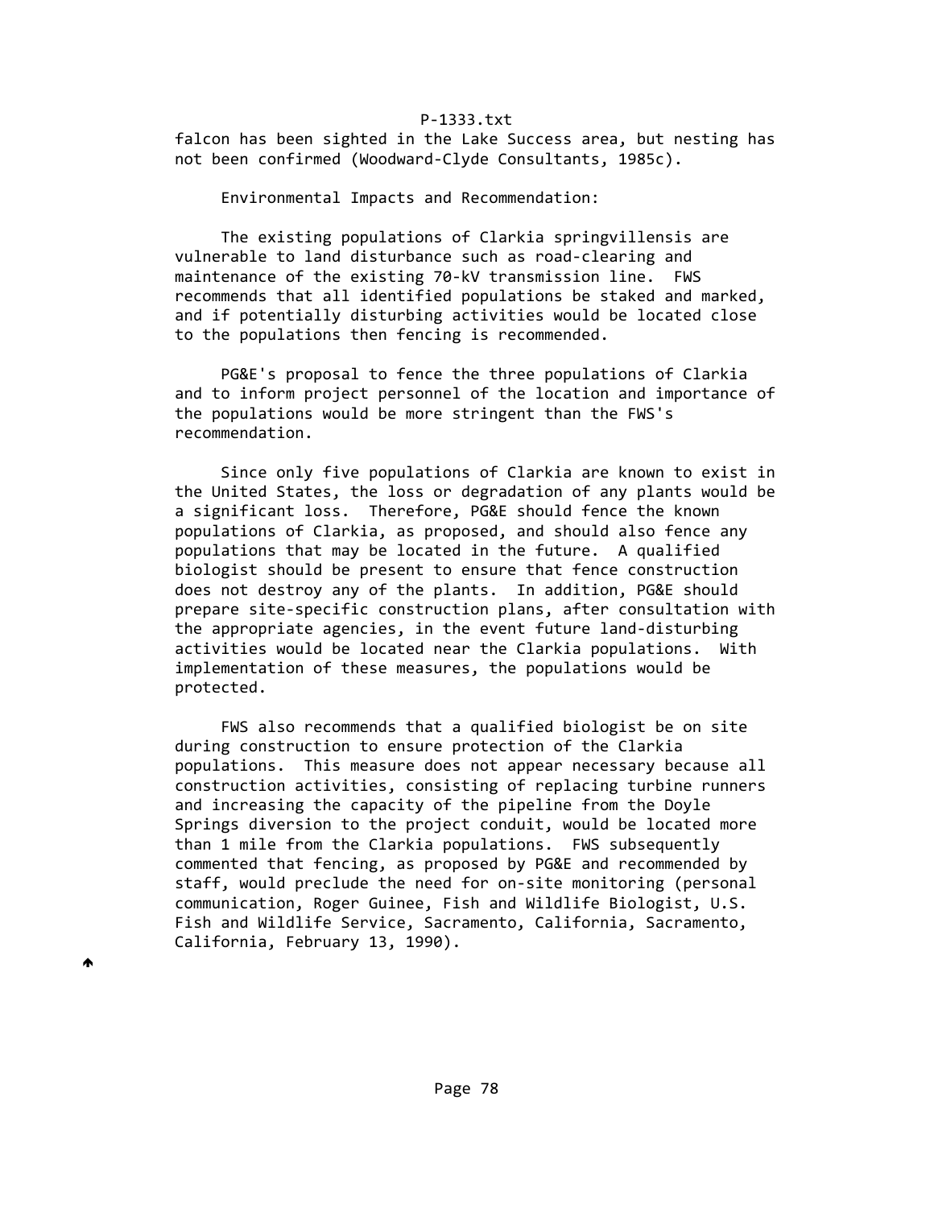falcon has been sighted in the Lake Success area, but nesting has not been confirmed (Woodward-Clyde Consultants, 1985c).

Environmental Impacts and Recommendation:

The existing populations of Clarkia springvillensis are vulnerable to land disturbance such as road-clearing and maintenance of the existing 70-kV transmission line. FWS recommends that all identified populations be staked and marked, and if potentially disturbing activities would be located close to the populations then fencing is recommended.

PG&E's proposal to fence the three populations of Clarkia and to inform project personnel of the location and importance of the populations would be more stringent than the FWS's recommendation.

Since only five populations of Clarkia are known to exist in the United States, the loss or degradation of any plants would be a significant loss. Therefore, PG&E should fence the known populations of Clarkia, as proposed, and should also fence any populations that may be located in the future. A qualified biologist should be present to ensure that fence construction does not destroy any of the plants. In addition, PG&E should prepare site-specific construction plans, after consultation with the appropriate agencies, in the event future land-disturbing activities would be located near the Clarkia populations. With implementation of these measures, the populations would be protected.

FWS also recommends that a qualified biologist be on site during construction to ensure protection of the Clarkia populations. This measure does not appear necessary because all construction activities, consisting of replacing turbine runners and increasing the capacity of the pipeline from the Doyle Springs diversion to the project conduit, would be located more than 1 mile from the Clarkia populations. FWS subsequently commented that fencing, as proposed by PG&E and recommended by staff, would preclude the need for on-site monitoring (personal communication, Roger Guinee, Fish and Wildlife Biologist, U.S. Fish and Wildlife Service, Sacramento, California, Sacramento, California, February 13, 1990).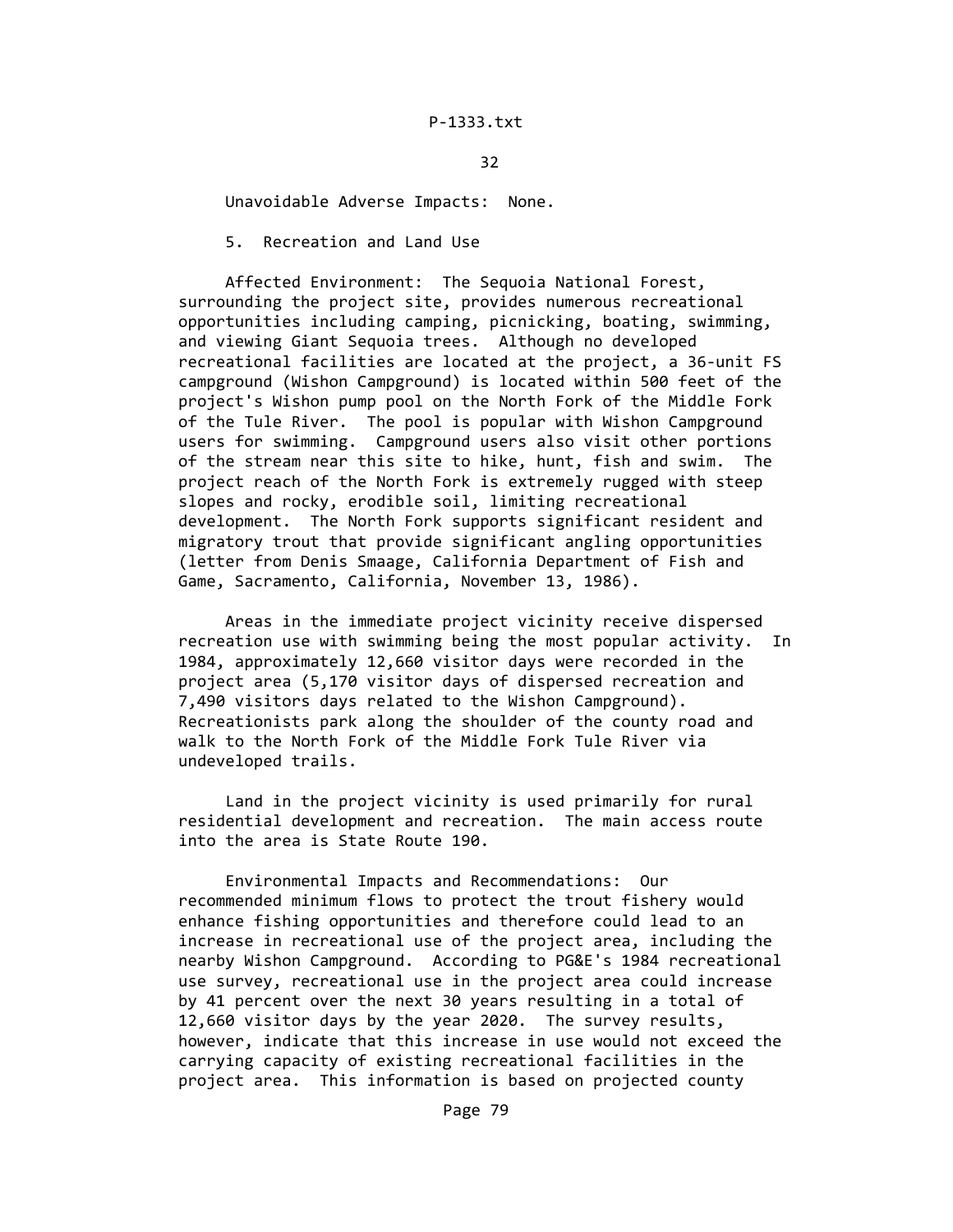Unavoidable Adverse Impacts: None.

5. Recreation and Land Use

Affected Environment: The Sequoia National Forest, surrounding the project site, provides numerous recreational opportunities including camping, picnicking, boating, swimming, and viewing Giant Sequoia trees. Although no developed recreational facilities are located at the project, a 36-unit FS campground (Wishon Campground) is located within 500 feet of the project's Wishon pump pool on the North Fork of the Middle Fork of the Tule River. The pool is popular with Wishon Campground users for swimming. Campground users also visit other portions of the stream near this site to hike, hunt, fish and swim. The project reach of the North Fork is extremely rugged with steep slopes and rocky, erodible soil, limiting recreational development. The North Fork supports significant resident and migratory trout that provide significant angling opportunities (letter from Denis Smaage, California Department of Fish and Game, Sacramento, California, November 13, 1986).

Areas in the immediate project vicinity receive dispersed recreation use with swimming being the most popular activity. In 1984, approximately 12,660 visitor days were recorded in the project area (5,170 visitor days of dispersed recreation and 7,490 visitors days related to the Wishon Campground). Recreationists park along the shoulder of the county road and walk to the North Fork of the Middle Fork Tule River via undeveloped trails.

Land in the project vicinity is used primarily for rural residential development and recreation. The main access route into the area is State Route 190.

Environmental Impacts and Recommendations: Our recommended minimum flows to protect the trout fishery would enhance fishing opportunities and therefore could lead to an increase in recreational use of the project area, including the nearby Wishon Campground. According to PG&E's 1984 recreational use survey, recreational use in the project area could increase by 41 percent over the next 30 years resulting in a total of 12,660 visitor days by the year 2020. The survey results, however, indicate that this increase in use would not exceed the carrying capacity of existing recreational facilities in the project area. This information is based on projected county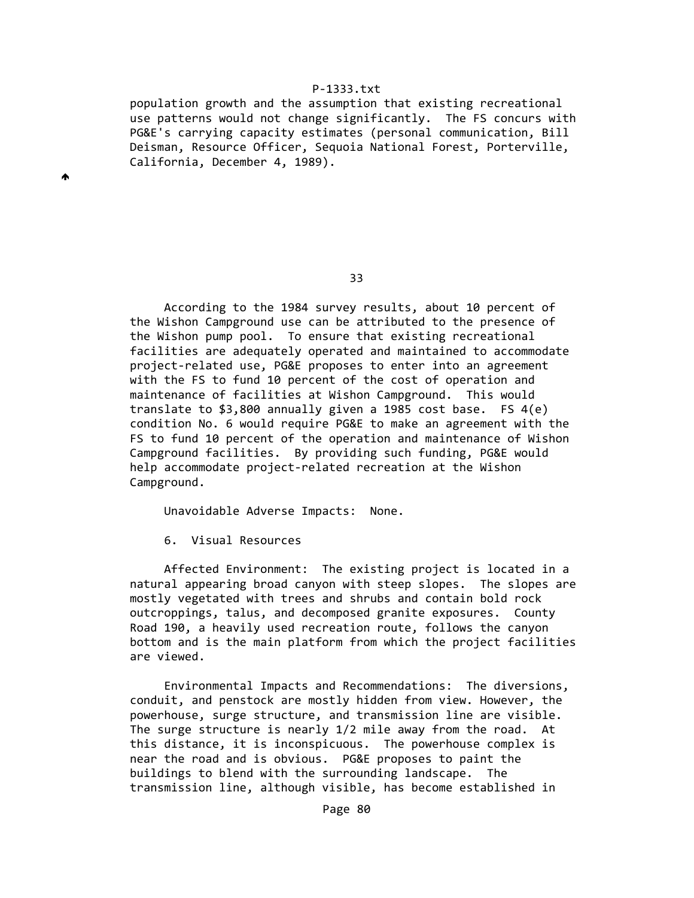population growth and the assumption that existing recreational use patterns would not change significantly. The FS concurs with PG&E's carrying capacity estimates (personal communication, Bill Deisman, Resource Officer, Sequoia National Forest, Porterville, California, December 4, 1989).

According to the 1984 survey results, about 10 percent of the Wishon Campground use can be attributed to the presence of the Wishon pump pool. To ensure that existing recreational facilities are adequately operated and maintained to accommodate project-related use, PG&E proposes to enter into an agreement with the FS to fund 10 percent of the cost of operation and maintenance of facilities at Wishon Campground. This would translate to $3,800 annually given a 1985 cost base. FS 4(e) condition No. 6 would require PG&E to make an agreement with the FS to fund 10 percent of the operation and maintenance of Wishon Campground facilities. By providing such funding, PG&E would help accommodate project-related recreation at the Wishon Campground.

Unavoidable Adverse Impacts: None.

6. Visual Resources

Affected Environment: The existing project is located in a natural appearing broad canyon with steep slopes. The slopes are mostly vegetated with trees and shrubs and contain bold rock outcroppings, talus, and decomposed granite exposures. County Road 190, a heavily used recreation route, follows the canyon bottom and is the main platform from which the project facilities are viewed.

Environmental Impacts and Recommendations: The diversions, conduit, and penstock are mostly hidden from view. However, the powerhouse, surge structure, and transmission line are visible. The surge structure is nearly 1/2 mile away from the road. At this distance, it is inconspicuous. The powerhouse complex is near the road and is obvious. PG&E proposes to paint the buildings to blend with the surrounding landscape. The transmission line, although visible, has become established in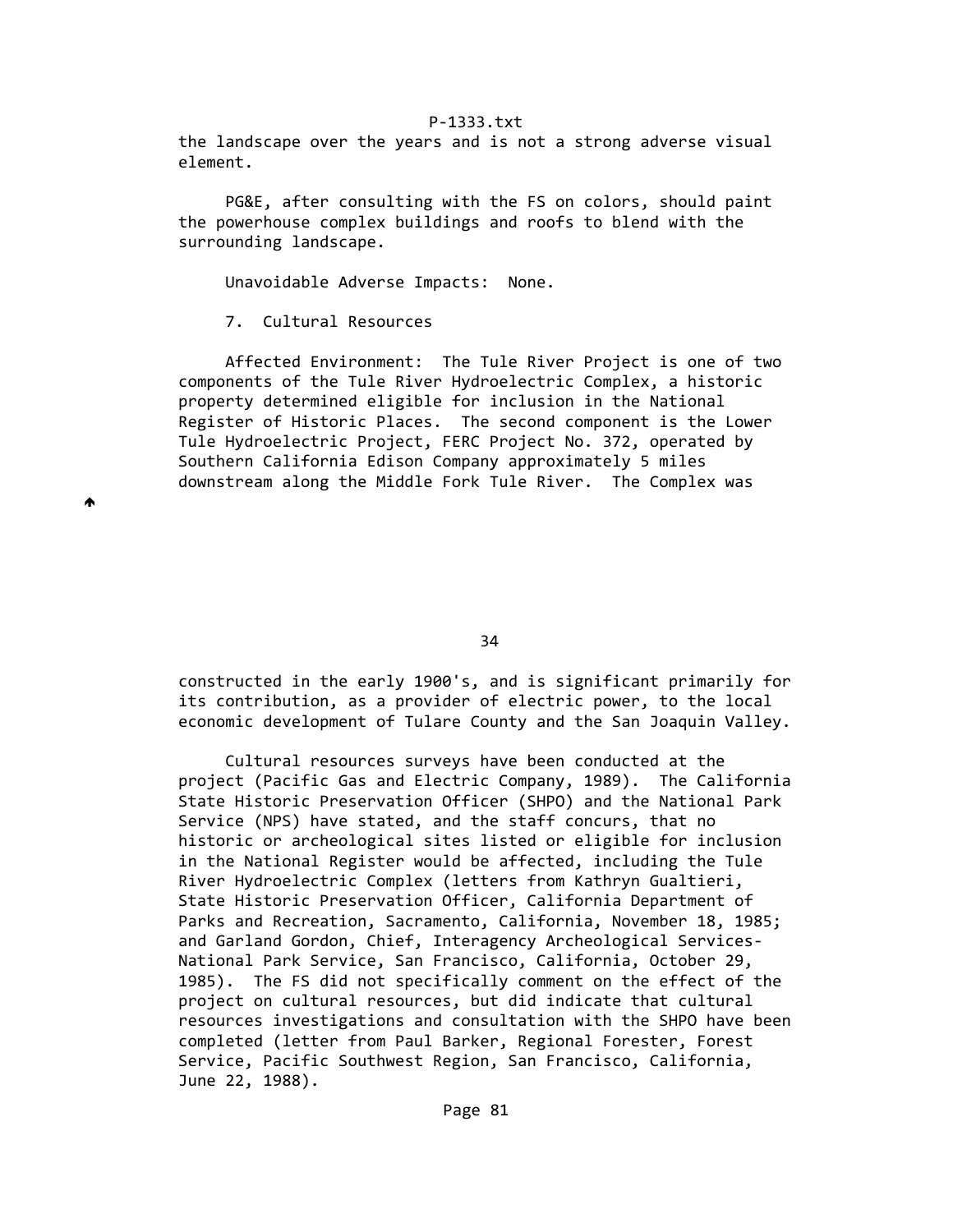the landscape over the years and is not a strong adverse visual element.

PG&E, after consulting with the FS on colors, should paint the powerhouse complex buildings and roofs to blend with the surrounding landscape.

Unavoidable Adverse Impacts: None.

7. Cultural Resources

Affected Environment: The Tule River Project is one of two components of the Tule River Hydroelectric Complex, a historic property determined eligible for inclusion in the National Register of Historic Places. The second component is the Lower Tule Hydroelectric Project, FERC Project No. 372, operated by Southern California Edison Company approximately 5 miles downstream along the Middle Fork Tule River. The Complex was constructed in the early 1900's, and is significant primarily for its contribution, as a provider of electric power, to the local economic development of Tulare County and the San Joaquin Valley.

Cultural resources surveys have been conducted at the project (Pacific Gas and Electric Company, 1989). The California State Historic Preservation Officer (SHPO) and the National Park Service (NPS) have stated, and the staff concurs, that no historic or archeological sites listed or eligible for inclusion in the National Register would be affected, including the Tule River Hydroelectric Complex (letters from Kathryn Gualtieri, State Historic Preservation Officer, California Department of Parks and Recreation, Sacramento, California, November 18, 1985; and Garland Gordon, Chief, Interagency Archeological Services-National Park Service, San Francisco, California, October 29, 1985). The FS did not specifically comment on the effect of the project on cultural resources, but did indicate that cultural resources investigations and consultation with the SHPO have been completed (letter from Paul Barker, Regional Forester, Forest Service, Pacific Southwest Region, San Francisco, California, June 22, 1988).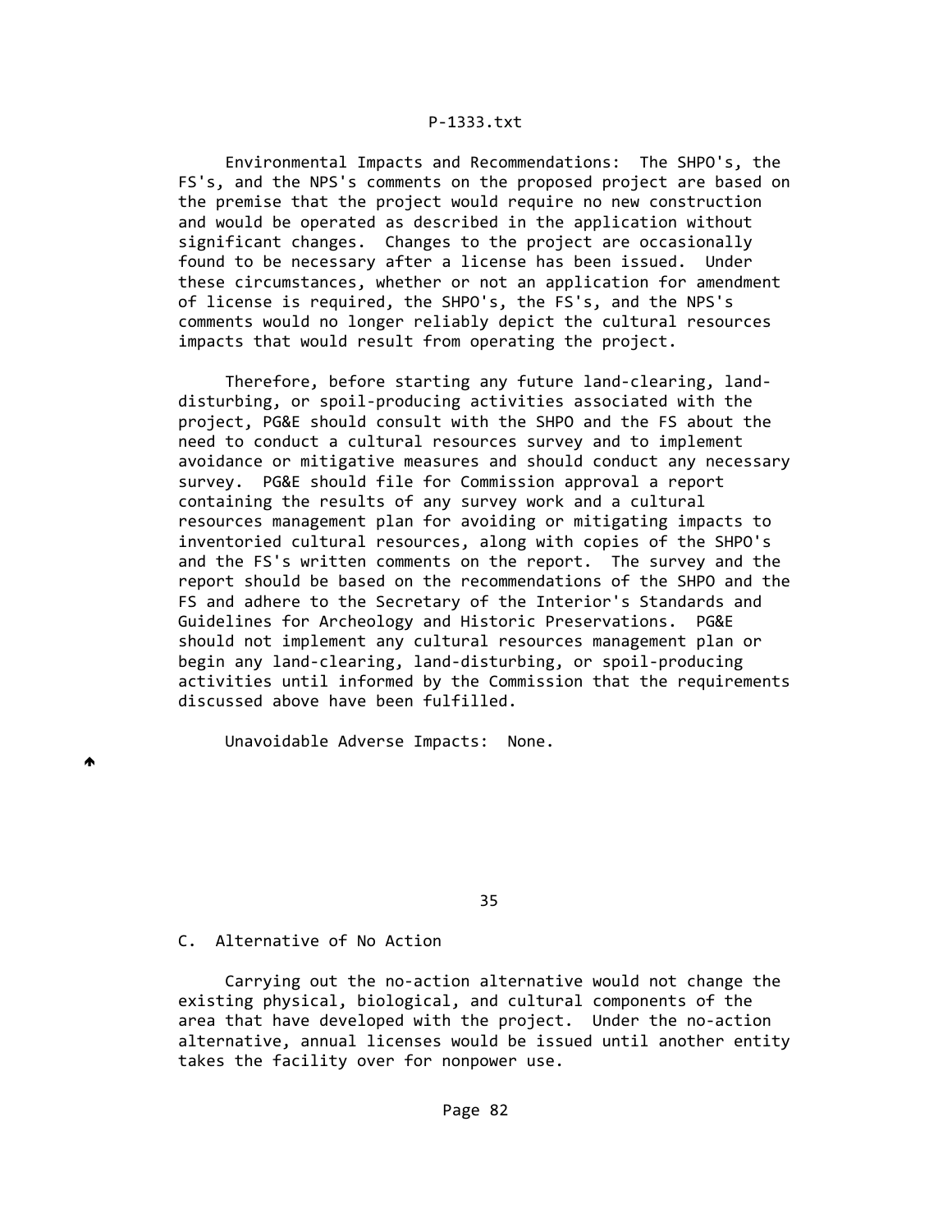Environmental Impacts and Recommendations: The SHPO's, the FS's, and the NPS's comments on the proposed project are based on the premise that the project would require no new construction and would be operated as described in the application without significant changes. Changes to the project are occasionally found to be necessary after a license has been issued. Under these circumstances, whether or not an application for amendment of license is required, the SHPO's, the FS's, and the NPS's comments would no longer reliably depict the cultural resources impacts that would result from operating the project.

Therefore, before starting any future land-clearing, land-disturbing, or spoil-producing activities associated with the project, PG&E should consult with the SHPO and the FS about the need to conduct a cultural resources survey and to implement avoidance or mitigative measures and should conduct any necessary survey. PG&E should file for Commission approval a report containing the results of any survey work and a cultural resources management plan for avoiding or mitigating impacts to inventoried cultural resources, along with copies of the SHPO's and the FS's written comments on the report. The survey and the report should be based on the recommendations of the SHPO and the FS and adhere to the Secretary of the Interior's Standards and Guidelines for Archeology and Historic Preservations. PG&E should not implement any cultural resources management plan or begin any land-clearing, land-disturbing, or spoil-producing activities until informed by the Commission that the requirements discussed above have been fulfilled.

Unavoidable Adverse Impacts: None.

## C. Alternative of No Action

Carrying out the no-action alternative would not change the existing physical, biological, and cultural components of the area that have developed with the project. Under the no-action alternative, annual licenses would be issued until another entity takes the facility over for nonpower use.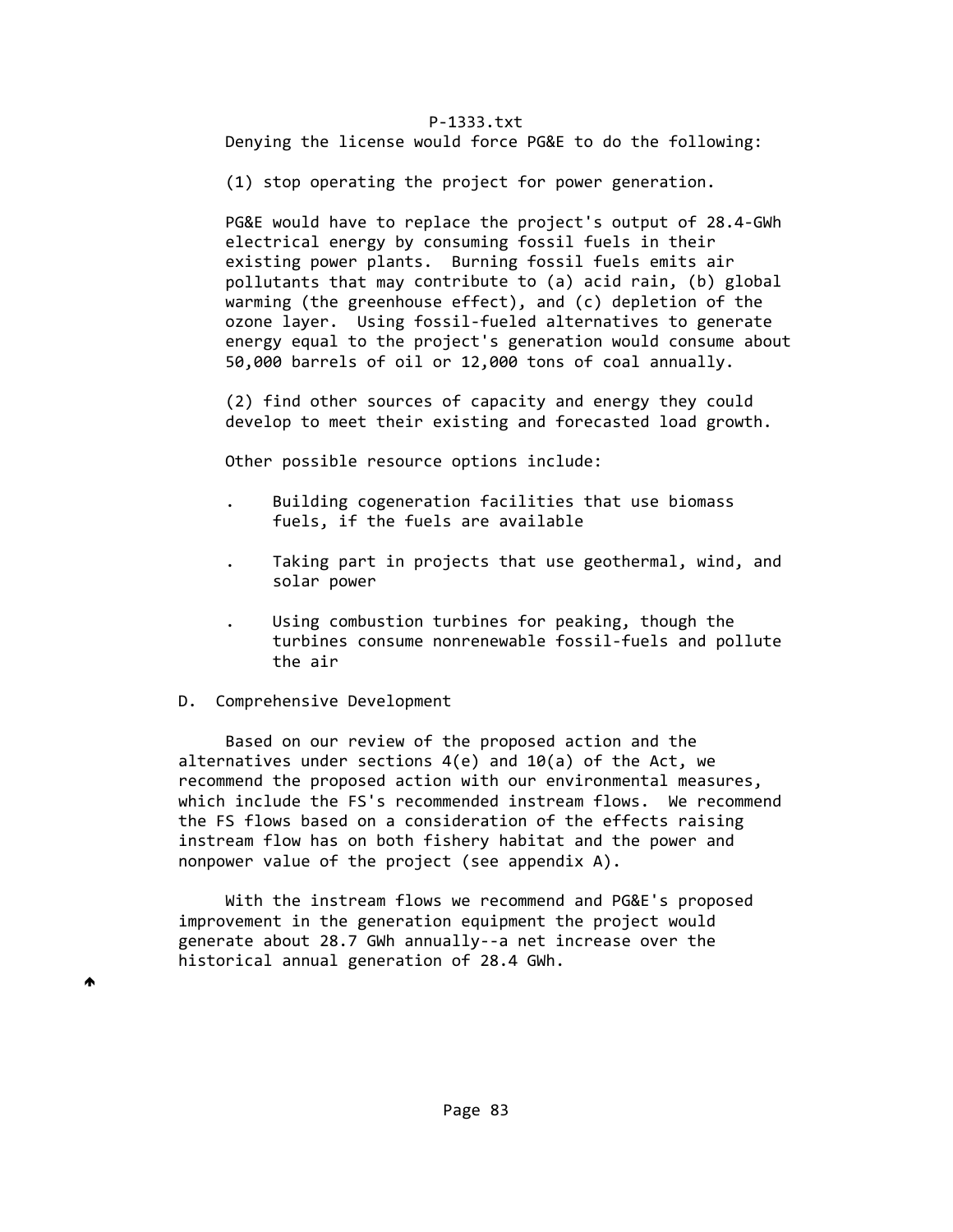Denying the license would force PG&E to do the following:

(1) stop operating the project for power generation.

PG&E would have to replace the project's output of 28.4-GWh electrical energy by consuming fossil fuels in their existing power plants. Burning fossil fuels emits air pollutants that may contribute to (a) acid rain, (b) global warming (the greenhouse effect), and (c) depletion of the ozone layer. Using fossil-fueled alternatives to generate energy equal to the project's generation would consume about 50,000 barrels of oil or 12,000 tons of coal annually.

(2) find other sources of capacity and energy they could develop to meet their existing and forecasted load growth.

Other possible resource options include:

- Building cogeneration facilities that use biomass fuels, if the fuels are available
- Taking part in projects that use geothermal, wind, and solar power
- Using combustion turbines for peaking, though the turbines consume nonrenewable fossil-fuels and pollute the air

## D. Comprehensive Development

Based on our review of the proposed action and the alternatives under sections 4(e) and 10(a) of the Act, we recommend the proposed action with our environmental measures, which include the FS's recommended instream flows. We recommend the FS flows based on a consideration of the effects raising instream flow has on both fishery habitat and the power and nonpower value of the project (see appendix A).

With the instream flows we recommend and PG&E's proposed improvement in the generation equipment the project would generate about 28.7 GWh annually--a net increase over the historical annual generation of 28.4 GWh.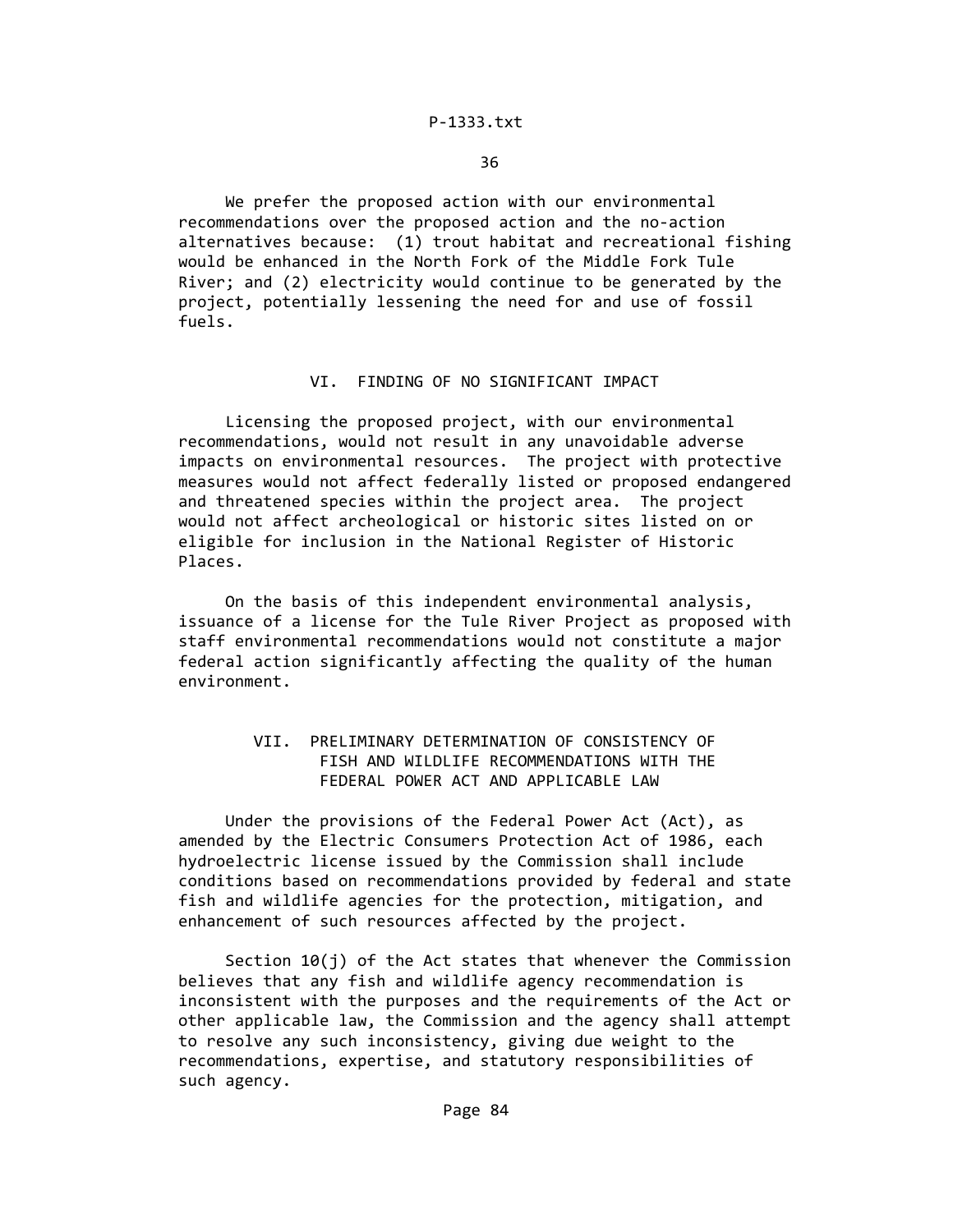We prefer the proposed action with our environmental recommendations over the proposed action and the no-action alternatives because: (1) trout habitat and recreational fishing would be enhanced in the North Fork of the Middle Fork Tule River; and (2) electricity would continue to be generated by the project, potentially lessening the need for and use of fossil fuels.

## VI. FINDING OF NO SIGNIFICANT IMPACT

Licensing the proposed project, with our environmental recommendations, would not result in any unavoidable adverse impacts on environmental resources. The project with protective measures would not affect federally listed or proposed endangered and threatened species within the project area. The project would not affect archeological or historic sites listed on or eligible for inclusion in the National Register of Historic Places.

On the basis of this independent environmental analysis, issuance of a license for the Tule River Project as proposed with staff environmental recommendations would not constitute a major federal action significantly affecting the quality of the human environment.

## VII. PRELIMINARY DETERMINATION OF CONSISTENCY OF FISH AND WILDLIFE RECOMMENDATIONS WITH THE FEDERAL POWER ACT AND APPLICABLE LAW

Under the provisions of the Federal Power Act (Act), as amended by the Electric Consumers Protection Act of 1986, each hydroelectric license issued by the Commission shall include conditions based on recommendations provided by federal and state fish and wildlife agencies for the protection, mitigation, and enhancement of such resources affected by the project.

Section 10(j) of the Act states that whenever the Commission believes that any fish and wildlife agency recommendation is inconsistent with the purposes and the requirements of the Act or other applicable law, the Commission and the agency shall attempt to resolve any such inconsistency, giving due weight to the recommendations, expertise, and statutory responsibilities of such agency.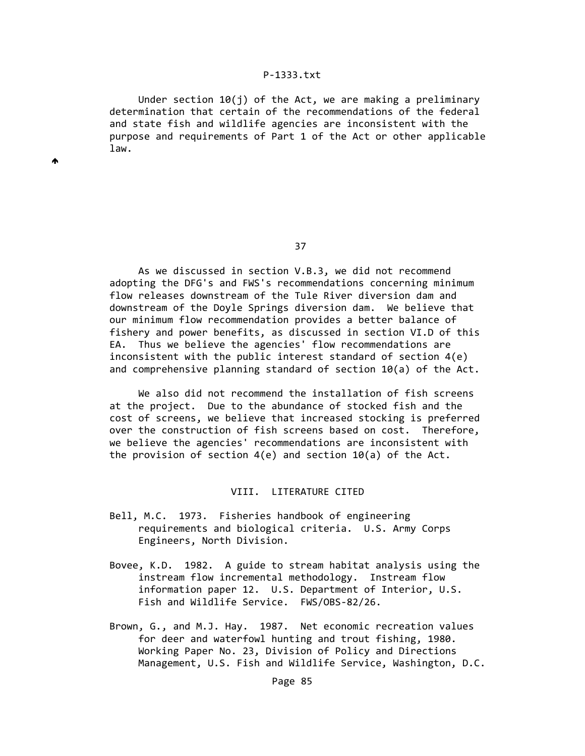Under section 10(j) of the Act, we are making a preliminary determination that certain of the recommendations of the federal and state fish and wildlife agencies are inconsistent with the purpose and requirements of Part 1 of the Act or other applicable law.

As we discussed in section V.B.3, we did not recommend adopting the DFG's and FWS's recommendations concerning minimum flow releases downstream of the Tule River diversion dam and downstream of the Doyle Springs diversion dam. We believe that our minimum flow recommendation provides a better balance of fishery and power benefits, as discussed in section VI.D of this EA. Thus we believe the agencies' flow recommendations are inconsistent with the public interest standard of section 4(e) and comprehensive planning standard of section 10(a) of the Act.

We also did not recommend the installation of fish screens at the project. Due to the abundance of stocked fish and the cost of screens, we believe that increased stocking is preferred over the construction of fish screens based on cost. Therefore, we believe the agencies' recommendations are inconsistent with the provision of section 4(e) and section 10(a) of the Act.

## VIII. LITERATURE CITED

Bell, M.C. 1973. Fisheries handbook of engineering requirements and biological criteria. U.S. Army Corps Engineers, North Division.

Bovee, K.D. 1982. A guide to stream habitat analysis using the instream flow incremental methodology. Instream flow information paper 12. U.S. Department of Interior, U.S. Fish and Wildlife Service. FWS/OBS-82/26.

Brown, G., and M.J. Hay. 1987. Net economic recreation values for deer and waterfowl hunting and trout fishing, 1980. Working Paper No. 23, Division of Policy and Directions Management, U.S. Fish and Wildlife Service, Washington, D.C.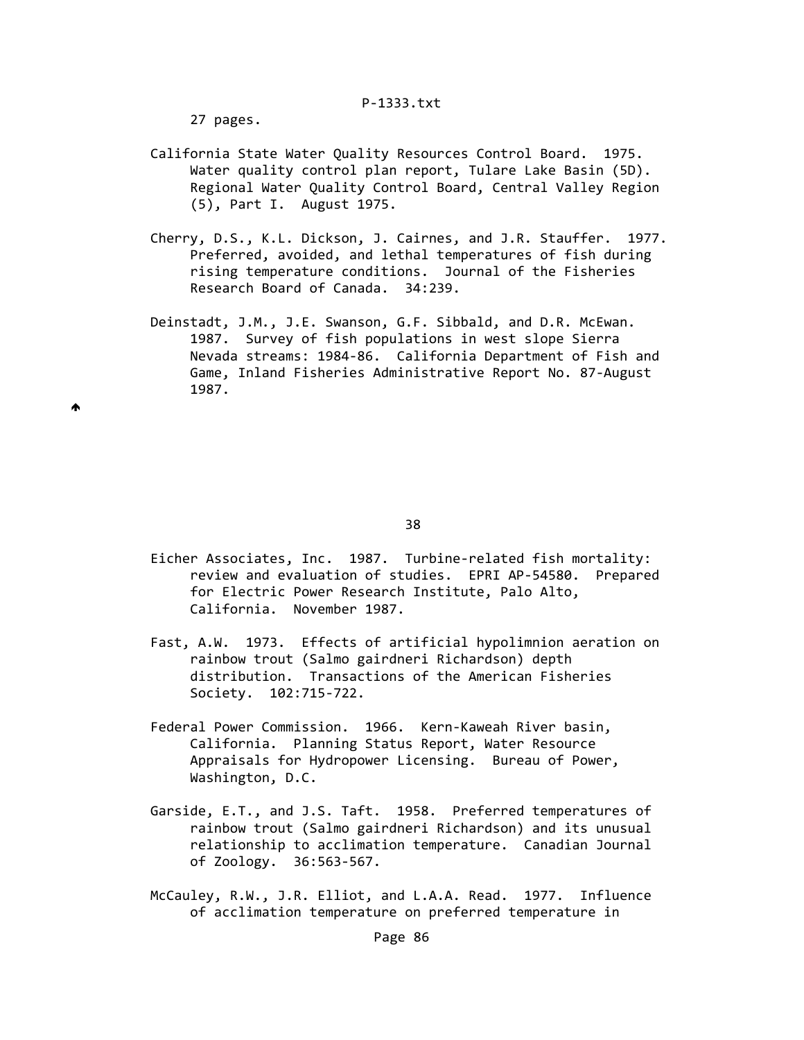27 pages.

California State Water Quality Resources Control Board. 1975. Water quality control plan report, Tulare Lake Basin (5D). Regional Water Quality Control Board, Central Valley Region (5), Part I. August 1975.

Cherry, D.S., K.L. Dickson, J. Cairnes, and J.R. Stauffer. 1977. Preferred, avoided, and lethal temperatures of fish during rising temperature conditions. Journal of the Fisheries Research Board of Canada. 34:239.

Deinstadt, J.M., J.E. Swanson, G.F. Sibbald, and D.R. McEwan. 1987. Survey of fish populations in west slope Sierra Nevada streams: 1984-86. California Department of Fish and Game, Inland Fisheries Administrative Report No. 87-August 1987.

Eicher Associates, Inc. 1987. Turbine-related fish mortality: review and evaluation of studies. EPRI AP-54580. Prepared for Electric Power Research Institute, Palo Alto, California. November 1987.

Fast, A.W. 1973. Effects of artificial hypolimnion aeration on rainbow trout (Salmo gairdneri Richardson) depth distribution. Transactions of the American Fisheries Society. 102:715-722.

Federal Power Commission. 1966. Kern-Kaweah River basin, California. Planning Status Report, Water Resource Appraisals for Hydropower Licensing. Bureau of Power, Washington, D.C.

Garside, E.T., and J.S. Taft. 1958. Preferred temperatures of rainbow trout (Salmo gairdneri Richardson) and its unusual relationship to acclimation temperature. Canadian Journal of Zoology. 36:563-567.

McCauley, R.W., J.R. Elliot, and L.A.A. Read. 1977. Influence of acclimation temperature on preferred temperature in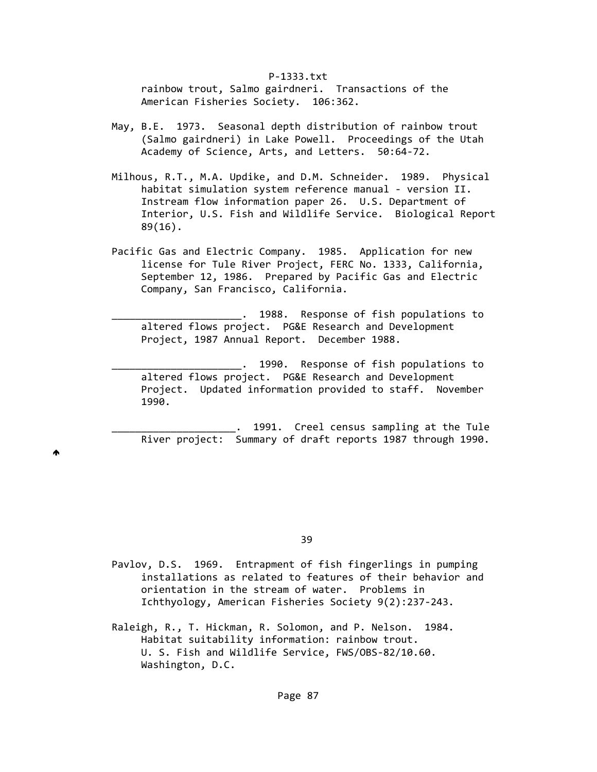rainbow trout, Salmo gairdneri. Transactions of the American Fisheries Society. 106:362.

May, B.E. 1973. Seasonal depth distribution of rainbow trout (Salmo gairdneri) in Lake Powell. Proceedings of the Utah Academy of Science, Arts, and Letters. 50:64-72.

Milhous, R.T., M.A. Updike, and D.M. Schneider. 1989. Physical habitat simulation system reference manual - version II. Instream flow information paper 26. U.S. Department of Interior, U.S. Fish and Wildlife Service. Biological Report 89(16).

Pacific Gas and Electric Company. 1985. Application for new license for Tule River Project, FERC No. 1333, California, September 12, 1986. Prepared by Pacific Gas and Electric Company, San Francisco, California.

_____________________. 1988. Response of fish populations to altered flows project. PG&E Research and Development Project, 1987 Annual Report. December 1988.

_____________________. 1990. Response of fish populations to altered flows project. PG&E Research and Development Project. Updated information provided to staff. November 1990.

____________________. 1991. Creel census sampling at the Tule River project: Summary of draft reports 1987 through 1990.

Pavlov, D.S. 1969. Entrapment of fish fingerlings in pumping installations as related to features of their behavior and orientation in the stream of water. Problems in Ichthyology, American Fisheries Society 9(2):237-243.

Raleigh, R., T. Hickman, R. Solomon, and P. Nelson. 1984. Habitat suitability information: rainbow trout. U. S. Fish and Wildlife Service, FWS/OBS-82/10.60. Washington, D.C.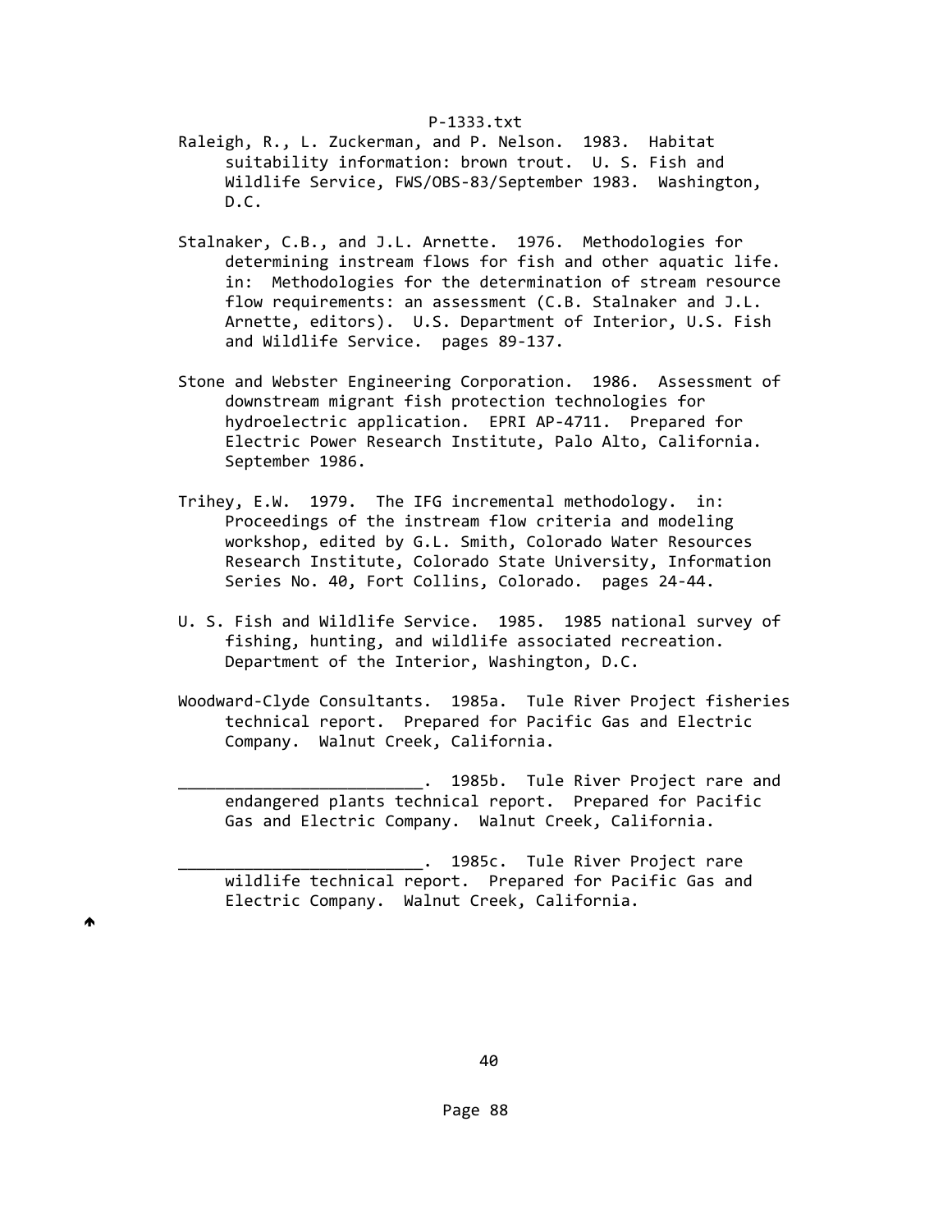Raleigh, R., L. Zuckerman, and P. Nelson. 1983. Habitat suitability information: brown trout. U. S. Fish and Wildlife Service, FWS/OBS-83/September 1983. Washington, D.C.

Stalnaker, C.B., and J.L. Arnette. 1976. Methodologies for determining instream flows for fish and other aquatic life. in: Methodologies for the determination of stream resource flow requirements: an assessment (C.B. Stalnaker and J.L. Arnette, editors). U.S. Department of Interior, U.S. Fish and Wildlife Service. pages 89-137.

Stone and Webster Engineering Corporation. 1986. Assessment of downstream migrant fish protection technologies for hydroelectric application. EPRI AP-4711. Prepared for Electric Power Research Institute, Palo Alto, California. September 1986.

Trihey, E.W. 1979. The IFG incremental methodology. in: Proceedings of the instream flow criteria and modeling workshop, edited by G.L. Smith, Colorado Water Resources Research Institute, Colorado State University, Information Series No. 40, Fort Collins, Colorado. pages 24-44.

U. S. Fish and Wildlife Service. 1985. 1985 national survey of fishing, hunting, and wildlife associated recreation. Department of the Interior, Washington, D.C.

Woodward-Clyde Consultants. 1985a. Tule River Project fisheries technical report. Prepared for Pacific Gas and Electric Company. Walnut Creek, California.

__________________________. 1985b. Tule River Project rare and endangered plants technical report. Prepared for Pacific Gas and Electric Company. Walnut Creek, California.

__________________________. 1985c. Tule River Project rare wildlife technical report. Prepared for Pacific Gas and Electric Company. Walnut Creek, California.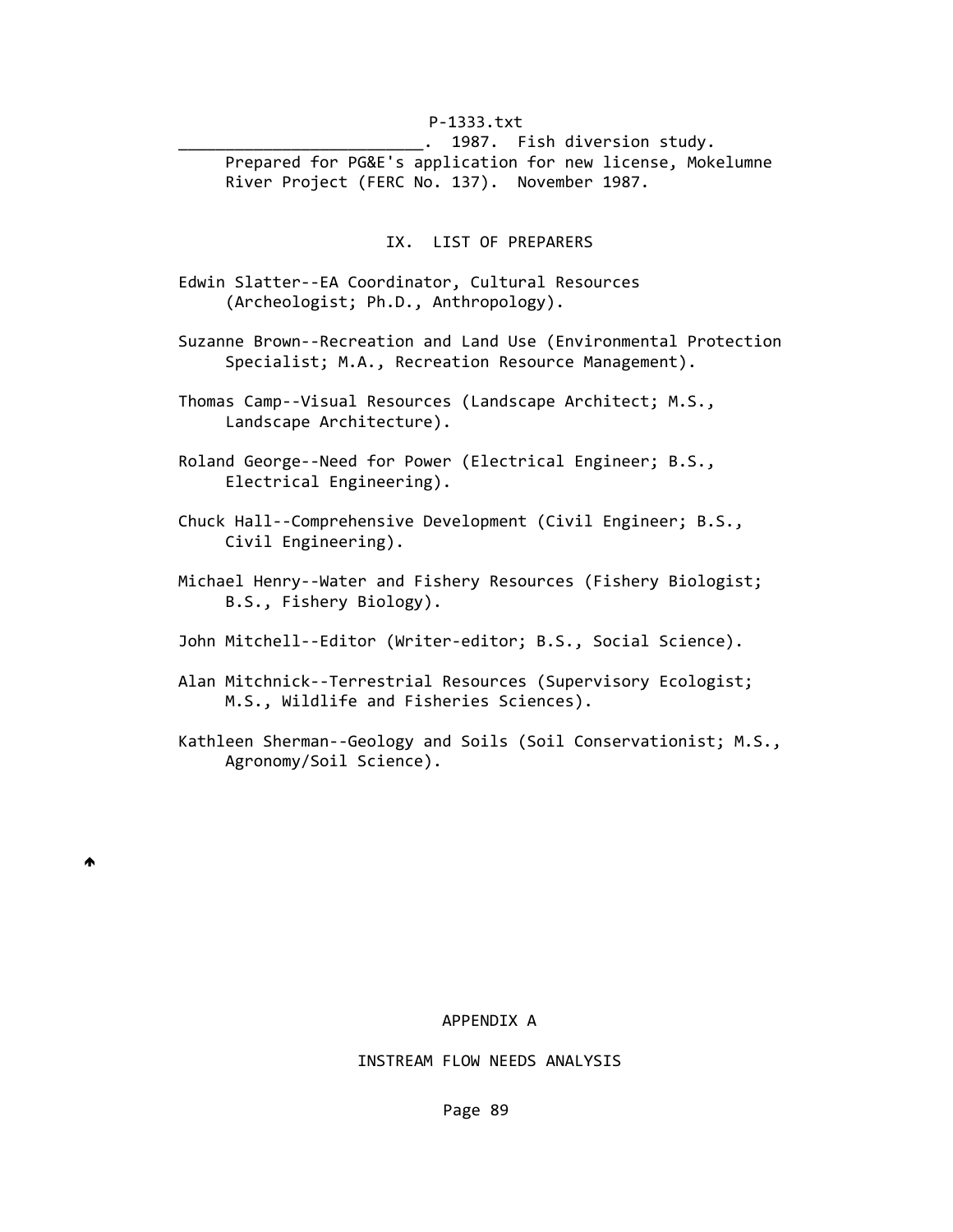\_\_\_\_\_\_\_\_\_\_\_\_\_\_\_\_\_\_\_\_\_\_\_\_\_\_. 1987. Fish diversion study. Prepared for PG&E's application for new license, Mokelumne River Project (FERC No. 137). November 1987.

## IX. LIST OF PREPARERS

Edwin Slatter--EA Coordinator, Cultural Resources (Archeologist; Ph.D., Anthropology).

Suzanne Brown--Recreation and Land Use (Environmental Protection Specialist; M.A., Recreation Resource Management).

Thomas Camp--Visual Resources (Landscape Architect; M.S., Landscape Architecture).

Roland George--Need for Power (Electrical Engineer; B.S., Electrical Engineering).

Chuck Hall--Comprehensive Development (Civil Engineer; B.S., Civil Engineering).

Michael Henry--Water and Fishery Resources (Fishery Biologist; B.S., Fishery Biology).

John Mitchell--Editor (Writer-editor; B.S., Social Science).

Alan Mitchnick--Terrestrial Resources (Supervisory Ecologist; M.S., Wildlife and Fisheries Sciences).

Kathleen Sherman--Geology and Soils (Soil Conservationist; M.S., Agronomy/Soil Science).

# APPENDIX A

## INSTREAM FLOW NEEDS ANALYSIS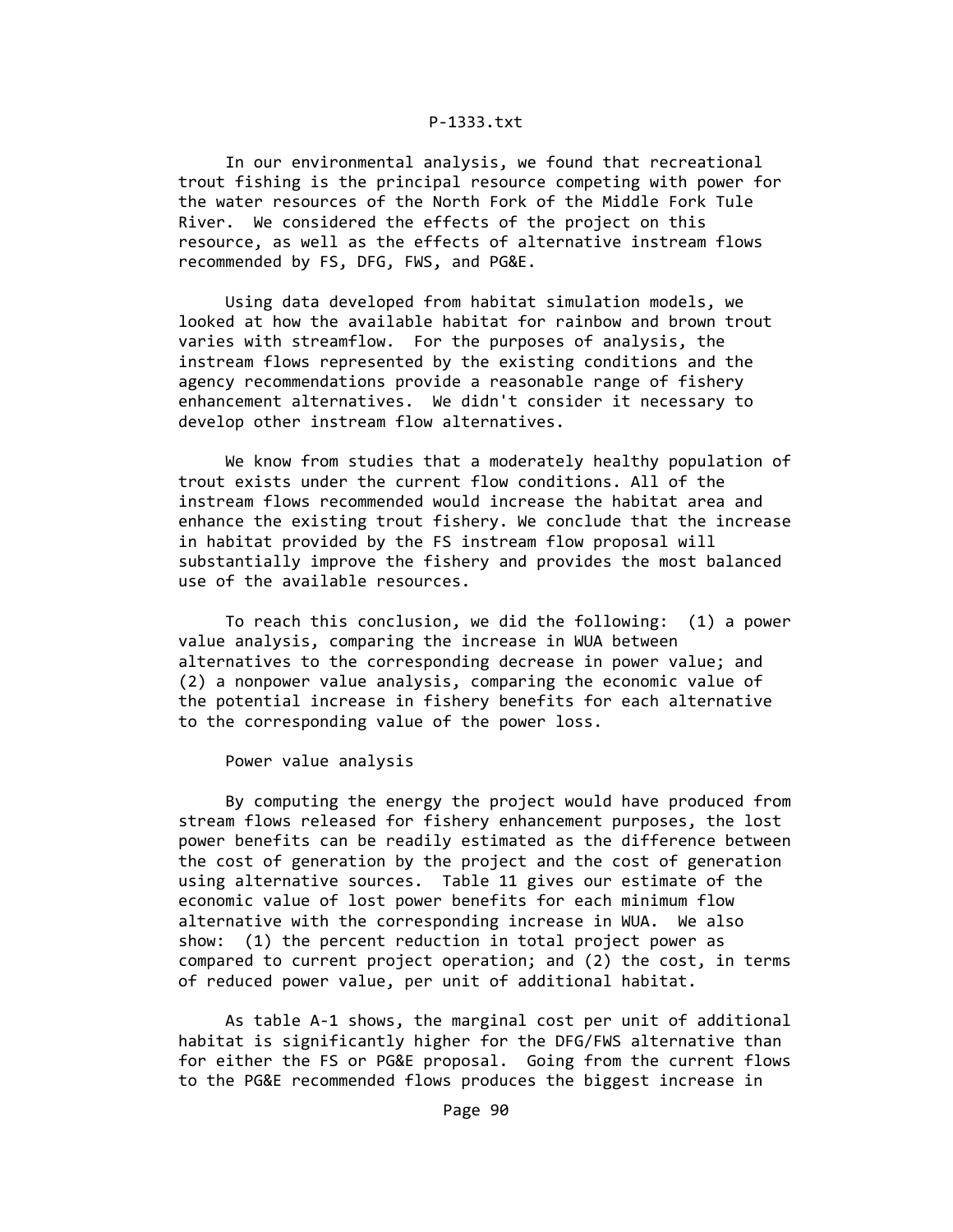In our environmental analysis, we found that recreational trout fishing is the principal resource competing with power for the water resources of the North Fork of the Middle Fork Tule River. We considered the effects of the project on this resource, as well as the effects of alternative instream flows recommended by FS, DFG, FWS, and PG&E.

Using data developed from habitat simulation models, we looked at how the available habitat for rainbow and brown trout varies with streamflow. For the purposes of analysis, the instream flows represented by the existing conditions and the agency recommendations provide a reasonable range of fishery enhancement alternatives. We didn't consider it necessary to develop other instream flow alternatives.

We know from studies that a moderately healthy population of trout exists under the current flow conditions. All of the instream flows recommended would increase the habitat area and enhance the existing trout fishery. We conclude that the increase in habitat provided by the FS instream flow proposal will substantially improve the fishery and provides the most balanced use of the available resources.

To reach this conclusion, we did the following: (1) a power value analysis, comparing the increase in WUA between alternatives to the corresponding decrease in power value; and (2) a nonpower value analysis, comparing the economic value of the potential increase in fishery benefits for each alternative to the corresponding value of the power loss.

Power value analysis

By computing the energy the project would have produced from stream flows released for fishery enhancement purposes, the lost power benefits can be readily estimated as the difference between the cost of generation by the project and the cost of generation using alternative sources. Table 11 gives our estimate of the economic value of lost power benefits for each minimum flow alternative with the corresponding increase in WUA. We also show: (1) the percent reduction in total project power as compared to current project operation; and (2) the cost, in terms of reduced power value, per unit of additional habitat.

As table A-1 shows, the marginal cost per unit of additional habitat is significantly higher for the DFG/FWS alternative than for either the FS or PG&E proposal. Going from the current flows to the PG&E recommended flows produces the biggest increase in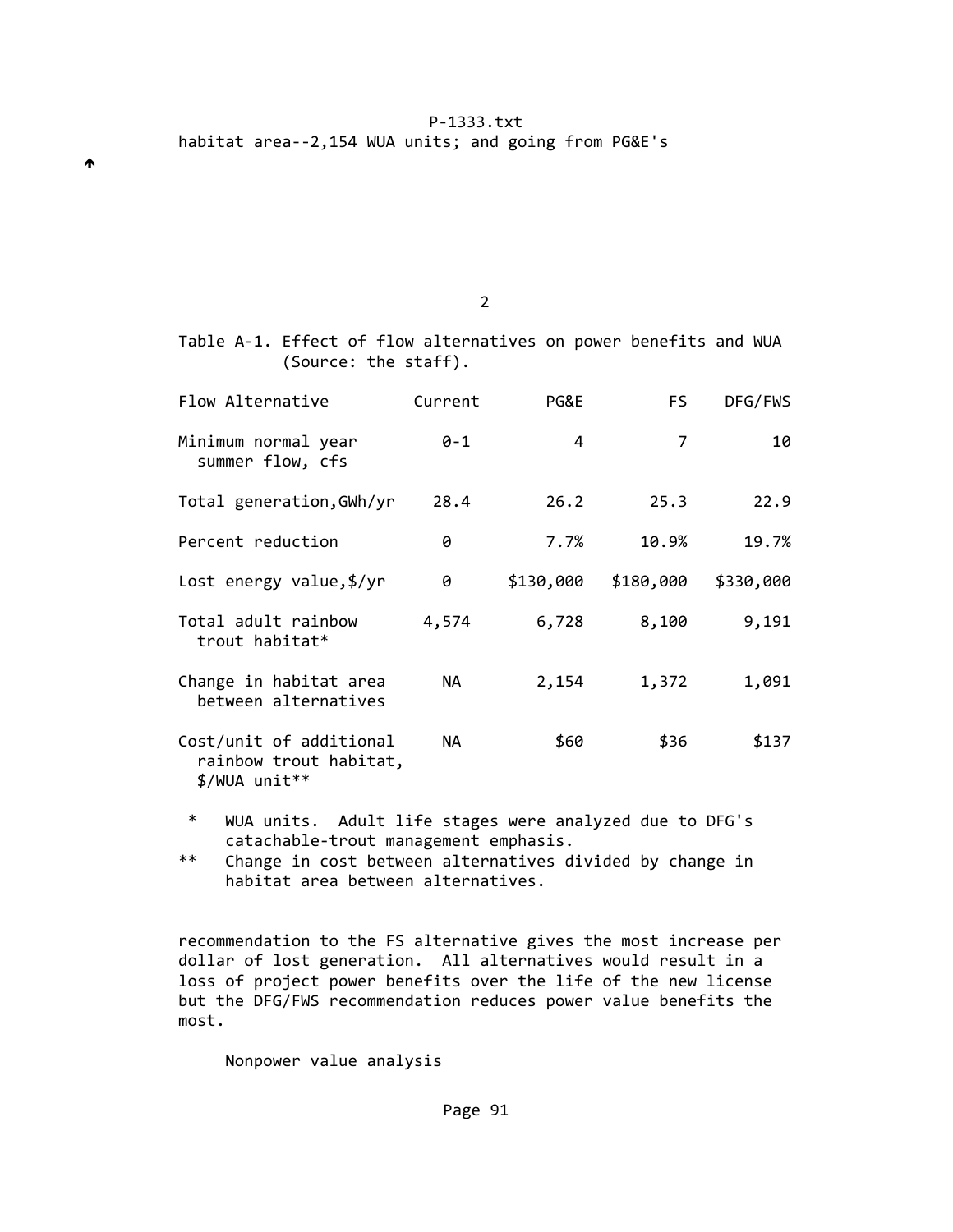habitat area--2,154 WUA units; and going from PG&E's

Table A-1. Effect of flow alternatives on power benefits and WUA (Source: the staff).

| Flow Alternative | Current | PG&E | FS | DFG/FWS |
|---|---|---|---|---|
| Minimum normal year summer flow, cfs | 0-1 | 4 | 7 | 10 |
| Total generation,GWh/yr | 28.4 | 26.2 | 25.3 | 22.9 |
| Percent reduction | 0 | 7.7% | 10.9% | 19.7% |
| Lost energy value,$/yr | 0 | $130,000 | $180,000 | $330,000 |
| Total adult rainbow trout habitat* | 4,574 | 6,728 | 8,100 | 9,191 |
| Change in habitat area between alternatives | NA | 2,154 | 1,372 | 1,091 |
| Cost/unit of additional rainbow trout habitat, $/WUA unit** | NA | $60 | $36 | $137 |

\* WUA units. Adult life stages were analyzed due to DFG's catachable-trout management emphasis.

\*\* Change in cost between alternatives divided by change in habitat area between alternatives.

recommendation to the FS alternative gives the most increase per dollar of lost generation. All alternatives would result in a loss of project power benefits over the life of the new license but the DFG/FWS recommendation reduces power value benefits the most.

Nonpower value analysis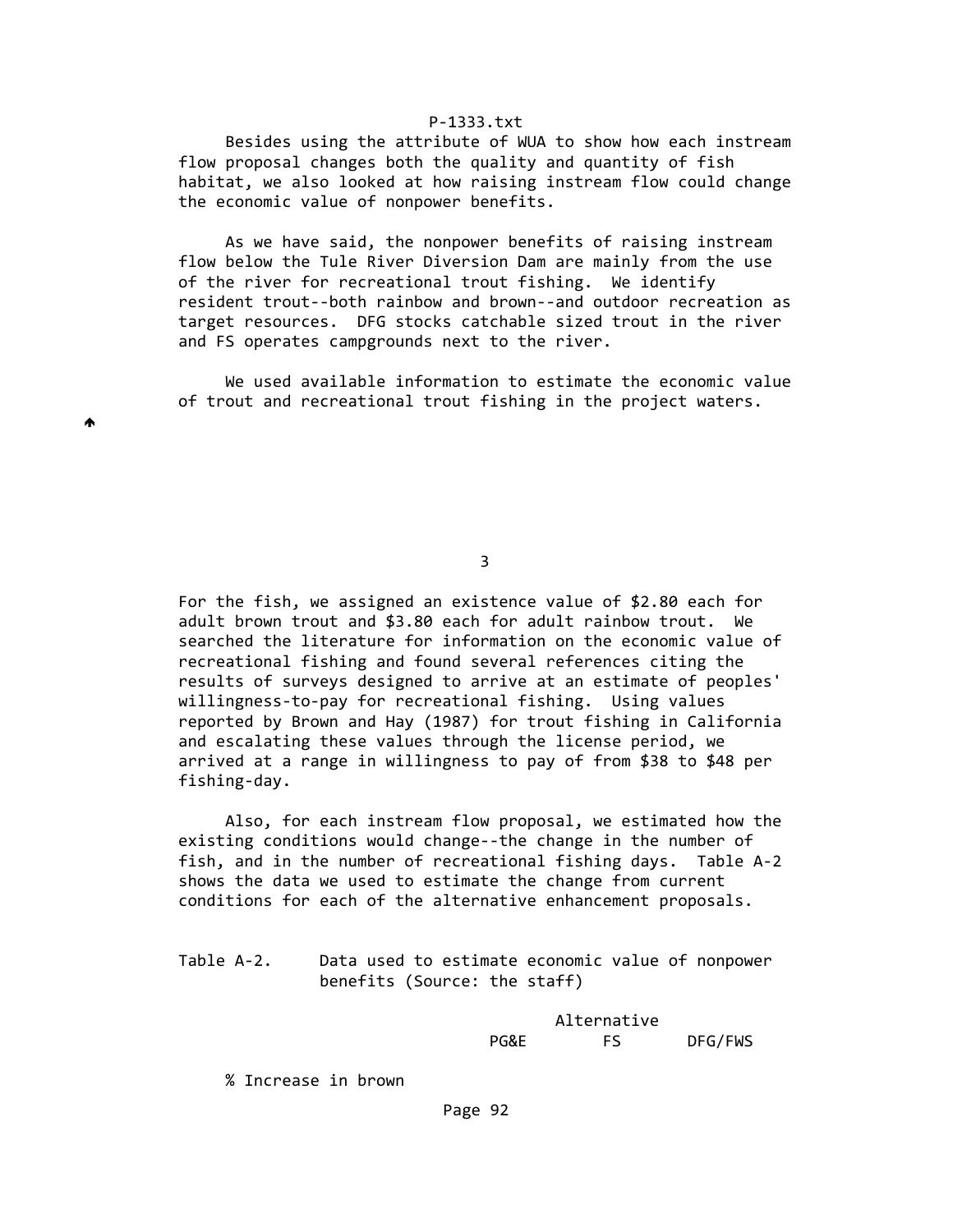Besides using the attribute of WUA to show how each instream flow proposal changes both the quality and quantity of fish habitat, we also looked at how raising instream flow could change the economic value of nonpower benefits.

As we have said, the nonpower benefits of raising instream flow below the Tule River Diversion Dam are mainly from the use of the river for recreational trout fishing. We identify resident trout--both rainbow and brown--and outdoor recreation as target resources. DFG stocks catchable sized trout in the river and FS operates campgrounds next to the river.

We used available information to estimate the economic value of trout and recreational trout fishing in the project waters.

For the fish, we assigned an existence value of $2.80 each for adult brown trout and $3.80 each for adult rainbow trout. We searched the literature for information on the economic value of recreational fishing and found several references citing the results of surveys designed to arrive at an estimate of peoples' willingness-to-pay for recreational fishing. Using values reported by Brown and Hay (1987) for trout fishing in California and escalating these values through the license period, we arrived at a range in willingness to pay of from $38 to $48 per fishing-day.

Also, for each instream flow proposal, we estimated how the existing conditions would change--the change in the number of fish, and in the number of recreational fishing days. Table A-2 shows the data we used to estimate the change from current conditions for each of the alternative enhancement proposals.

Table A-2. Data used to estimate economic value of nonpower benefits (Source: the staff)

| | Alternative | | |
|---|---|---|---|
| | PG&E | FS | DFG/FWS |
| % Increase in brown | | | |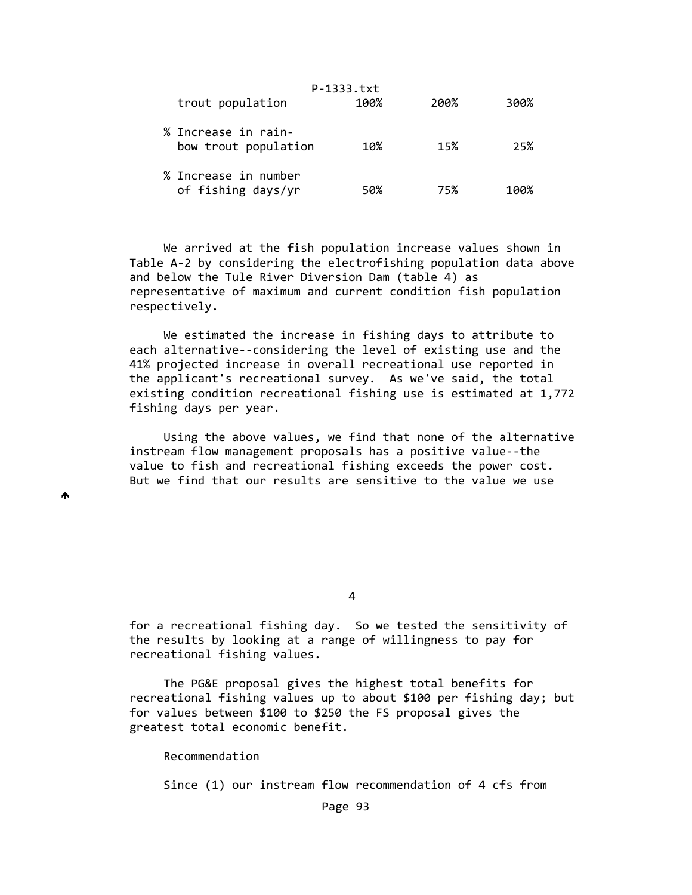| | | | |
|---|---|---|---|
| trout population | 100% | 200% | 300% |
| % Increase in rain-bow trout population | 10% | 15% | 25% |
| % Increase in number of fishing days/yr | 50% | 75% | 100% |

We arrived at the fish population increase values shown in Table A-2 by considering the electrofishing population data above and below the Tule River Diversion Dam (table 4) as representative of maximum and current condition fish population respectively.

We estimated the increase in fishing days to attribute to each alternative--considering the level of existing use and the 41% projected increase in overall recreational use reported in the applicant's recreational survey. As we've said, the total existing condition recreational fishing use is estimated at 1,772 fishing days per year.

Using the above values, we find that none of the alternative instream flow management proposals has a positive value--the value to fish and recreational fishing exceeds the power cost. But we find that our results are sensitive to the value we use for a recreational fishing day. So we tested the sensitivity of the results by looking at a range of willingness to pay for recreational fishing values.

The PG&E proposal gives the highest total benefits for recreational fishing values up to about $100 per fishing day; but for values between $100 to $250 the FS proposal gives the greatest total economic benefit.

Recommendation

Since (1) our instream flow recommendation of 4 cfs from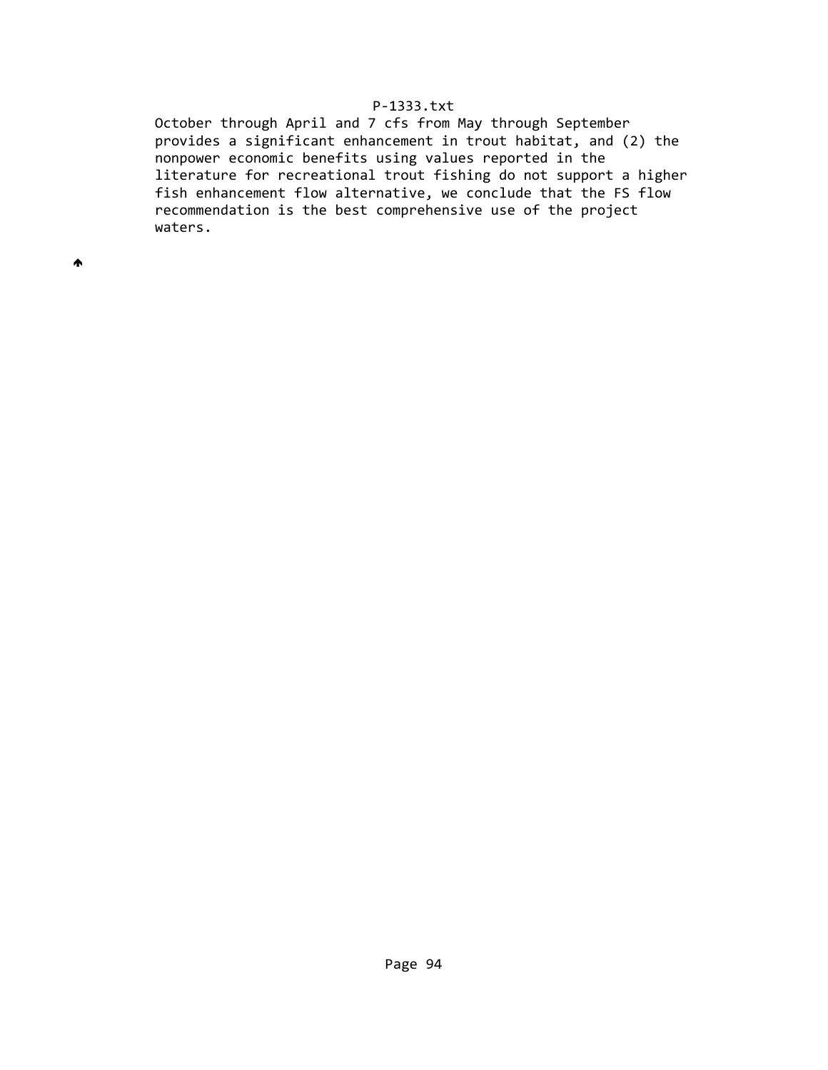October through April and 7 cfs from May through September provides a significant enhancement in trout habitat, and (2) the nonpower economic benefits using values reported in the literature for recreational trout fishing do not support a higher fish enhancement flow alternative, we conclude that the FS flow recommendation is the best comprehensive use of the project waters.